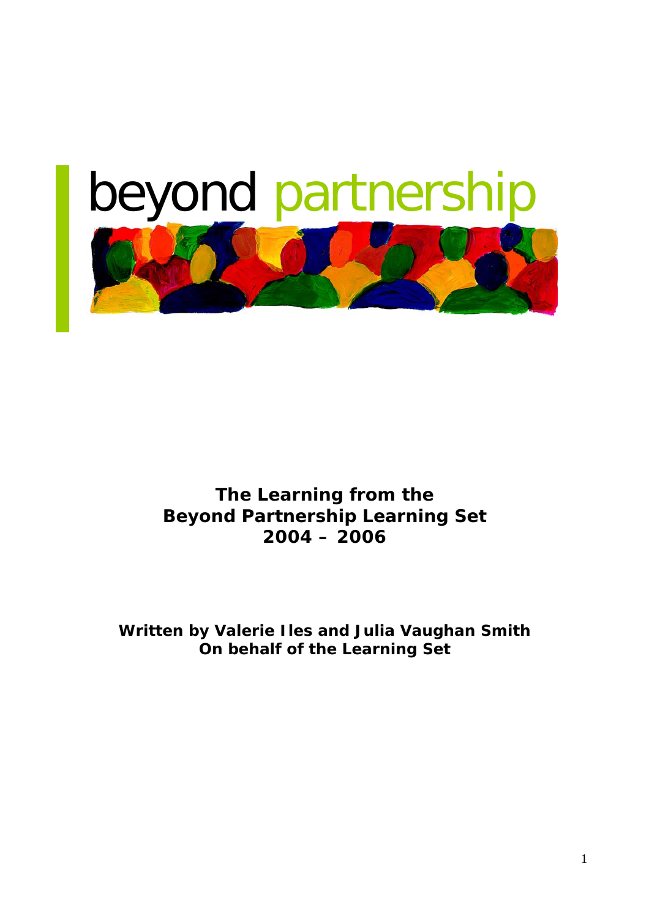# beyond partnership

**The Learning from the**
**Beyond Partnership Learning Set**
**2004 – 2006**

**Written by Valerie Iles and Julia Vaughan Smith**
**On behalf of the Learning Set**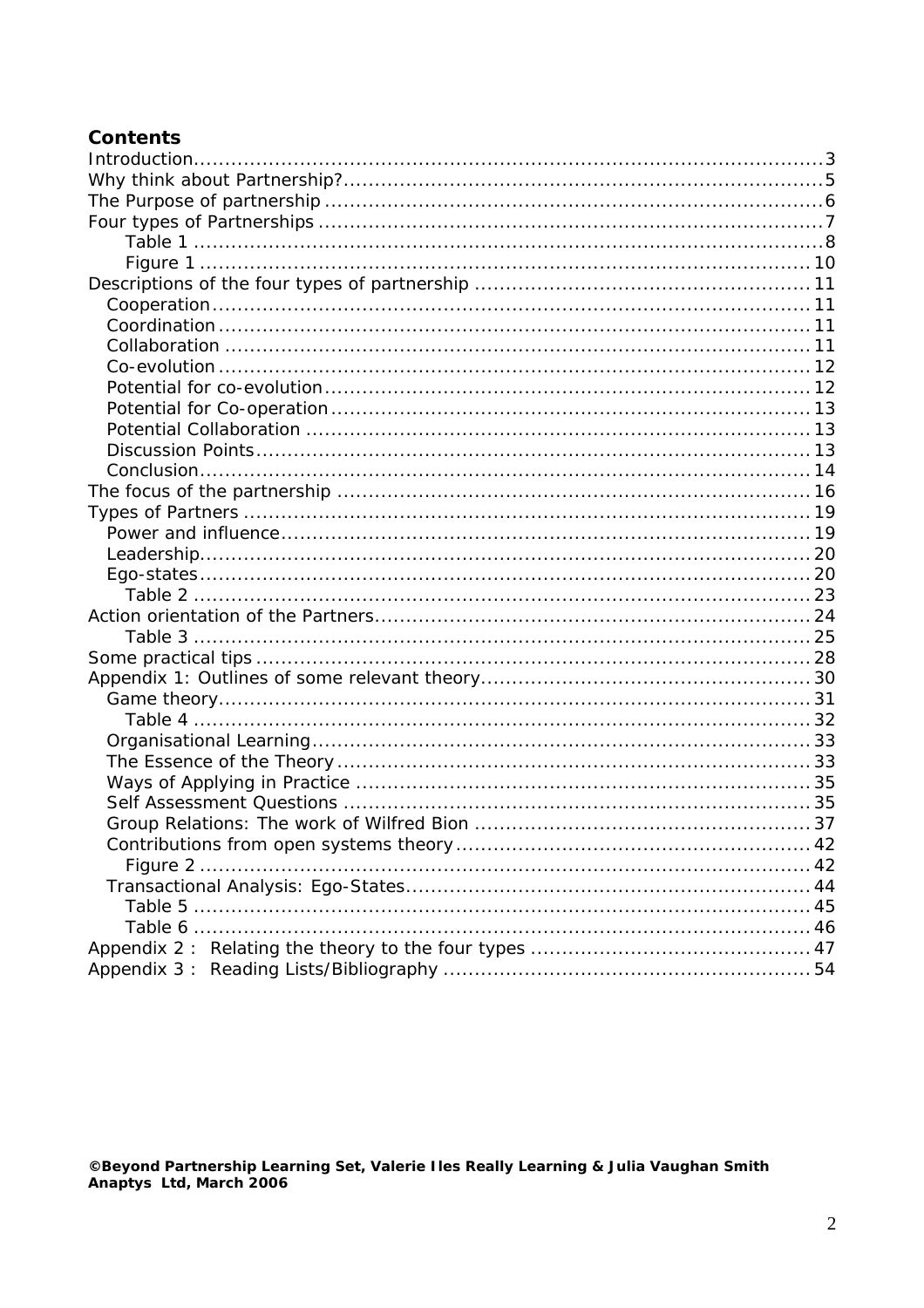## Contents

- Introduction .......... 3
- Why think about Partnership? .......... 5
- The Purpose of partnership .......... 6
- Four types of Partnerships .......... 7
  - Table 1 .......... 8
  - Figure 1 .......... 10
- Descriptions of the four types of partnership .......... 11
  - Cooperation .......... 11
  - Coordination .......... 11
  - Collaboration .......... 11
  - Co-evolution .......... 12
  - Potential for co-evolution .......... 12
  - Potential for Co-operation .......... 13
  - Potential Collaboration .......... 13
  - Discussion Points .......... 13
  - Conclusion .......... 14
- The focus of the partnership .......... 16
- Types of Partners .......... 19
  - Power and influence .......... 19
  - Leadership .......... 20
  - Ego-states .......... 20
    - Table 2 .......... 23
- Action orientation of the Partners .......... 24
  - Table 3 .......... 25
- Some practical tips .......... 28
- Appendix 1: Outlines of some relevant theory .......... 30
  - Game theory .......... 31
    - Table 4 .......... 32
  - Organisational Learning .......... 33
  - The Essence of the Theory .......... 33
  - Ways of Applying in Practice .......... 35
  - Self Assessment Questions .......... 35
  - Group Relations: The work of Wilfred Bion .......... 37
  - Contributions from open systems theory .......... 42
    - Figure 2 .......... 42
  - Transactional Analysis: Ego-States .......... 44
    - Table 5 .......... 45
    - Table 6 .......... 46
- Appendix 2 : Relating the theory to the four types .......... 47
- Appendix 3 : Reading Lists/Bibliography .......... 54

**©Beyond Partnership Learning Set, Valerie Iles Really Learning & Julia Vaughan Smith Anaptys Ltd, March 2006**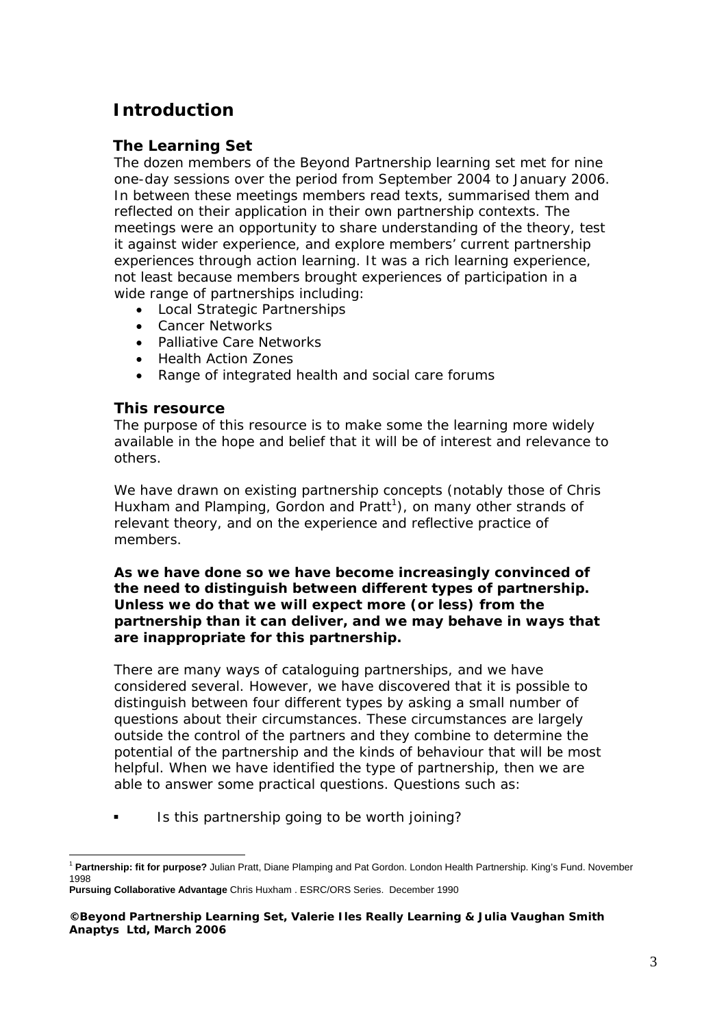# Introduction

## The Learning Set

The dozen members of the Beyond Partnership learning set met for nine one-day sessions over the period from September 2004 to January 2006. In between these meetings members read texts, summarised them and reflected on their application in their own partnership contexts. The meetings were an opportunity to share understanding of the theory, test it against wider experience, and explore members' current partnership experiences through action learning. It was a rich learning experience, not least because members brought experiences of participation in a wide range of partnerships including:

- Local Strategic Partnerships
- Cancer Networks
- Palliative Care Networks
- Health Action Zones
- Range of integrated health and social care forums

## This resource

The purpose of this resource is to make some the learning more widely available in the hope and belief that it will be of interest and relevance to others.

We have drawn on existing partnership concepts (notably those of Chris Huxham and Plamping, Gordon and Pratt[1]), on many other strands of relevant theory, and on the experience and reflective practice of members.

**As we have done so we have become increasingly convinced of the need to distinguish between different types of partnership. Unless we do that we will expect more (or less) from the partnership than it can deliver, and we may behave in ways that are inappropriate for this partnership.**

There are many ways of cataloguing partnerships, and we have considered several. However, we have discovered that it is possible to distinguish between four different types by asking a small number of questions about their circumstances. These circumstances are largely outside the control of the partners and they combine to determine the potential of the partnership and the kinds of behaviour that will be most helpful. When we have identified the type of partnership, then we are able to answer some practical questions. Questions such as:

- Is this partnership going to be worth joining?

---

[1] **Partnership: fit for purpose?** Julian Pratt, Diane Plamping and Pat Gordon. London Health Partnership. King's Fund. November 1998

**Pursuing Collaborative Advantage** Chris Huxham . ESRC/ORS Series. December 1990

**©Beyond Partnership Learning Set, Valerie Iles Really Learning & Julia Vaughan Smith Anaptys Ltd, March 2006**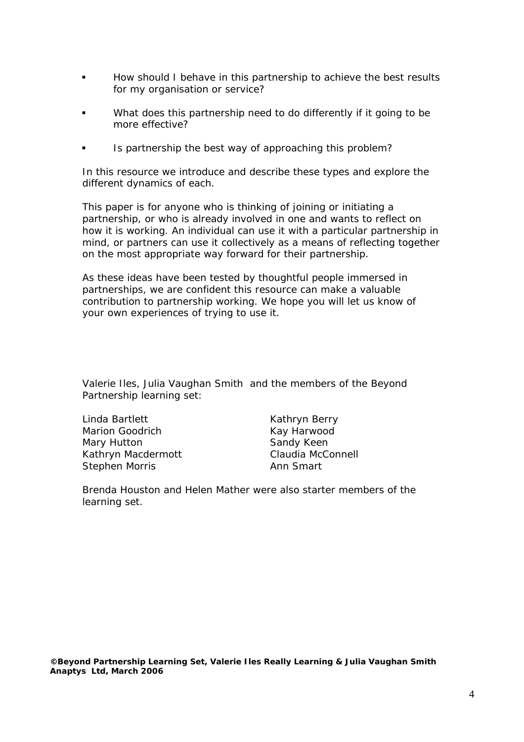- How should I behave in this partnership to achieve the best results for my organisation or service?
- What does this partnership need to do differently if it going to be more effective?
- Is partnership the best way of approaching this problem?

In this resource we introduce and describe these types and explore the different dynamics of each.

This paper is for anyone who is thinking of joining or initiating a partnership, or who is already involved in one and wants to reflect on how it is working. An individual can use it with a particular partnership in mind, or partners can use it collectively as a means of reflecting together on the most appropriate way forward for their partnership.

As these ideas have been tested by thoughtful people immersed in partnerships, we are confident this resource can make a valuable contribution to partnership working. We hope you will let us know of your own experiences of trying to use it.

Valerie Iles, Julia Vaughan Smith and the members of the Beyond Partnership learning set:

Linda Bartlett
Marion Goodrich
Mary Hutton
Kathryn Macdermott
Stephen Morris
Kathryn Berry
Kay Harwood
Sandy Keen
Claudia McConnell
Ann Smart

Brenda Houston and Helen Mather were also starter members of the learning set.

**©Beyond Partnership Learning Set, Valerie Iles Really Learning & Julia Vaughan Smith Anaptys Ltd, March 2006**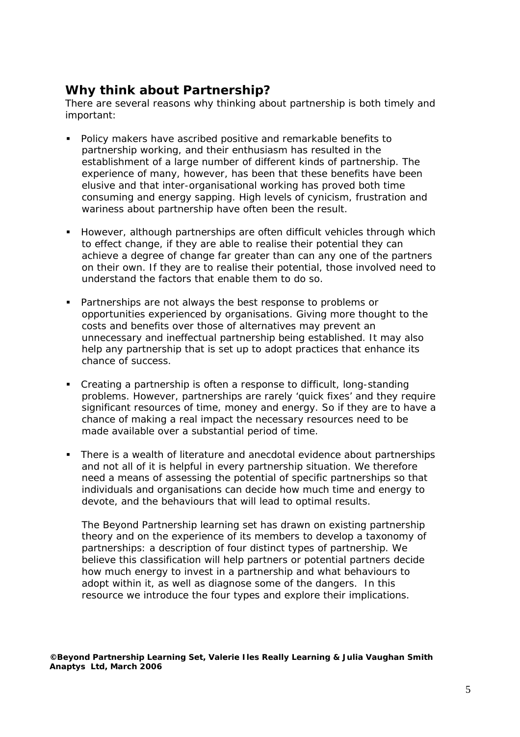## Why think about Partnership?

There are several reasons why thinking about partnership is both timely and important:

- Policy makers have ascribed positive and remarkable benefits to partnership working, and their enthusiasm has resulted in the establishment of a large number of different kinds of partnership. The experience of many, however, has been that these benefits have been elusive and that inter-organisational working has proved both time consuming and energy sapping. High levels of cynicism, frustration and wariness about partnership have often been the result.

- However, although partnerships are often difficult vehicles through which to effect change, if they are able to realise their potential they can achieve a degree of change far greater than can any one of the partners on their own. If they are to realise their potential, those involved need to understand the factors that enable them to do so.

- Partnerships are not always the best response to problems or opportunities experienced by organisations. Giving more thought to the costs and benefits over those of alternatives may prevent an unnecessary and ineffectual partnership being established. It may also help any partnership that is set up to adopt practices that enhance its chance of success.

- Creating a partnership is often a response to difficult, long-standing problems. However, partnerships are rarely 'quick fixes' and they require significant resources of time, money and energy. So if they are to have a chance of making a real impact the necessary resources need to be made available over a substantial period of time.

- There is a wealth of literature and anecdotal evidence about partnerships and not all of it is helpful in every partnership situation. We therefore need a means of assessing the potential of specific partnerships so that individuals and organisations can decide how much time and energy to devote, and the behaviours that will lead to optimal results.

  The Beyond Partnership learning set has drawn on existing partnership theory and on the experience of its members to develop a taxonomy of partnerships: a description of four distinct types of partnership. We believe this classification will help partners or potential partners decide how much energy to invest in a partnership and what behaviours to adopt within it, as well as diagnose some of the dangers. In this resource we introduce the four types and explore their implications.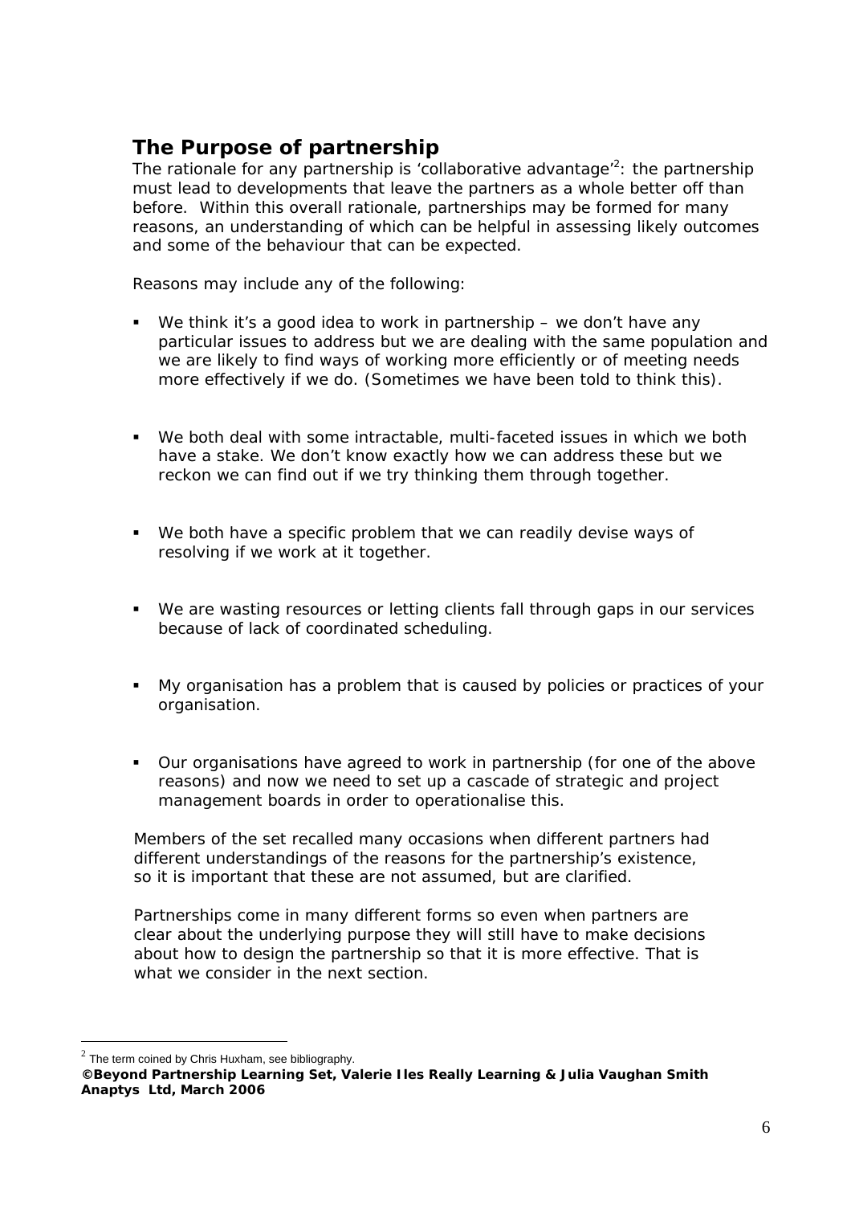## The Purpose of partnership

The rationale for any partnership is 'collaborative advantage'[2]: the partnership must lead to developments that leave the partners as a whole better off than before. Within this overall rationale, partnerships may be formed for many reasons, an understanding of which can be helpful in assessing likely outcomes and some of the behaviour that can be expected.

Reasons may include any of the following:

- We think it's a good idea to work in partnership – we don't have any particular issues to address but we are dealing with the same population and we are likely to find ways of working more efficiently or of meeting needs more effectively if we do. (Sometimes we have been told to think this).

- We both deal with some intractable, multi-faceted issues in which we both have a stake. We don't know exactly how we can address these but we reckon we can find out if we try thinking them through together.

- We both have a specific problem that we can readily devise ways of resolving if we work at it together.

- We are wasting resources or letting clients fall through gaps in our services because of lack of coordinated scheduling.

- My organisation has a problem that is caused by policies or practices of your organisation.

- Our organisations have agreed to work in partnership (for one of the above reasons) and now we need to set up a cascade of strategic and project management boards in order to operationalise this.

Members of the set recalled many occasions when different partners had different understandings of the reasons for the partnership's existence, so it is important that these are not assumed, but are clarified.

Partnerships come in many different forms so even when partners are clear about the underlying purpose they will still have to make decisions about how to design the partnership so that it is more effective. That is what we consider in the next section.

---

[2] The term coined by Chris Huxham, see bibliography.

**©Beyond Partnership Learning Set, Valerie Iles Really Learning & Julia Vaughan Smith Anaptys Ltd, March 2006**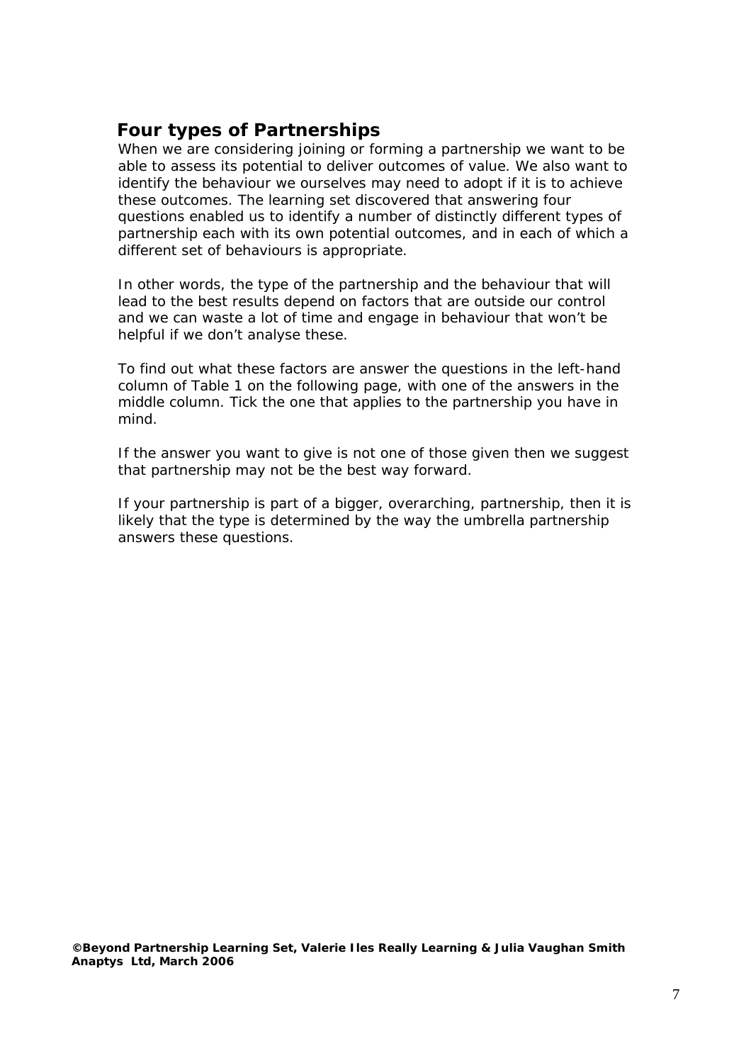## Four types of Partnerships

When we are considering joining or forming a partnership we want to be able to assess its potential to deliver outcomes of value. We also want to identify the behaviour we ourselves may need to adopt if it is to achieve these outcomes. The learning set discovered that answering four questions enabled us to identify a number of distinctly different types of partnership each with its own potential outcomes, and in each of which a different set of behaviours is appropriate.

In other words, the type of the partnership and the behaviour that will lead to the best results depend on factors that are outside our control and we can waste a lot of time and engage in behaviour that won't be helpful if we don't analyse these.

To find out what these factors are answer the questions in the left-hand column of Table 1 on the following page, with one of the answers in the middle column. Tick the one that applies to the partnership you have in mind.

If the answer you want to give is not one of those given then we suggest that partnership may not be the best way forward.

If your partnership is part of a bigger, overarching, partnership, then it is likely that the type is determined by the way the umbrella partnership answers these questions.

**©Beyond Partnership Learning Set, Valerie Iles Really Learning & Julia Vaughan Smith Anaptys Ltd, March 2006**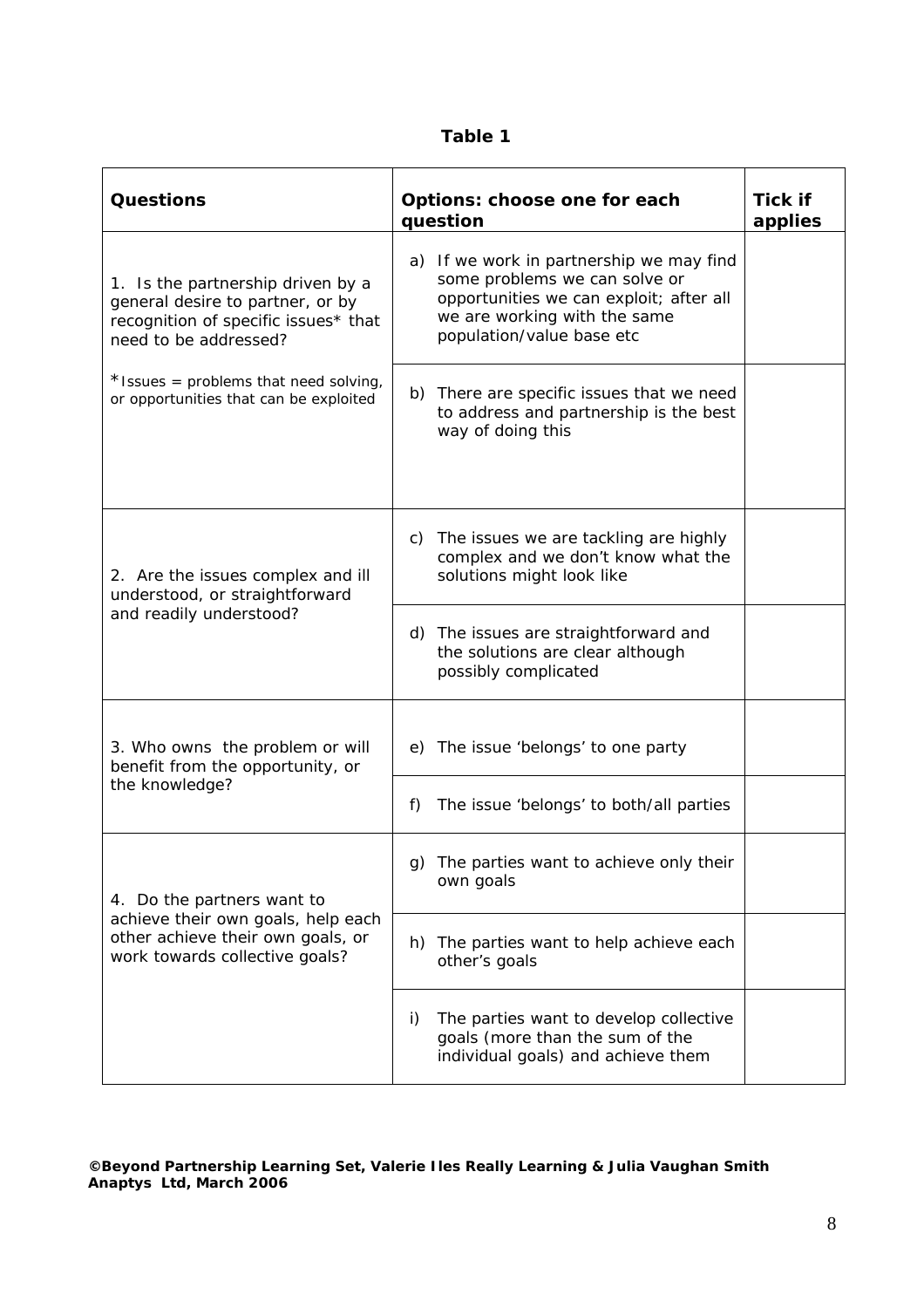**Table 1**

| Questions | Options: choose one for each question | Tick if applies |
|---|---|---|
| 1. Is the partnership driven by a general desire to partner, or by recognition of specific issues* that need to be addressed? | a) If we work in partnership we may find some problems we can solve or opportunities we can exploit; after all we are working with the same population/value base etc | |
| *Issues = problems that need solving, or opportunities that can be exploited | b) There are specific issues that we need to address and partnership is the best way of doing this | |
| 2. Are the issues complex and ill understood, or straightforward and readily understood? | c) The issues we are tackling are highly complex and we don't know what the solutions might look like | |
| | d) The issues are straightforward and the solutions are clear although possibly complicated | |
| 3. Who owns the problem or will benefit from the opportunity, or the knowledge? | e) The issue 'belongs' to one party | |
| | f) The issue 'belongs' to both/all parties | |
| 4. Do the partners want to achieve their own goals, help each other achieve their own goals, or work towards collective goals? | g) The parties want to achieve only their own goals | |
| | h) The parties want to help achieve each other's goals | |
| | i) The parties want to develop collective goals (more than the sum of the individual goals) and achieve them | |

**©Beyond Partnership Learning Set, Valerie Iles Really Learning & Julia Vaughan Smith Anaptys Ltd, March 2006**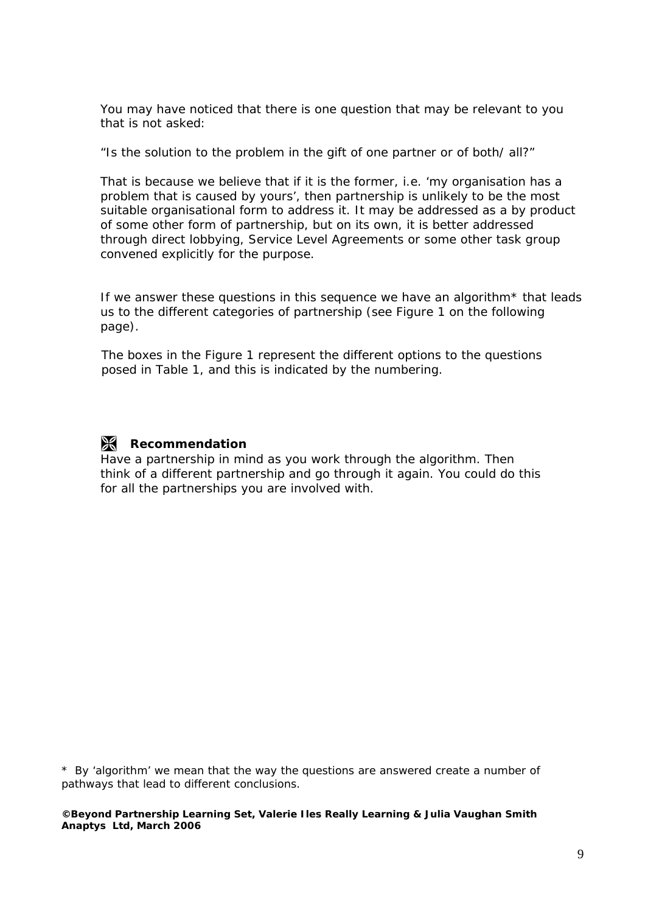You may have noticed that there is one question that may be relevant to you that is not asked:

"Is the solution to the problem in the gift of one partner or of both/ all?"

That is because we believe that if it is the former, i.e. 'my organisation has a problem that is caused by yours', then partnership is unlikely to be the most suitable organisational form to address it. It may be addressed as a by product of some other form of partnership, but on its own, it is better addressed through direct lobbying, Service Level Agreements or some other task group convened explicitly for the purpose.

If we answer these questions in this sequence we have an algorithm* that leads us to the different categories of partnership (see Figure 1 on the following page).

The boxes in the Figure 1 represent the different options to the questions posed in Table 1, and this is indicated by the numbering.

**Recommendation**

Have a partnership in mind as you work through the algorithm. Then think of a different partnership and go through it again. You could do this for all the partnerships you are involved with.

\* By 'algorithm' we mean that the way the questions are answered create a number of pathways that lead to different conclusions.

**©Beyond Partnership Learning Set, Valerie Iles Really Learning & Julia Vaughan Smith Anaptys Ltd, March 2006**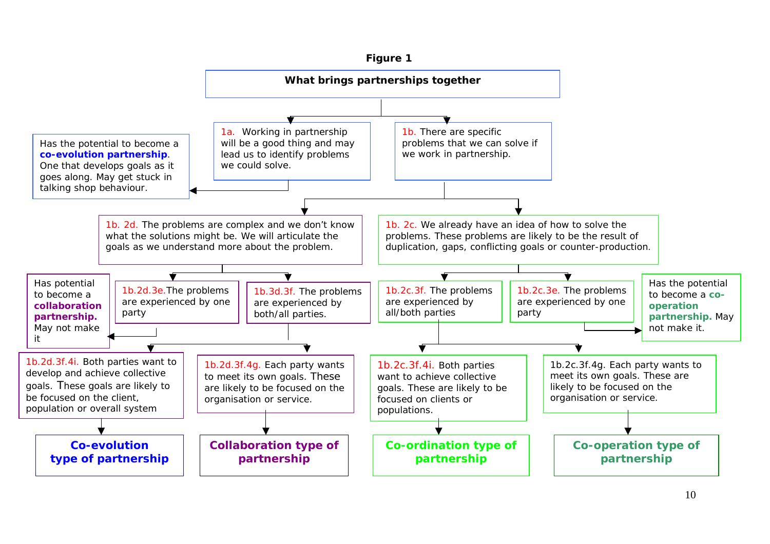**Figure 1**

**What brings partnerships together**

1a. Working in partnership will be a good thing and may lead us to identify problems we could solve.

Has the potential to become a **co-evolution partnership**. One that develops goals as it goes along. May get stuck in talking shop behaviour.

1b. There are specific problems that we can solve if we work in partnership.

1b. 2d. The problems are complex and we don't know what the solutions might be. We will articulate the goals as we understand more about the problem.

1b. 2c. We already have an idea of how to solve the problems. These problems are likely to be the result of duplication, gaps, conflicting goals or counter-production.

1b.2d.3e.The problems are experienced by one party

Has potential to become a **collaboration partnership.** May not make it

1b.3d.3f. The problems are experienced by both/all parties.

1b.2c.3f. The problems are experienced by all/both parties

1b.2c.3e. The problems are experienced by one party

Has the potential to become a **co-operation partnership.** May not make it.

1b.2d.3f.4i. Both parties want to develop and achieve collective goals. These goals are likely to be focused on the client, population or overall system

1b.2d.3f.4g. Each party wants to meet its own goals. These are likely to be focused on the organisation or service.

1b.2c.3f.4i. Both parties want to achieve collective goals. These are likely to be focused on clients or populations.

1b.2c.3f.4g. Each party wants to meet its own goals. These are likely to be focused on the organisation or service.

**Co-evolution type of partnership**

**Collaboration type of partnership**

**Co-ordination type of partnership**

**Co-operation type of partnership**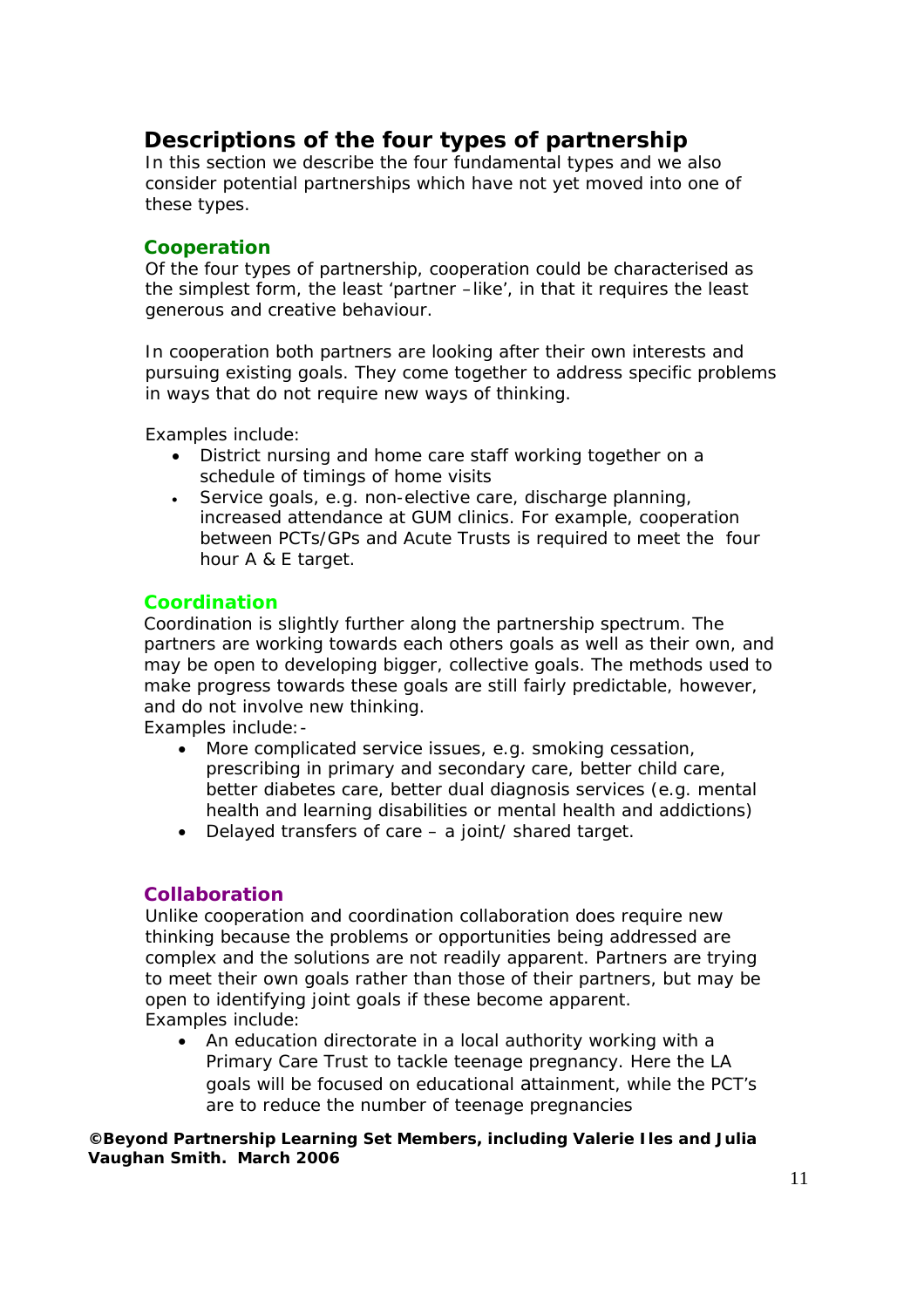## Descriptions of the four types of partnership

In this section we describe the four fundamental types and we also consider potential partnerships which have not yet moved into one of these types.

### Cooperation

Of the four types of partnership, cooperation could be characterised as the simplest form, the least 'partner –like', in that it requires the least generous and creative behaviour.

In cooperation both partners are looking after their own interests and pursuing existing goals. They come together to address specific problems in ways that do not require new ways of thinking.

Examples include:

- District nursing and home care staff working together on a schedule of timings of home visits
- Service goals, e.g. non-elective care, discharge planning, increased attendance at GUM clinics. For example, cooperation between PCTs/GPs and Acute Trusts is required to meet the four hour A & E target.

### Coordination

Coordination is slightly further along the partnership spectrum. The partners are working towards each others goals as well as their own, and may be open to developing bigger, collective goals. The methods used to make progress towards these goals are still fairly predictable, however, and do not involve new thinking.

Examples include:-

- More complicated service issues, e.g. smoking cessation, prescribing in primary and secondary care, better child care, better diabetes care, better dual diagnosis services (e.g. mental health and learning disabilities or mental health and addictions)
- Delayed transfers of care – a joint/ shared target.

### Collaboration

Unlike cooperation and coordination collaboration does require new thinking because the problems or opportunities being addressed are complex and the solutions are not readily apparent. Partners are trying to meet their own goals rather than those of their partners, but may be open to identifying joint goals if these become apparent.

Examples include:

- An education directorate in a local authority working with a Primary Care Trust to tackle teenage pregnancy. Here the LA goals will be focused on educational attainment, while the PCT's are to reduce the number of teenage pregnancies

**©Beyond Partnership Learning Set Members, including Valerie Iles and Julia Vaughan Smith. March 2006**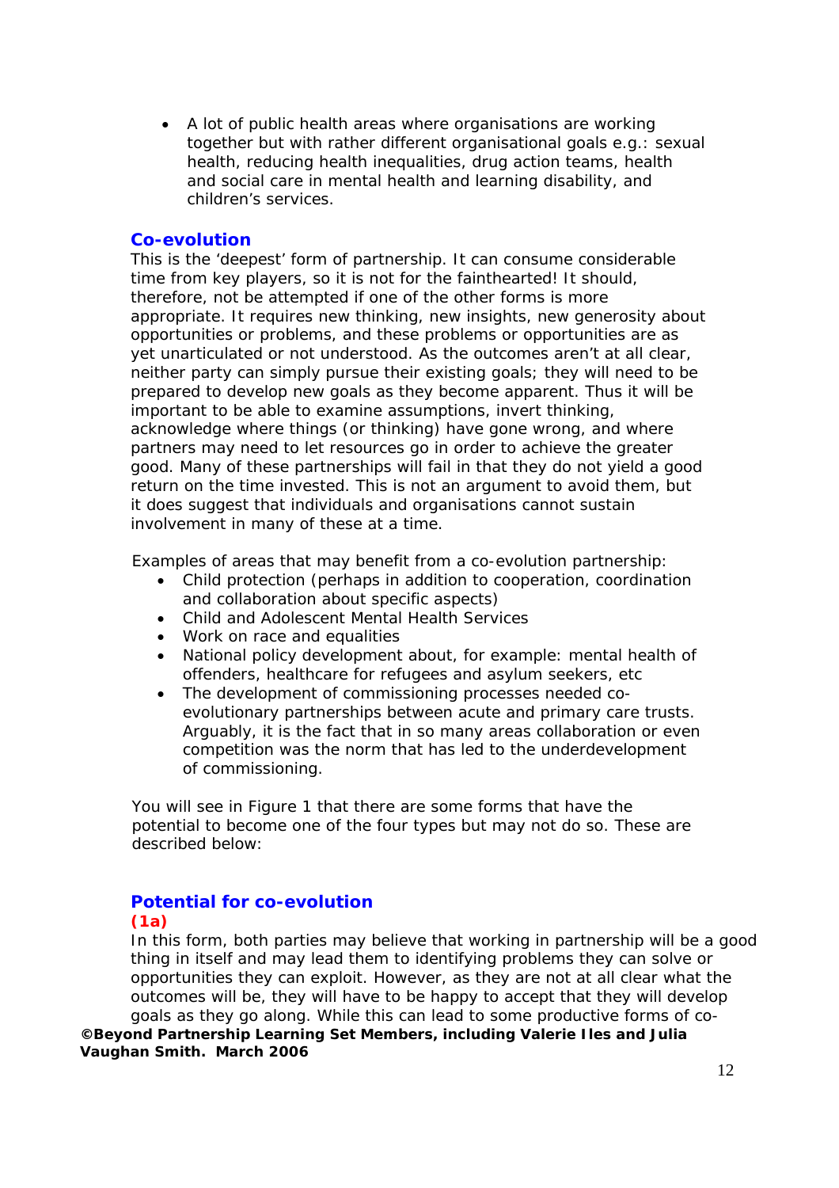- A lot of public health areas where organisations are working together but with rather different organisational goals e.g.: sexual health, reducing health inequalities, drug action teams, health and social care in mental health and learning disability, and children's services.

## Co-evolution

This is the 'deepest' form of partnership. It can consume considerable time from key players, so it is not for the fainthearted! It should, therefore, not be attempted if one of the other forms is more appropriate. It requires new thinking, new insights, new generosity about opportunities or problems, and these problems or opportunities are as yet unarticulated or not understood. As the outcomes aren't at all clear, neither party can simply pursue their existing goals; they will need to be prepared to develop new goals as they become apparent. Thus it will be important to be able to examine assumptions, invert thinking, acknowledge where things (or thinking) have gone wrong, and where partners may need to let resources go in order to achieve the greater good. Many of these partnerships will fail in that they do not yield a good return on the time invested. This is not an argument to avoid them, but it does suggest that individuals and organisations cannot sustain involvement in many of these at a time.

Examples of areas that may benefit from a co-evolution partnership:

- Child protection (perhaps in addition to cooperation, coordination and collaboration about specific aspects)
- Child and Adolescent Mental Health Services
- Work on race and equalities
- National policy development about, for example: mental health of offenders, healthcare for refugees and asylum seekers, etc
- The development of commissioning processes needed co-evolutionary partnerships between acute and primary care trusts. Arguably, it is the fact that in so many areas collaboration or even competition was the norm that has led to the underdevelopment of commissioning.

You will see in Figure 1 that there are some forms that have the potential to become one of the four types but may not do so. These are described below:

## Potential for co-evolution

**(1a)**

In this form, both parties may believe that working in partnership will be a good thing in itself and may lead them to identifying problems they can solve or opportunities they can exploit. However, as they are not at all clear what the outcomes will be, they will have to be happy to accept that they will develop goals as they go along. While this can lead to some productive forms of co-

**©Beyond Partnership Learning Set Members, including Valerie Iles and Julia Vaughan Smith. March 2006**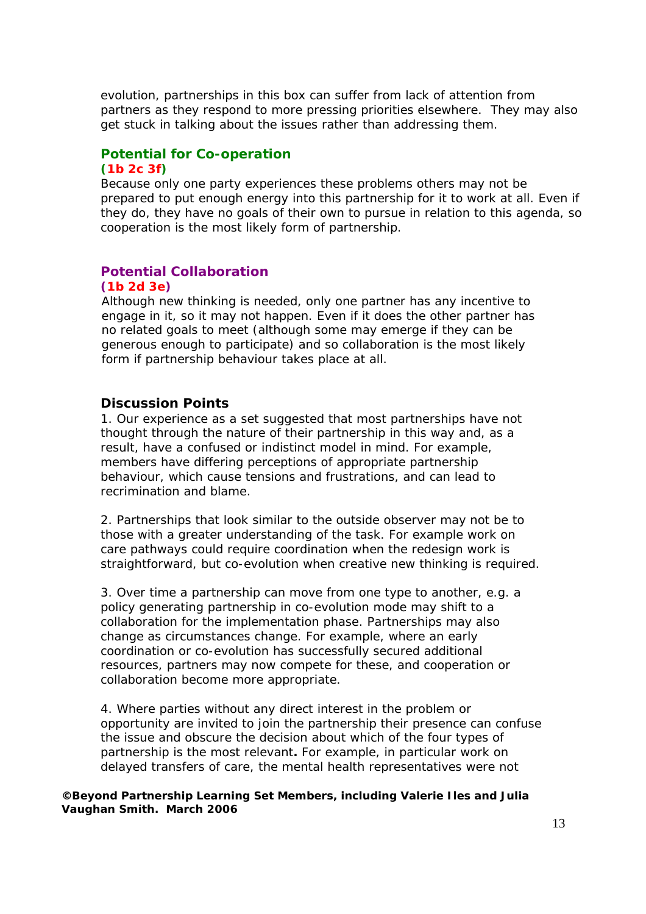evolution, partnerships in this box can suffer from lack of attention from partners as they respond to more pressing priorities elsewhere. They may also get stuck in talking about the issues rather than addressing them.

### Potential for Co-operation

**(1b 2c 3f)**

Because only one party experiences these problems others may not be prepared to put enough energy into this partnership for it to work at all. Even if they do, they have no goals of their own to pursue in relation to this agenda, so cooperation is the most likely form of partnership.

### Potential Collaboration

**(1b 2d 3e)**

Although new thinking is needed, only one partner has any incentive to engage in it, so it may not happen. Even if it does the other partner has no related goals to meet (although some may emerge if they can be generous enough to participate) and so collaboration is the most likely form if partnership behaviour takes place at all.

### Discussion Points

1. Our experience as a set suggested that most partnerships have not thought through the nature of their partnership in this way and, as a result, have a confused or indistinct model in mind. For example, members have differing perceptions of appropriate partnership behaviour, which cause tensions and frustrations, and can lead to recrimination and blame.

2. Partnerships that look similar to the outside observer may not be to those with a greater understanding of the task. For example work on care pathways could require coordination when the redesign work is straightforward, but co-evolution when creative new thinking is required.

3. Over time a partnership can move from one type to another, e.g. a policy generating partnership in co-evolution mode may shift to a collaboration for the implementation phase. Partnerships may also change as circumstances change. For example, where an early coordination or co-evolution has successfully secured additional resources, partners may now compete for these, and cooperation or collaboration become more appropriate.

4. Where parties without any direct interest in the problem or opportunity are invited to join the partnership their presence can confuse the issue and obscure the decision about which of the four types of partnership is the most relevant**.** For example, in particular work on delayed transfers of care, the mental health representatives were not

**©Beyond Partnership Learning Set Members, including Valerie Iles and Julia Vaughan Smith. March 2006**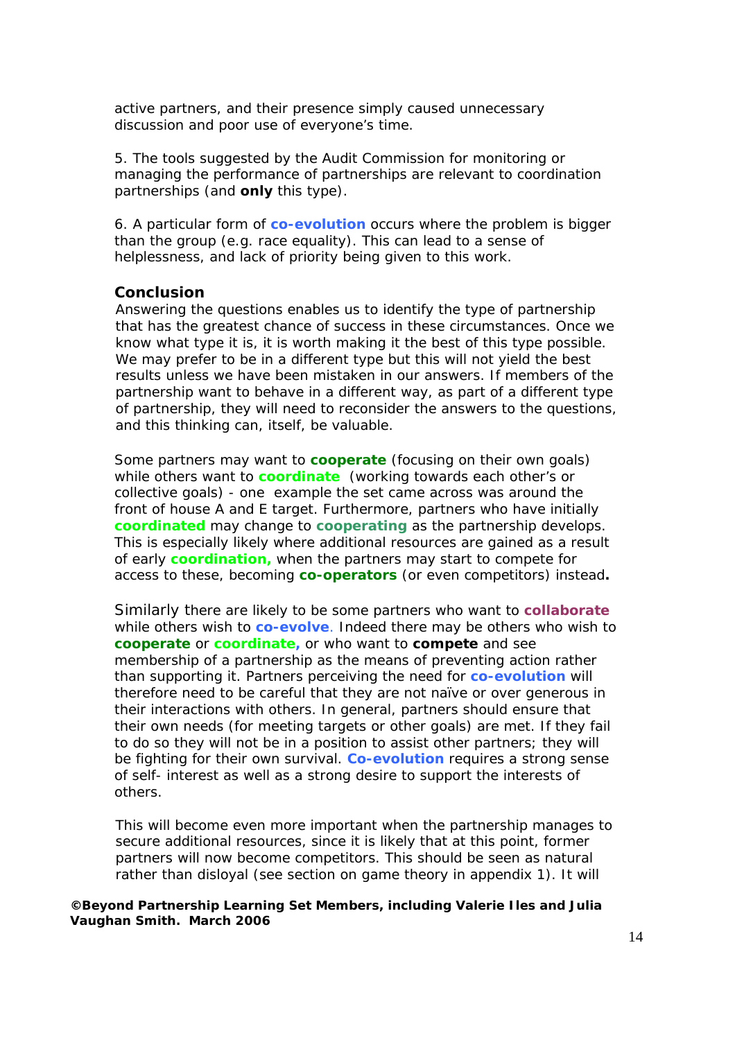active partners, and their presence simply caused unnecessary discussion and poor use of everyone's time.

5. The tools suggested by the Audit Commission for monitoring or managing the performance of partnerships are relevant to coordination partnerships (and **only** this type).

6. A particular form of **co-evolution** occurs where the problem is bigger than the group (e.g. race equality). This can lead to a sense of helplessness, and lack of priority being given to this work.

### Conclusion

Answering the questions enables us to identify the type of partnership that has the greatest chance of success in these circumstances. Once we know what type it is, it is worth making it the best of this type possible. We may prefer to be in a different type but this will not yield the best results unless we have been mistaken in our answers. If members of the partnership want to behave in a different way, as part of a different type of partnership, they will need to reconsider the answers to the questions, and this thinking can, itself, be valuable.

Some partners may want to **cooperate** (focusing on their own goals) while others want to **coordinate** (working towards each other's or collective goals) - one example the set came across was around the front of house A and E target. Furthermore, partners who have initially **coordinated** may change to **cooperating** as the partnership develops. This is especially likely where additional resources are gained as a result of early **coordination,** when the partners may start to compete for access to these, becoming **co-operators** (or even competitors) instead**.**

Similarly there are likely to be some partners who want to **collaborate** while others wish to **co-evolve**. Indeed there may be others who wish to **cooperate** or **coordinate,** or who want to **compete** and see membership of a partnership as the means of preventing action rather than supporting it. Partners perceiving the need for **co-evolution** will therefore need to be careful that they are not naïve or over generous in their interactions with others. In general, partners should ensure that their own needs (for meeting targets or other goals) are met. If they fail to do so they will not be in a position to assist other partners; they will be fighting for their own survival. **Co-evolution** requires a strong sense of self- interest as well as a strong desire to support the interests of others.

This will become even more important when the partnership manages to secure additional resources, since it is likely that at this point, former partners will now become competitors. This should be seen as natural rather than disloyal (see section on game theory in appendix 1). It will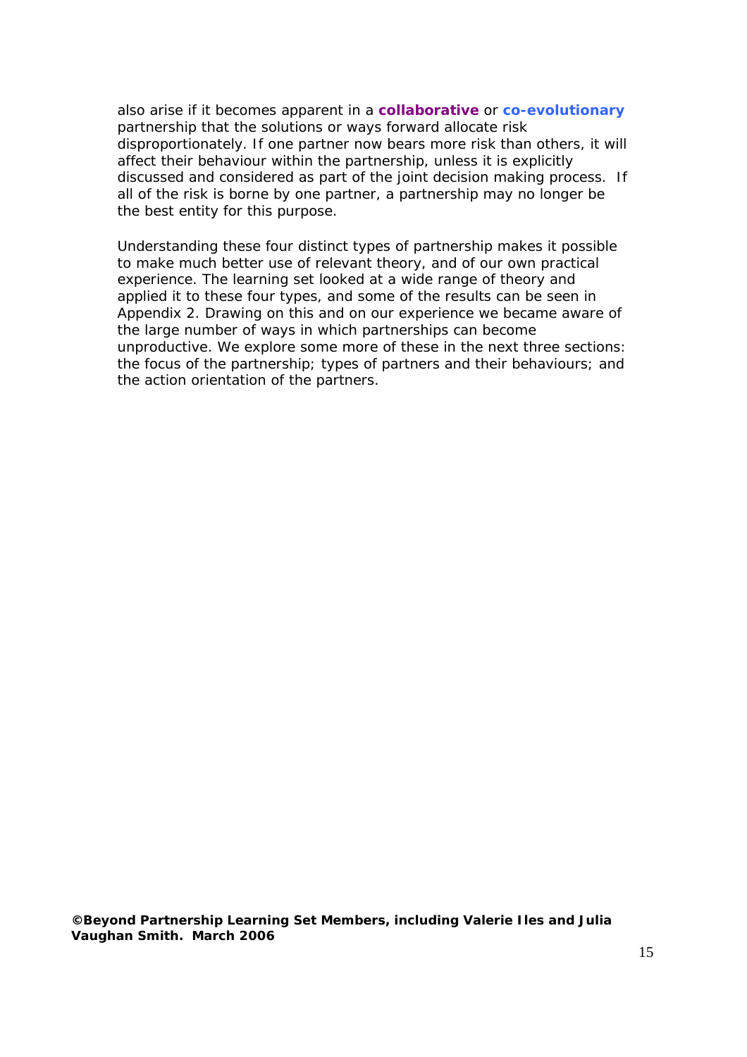also arise if it becomes apparent in a **collaborative** or **co-evolutionary** partnership that the solutions or ways forward allocate risk disproportionately. If one partner now bears more risk than others, it will affect their behaviour within the partnership, unless it is explicitly discussed and considered as part of the joint decision making process. If all of the risk is borne by one partner, a partnership may no longer be the best entity for this purpose.

Understanding these four distinct types of partnership makes it possible to make much better use of relevant theory, and of our own practical experience. The learning set looked at a wide range of theory and applied it to these four types, and some of the results can be seen in Appendix 2. Drawing on this and on our experience we became aware of the large number of ways in which partnerships can become unproductive. We explore some more of these in the next three sections: the focus of the partnership; types of partners and their behaviours; and the action orientation of the partners.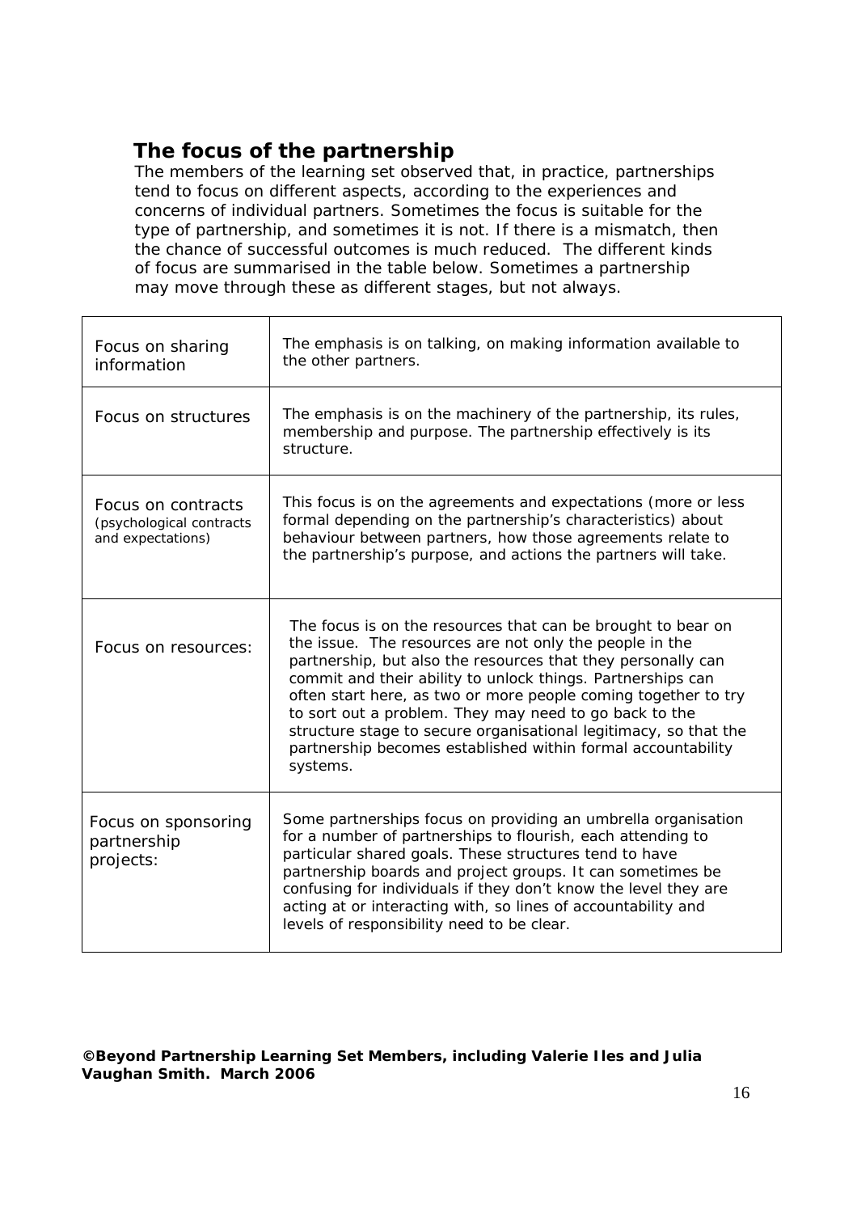## The focus of the partnership

The members of the learning set observed that, in practice, partnerships tend to focus on different aspects, according to the experiences and concerns of individual partners. Sometimes the focus is suitable for the type of partnership, and sometimes it is not. If there is a mismatch, then the chance of successful outcomes is much reduced. The different kinds of focus are summarised in the table below. Sometimes a partnership may move through these as different stages, but not always.

| | |
|---|---|
| Focus on sharing information | The emphasis is on talking, on making information available to the other partners. |
| Focus on structures | The emphasis is on the machinery of the partnership, its rules, membership and purpose. The partnership effectively is its structure. |
| Focus on contracts (psychological contracts and expectations) | This focus is on the agreements and expectations (more or less formal depending on the partnership's characteristics) about behaviour between partners, how those agreements relate to the partnership's purpose, and actions the partners will take. |
| Focus on resources: | The focus is on the resources that can be brought to bear on the issue. The resources are not only the people in the partnership, but also the resources that they personally can commit and their ability to unlock things. Partnerships can often start here, as two or more people coming together to try to sort out a problem. They may need to go back to the structure stage to secure organisational legitimacy, so that the partnership becomes established within formal accountability systems. |
| Focus on sponsoring partnership projects: | Some partnerships focus on providing an umbrella organisation for a number of partnerships to flourish, each attending to particular shared goals. These structures tend to have partnership boards and project groups. It can sometimes be confusing for individuals if they don't know the level they are acting at or interacting with, so lines of accountability and levels of responsibility need to be clear. |

**©Beyond Partnership Learning Set Members, including Valerie Iles and Julia Vaughan Smith. March 2006**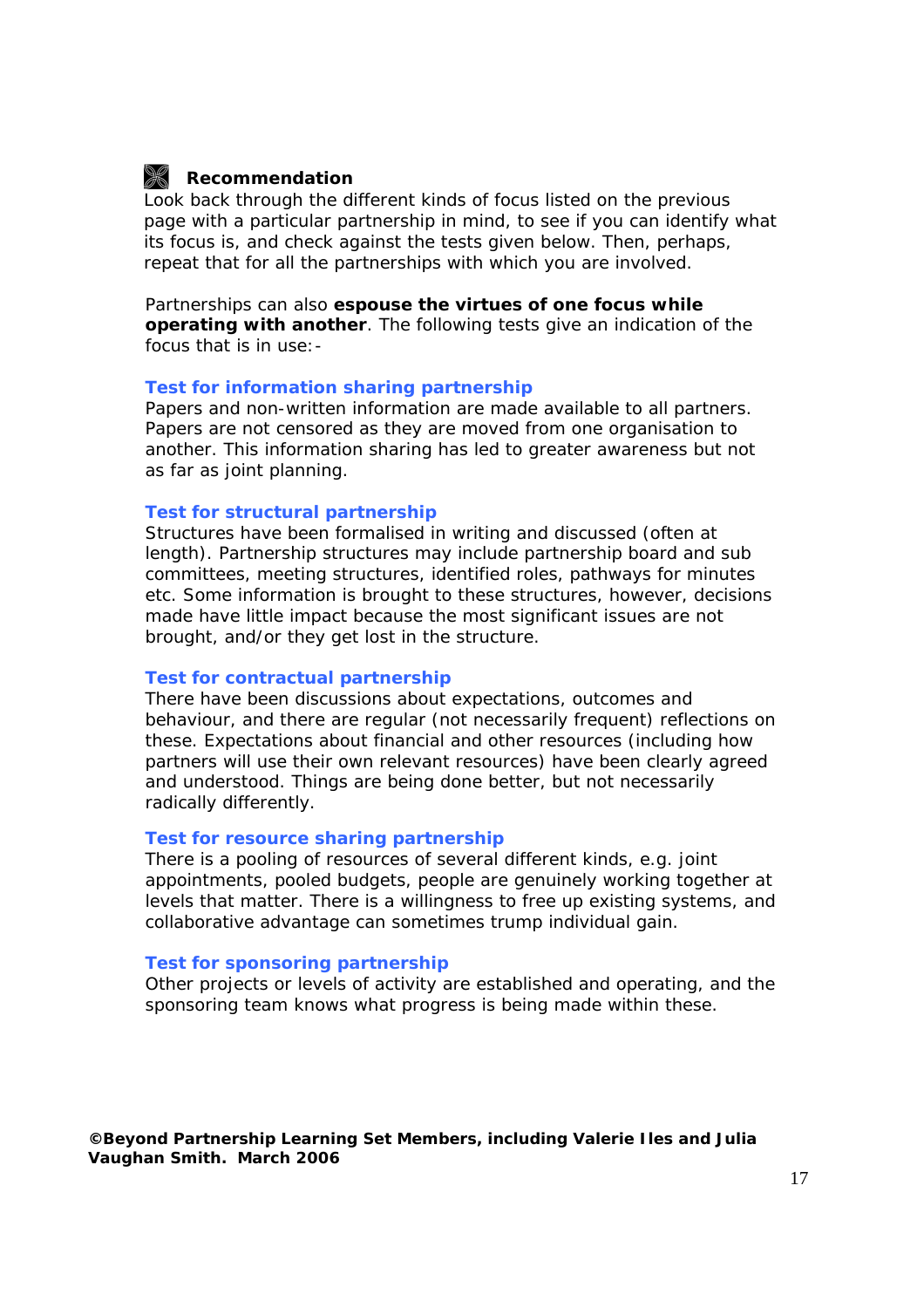**Recommendation**

Look back through the different kinds of focus listed on the previous page with a particular partnership in mind, to see if you can identify what its focus is, and check against the tests given below. Then, perhaps, repeat that for all the partnerships with which you are involved.

Partnerships can also **espouse the virtues of one focus while operating with another**. The following tests give an indication of the focus that is in use:-

### Test for information sharing partnership

Papers and non-written information are made available to all partners. Papers are not censored as they are moved from one organisation to another. This information sharing has led to greater awareness but not as far as joint planning.

### Test for structural partnership

Structures have been formalised in writing and discussed (often at length). Partnership structures may include partnership board and sub committees, meeting structures, identified roles, pathways for minutes etc. Some information is brought to these structures, however, decisions made have little impact because the most significant issues are not brought, and/or they get lost in the structure.

### Test for contractual partnership

There have been discussions about expectations, outcomes and behaviour, and there are regular (not necessarily frequent) reflections on these. Expectations about financial and other resources (including how partners will use their own relevant resources) have been clearly agreed and understood. Things are being done better, but not necessarily radically differently.

### Test for resource sharing partnership

There is a pooling of resources of several different kinds, e.g. joint appointments, pooled budgets, people are genuinely working together at levels that matter. There is a willingness to free up existing systems, and collaborative advantage can sometimes trump individual gain.

### Test for sponsoring partnership

Other projects or levels of activity are established and operating, and the sponsoring team knows what progress is being made within these.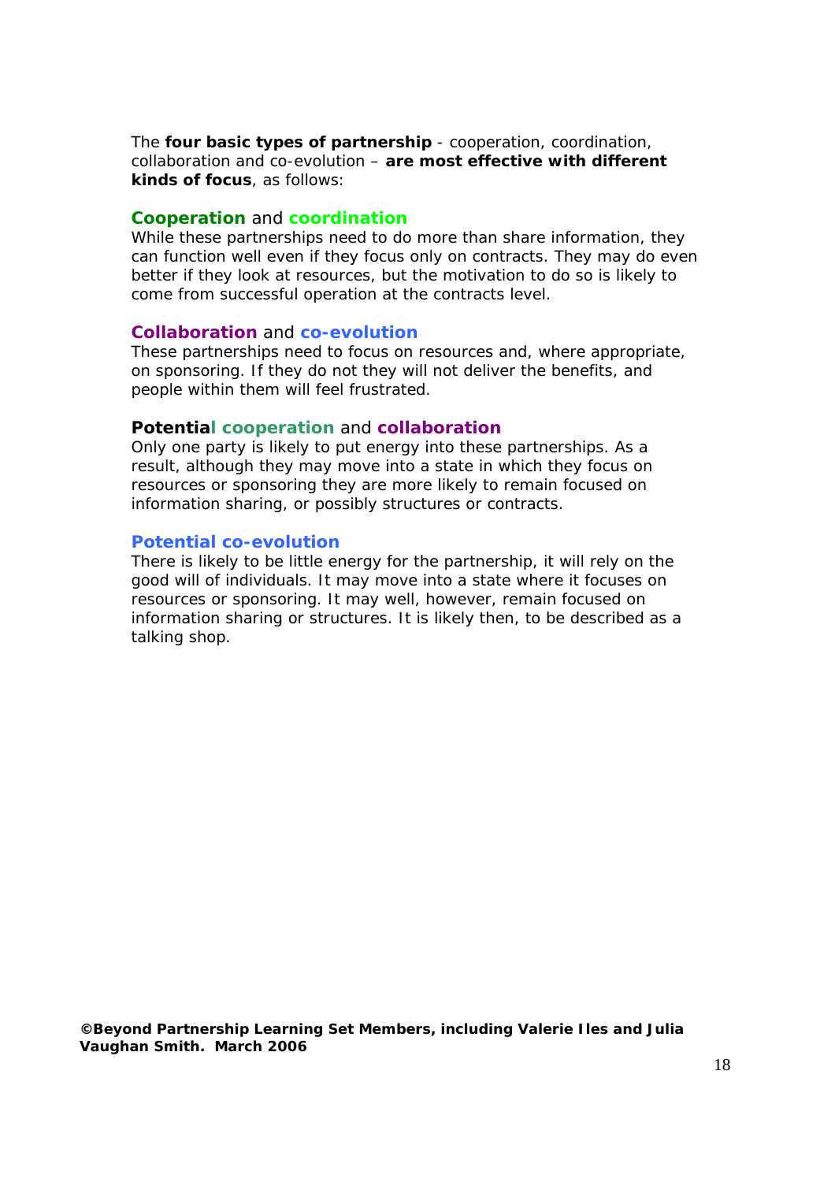The **four basic types of partnership** - cooperation, coordination, collaboration and co-evolution – **are most effective with different kinds of focus**, as follows:

**Cooperation** and **coordination**

While these partnerships need to do more than share information, they can function well even if they focus only on contracts. They may do even better if they look at resources, but the motivation to do so is likely to come from successful operation at the contracts level.

**Collaboration** and **co-evolution**

These partnerships need to focus on resources and, where appropriate, on sponsoring. If they do not they will not deliver the benefits, and people within them will feel frustrated.

**Potential cooperation** and **collaboration**

Only one party is likely to put energy into these partnerships. As a result, although they may move into a state in which they focus on resources or sponsoring they are more likely to remain focused on information sharing, or possibly structures or contracts.

**Potential co-evolution**

There is likely to be little energy for the partnership, it will rely on the good will of individuals. It may move into a state where it focuses on resources or sponsoring. It may well, however, remain focused on information sharing or structures. It is likely then, to be described as a talking shop.

**©Beyond Partnership Learning Set Members, including Valerie Iles and Julia Vaughan Smith. March 2006**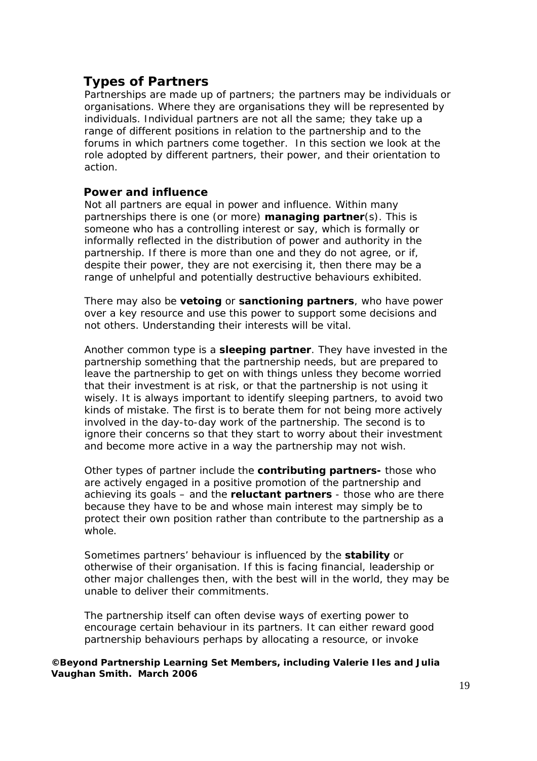## Types of Partners

Partnerships are made up of partners; the partners may be individuals or organisations. Where they are organisations they will be represented by individuals. Individual partners are not all the same; they take up a range of different positions in relation to the partnership and to the forums in which partners come together. In this section we look at the role adopted by different partners, their power, and their orientation to action.

### Power and influence

Not all partners are equal in power and influence. Within many partnerships there is one (or more) **managing partner**(s). This is someone who has a controlling interest or say, which is formally or informally reflected in the distribution of power and authority in the partnership. If there is more than one and they do not agree, or if, despite their power, they are not exercising it, then there may be a range of unhelpful and potentially destructive behaviours exhibited.

There may also be **vetoing** or **sanctioning partners**, who have power over a key resource and use this power to support some decisions and not others. Understanding their interests will be vital.

Another common type is a **sleeping partner**. They have invested in the partnership something that the partnership needs, but are prepared to leave the partnership to get on with things unless they become worried that their investment is at risk, or that the partnership is not using it wisely. It is always important to identify sleeping partners, to avoid two kinds of mistake. The first is to berate them for not being more actively involved in the day-to-day work of the partnership. The second is to ignore their concerns so that they start to worry about their investment and become more active in a way the partnership may not wish.

Other types of partner include the **contributing partners-** those who are actively engaged in a positive promotion of the partnership and achieving its goals – and the **reluctant partners** - those who are there because they have to be and whose main interest may simply be to protect their own position rather than contribute to the partnership as a whole.

Sometimes partners' behaviour is influenced by the **stability** or otherwise of their organisation. If this is facing financial, leadership or other major challenges then, with the best will in the world, they may be unable to deliver their commitments.

The partnership itself can often devise ways of exerting power to encourage certain behaviour in its partners. It can either reward good partnership behaviours perhaps by allocating a resource, or invoke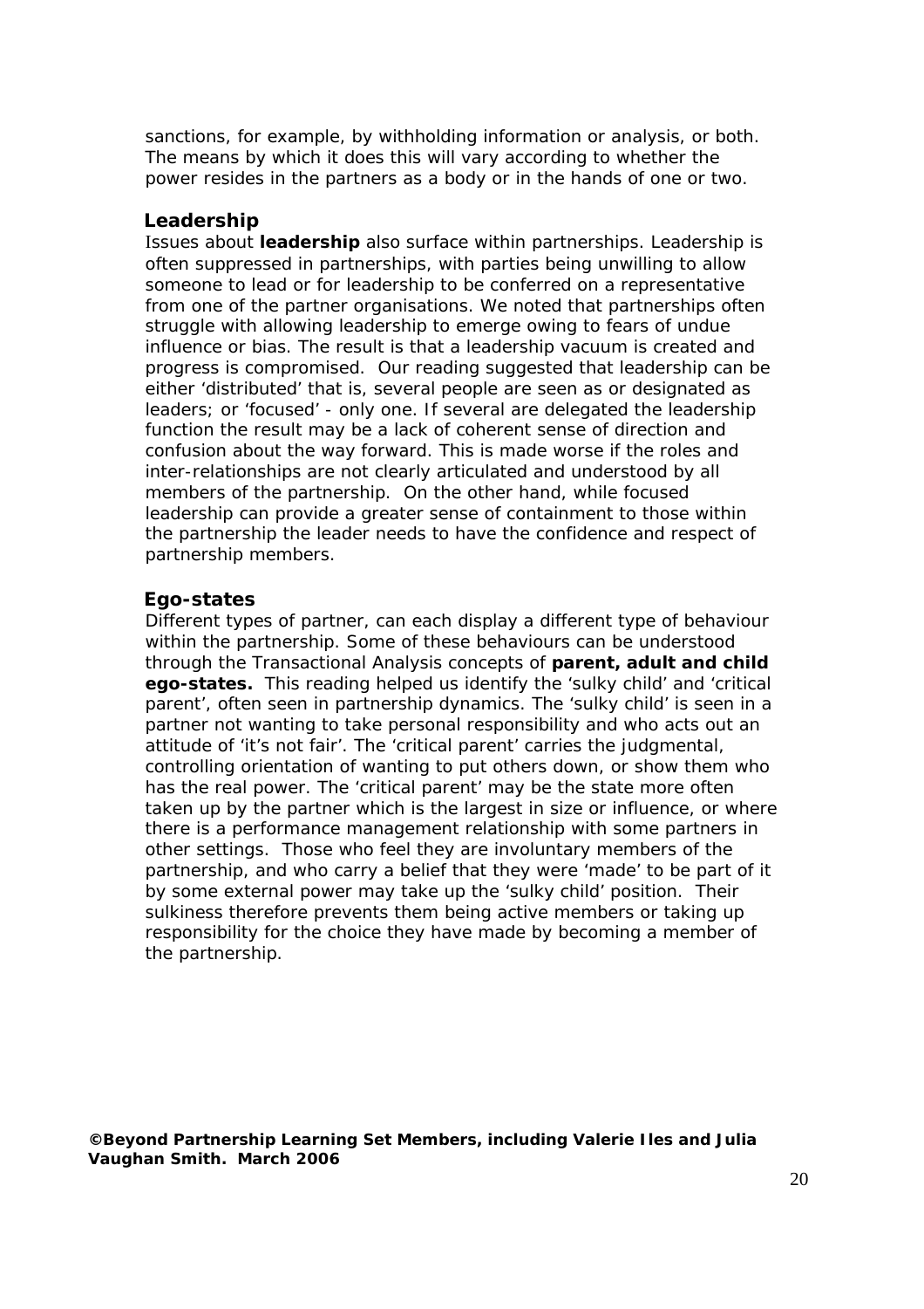sanctions, for example, by withholding information or analysis, or both. The means by which it does this will vary according to whether the power resides in the partners as a body or in the hands of one or two.

## Leadership

Issues about **leadership** also surface within partnerships. Leadership is often suppressed in partnerships, with parties being unwilling to allow someone to lead or for leadership to be conferred on a representative from one of the partner organisations. We noted that partnerships often struggle with allowing leadership to emerge owing to fears of undue influence or bias. The result is that a leadership vacuum is created and progress is compromised. Our reading suggested that leadership can be either 'distributed' that is, several people are seen as or designated as leaders; or 'focused' - only one. If several are delegated the leadership function the result may be a lack of coherent sense of direction and confusion about the way forward. This is made worse if the roles and inter-relationships are not clearly articulated and understood by all members of the partnership. On the other hand, while focused leadership can provide a greater sense of containment to those within the partnership the leader needs to have the confidence and respect of partnership members.

## Ego-states

Different types of partner, can each display a different type of behaviour within the partnership. Some of these behaviours can be understood through the Transactional Analysis concepts of **parent, adult and child ego-states.** This reading helped us identify the 'sulky child' and 'critical parent', often seen in partnership dynamics. The 'sulky child' is seen in a partner not wanting to take personal responsibility and who acts out an attitude of 'it's not fair'. The 'critical parent' carries the judgmental, controlling orientation of wanting to put others down, or show them who has the real power. The 'critical parent' may be the state more often taken up by the partner which is the largest in size or influence, or where there is a performance management relationship with some partners in other settings. Those who feel they are involuntary members of the partnership, and who carry a belief that they were 'made' to be part of it by some external power may take up the 'sulky child' position. Their sulkiness therefore prevents them being active members or taking up responsibility for the choice they have made by becoming a member of the partnership.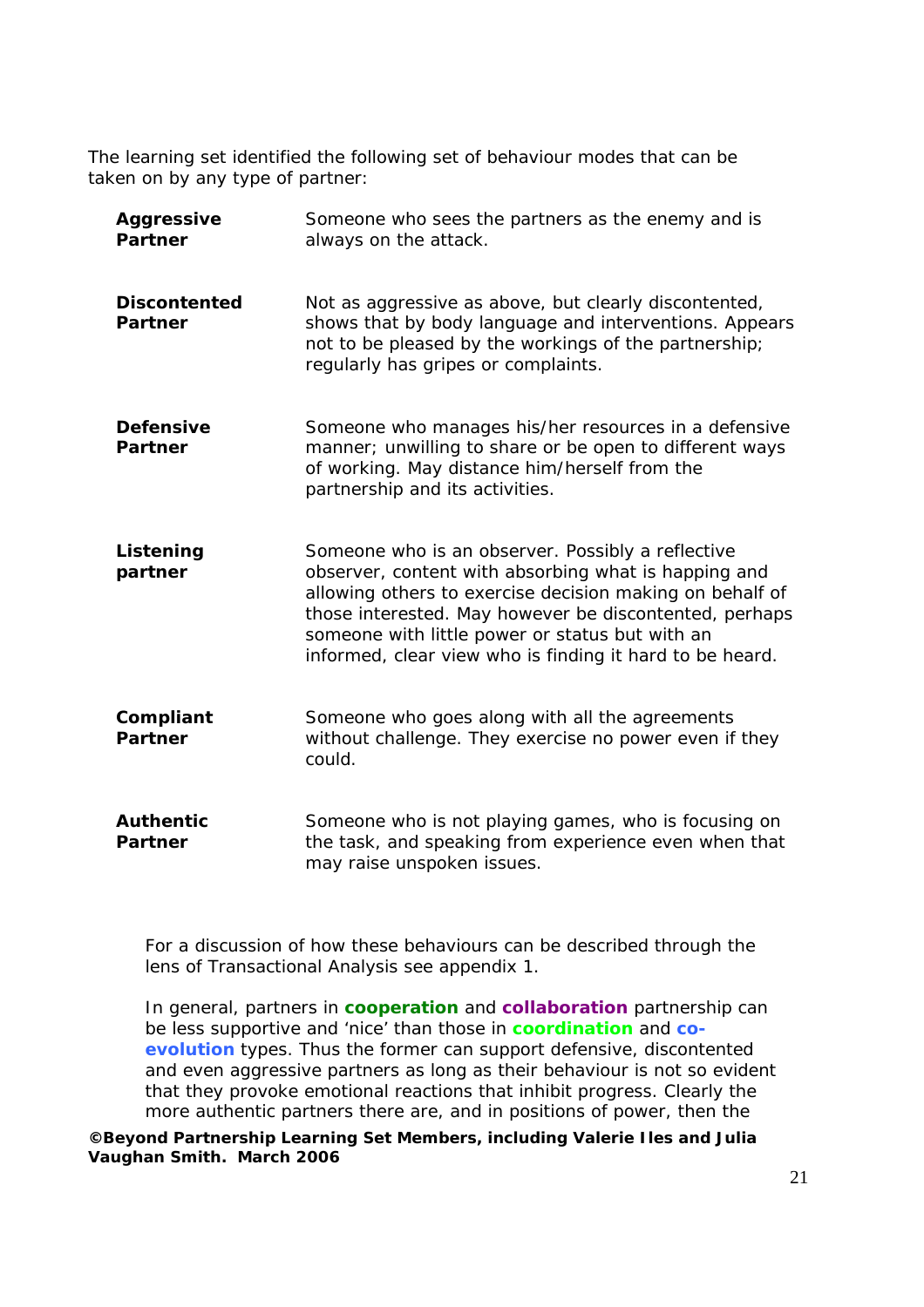The learning set identified the following set of behaviour modes that can be taken on by any type of partner:

| | |
|---|---|
| **Aggressive Partner** | Someone who sees the partners as the enemy and is always on the attack. |
| **Discontented Partner** | Not as aggressive as above, but clearly discontented, shows that by body language and interventions. Appears not to be pleased by the workings of the partnership; regularly has gripes or complaints. |
| **Defensive Partner** | Someone who manages his/her resources in a defensive manner; unwilling to share or be open to different ways of working. May distance him/herself from the partnership and its activities. |
| **Listening partner** | Someone who is an observer. Possibly a reflective observer, content with absorbing what is happing and allowing others to exercise decision making on behalf of those interested. May however be discontented, perhaps someone with little power or status but with an informed, clear view who is finding it hard to be heard. |
| **Compliant Partner** | Someone who goes along with all the agreements without challenge. They exercise no power even if they could. |
| **Authentic Partner** | Someone who is not playing games, who is focusing on the task, and speaking from experience even when that may raise unspoken issues. |

For a discussion of how these behaviours can be described through the lens of Transactional Analysis see appendix 1.

In general, partners in **cooperation** and **collaboration** partnership can be less supportive and 'nice' than those in **coordination** and **co-evolution** types. Thus the former can support defensive, discontented and even aggressive partners as long as their behaviour is not so evident that they provoke emotional reactions that inhibit progress. Clearly the more authentic partners there are, and in positions of power, then the

**©Beyond Partnership Learning Set Members, including Valerie Iles and Julia Vaughan Smith. March 2006**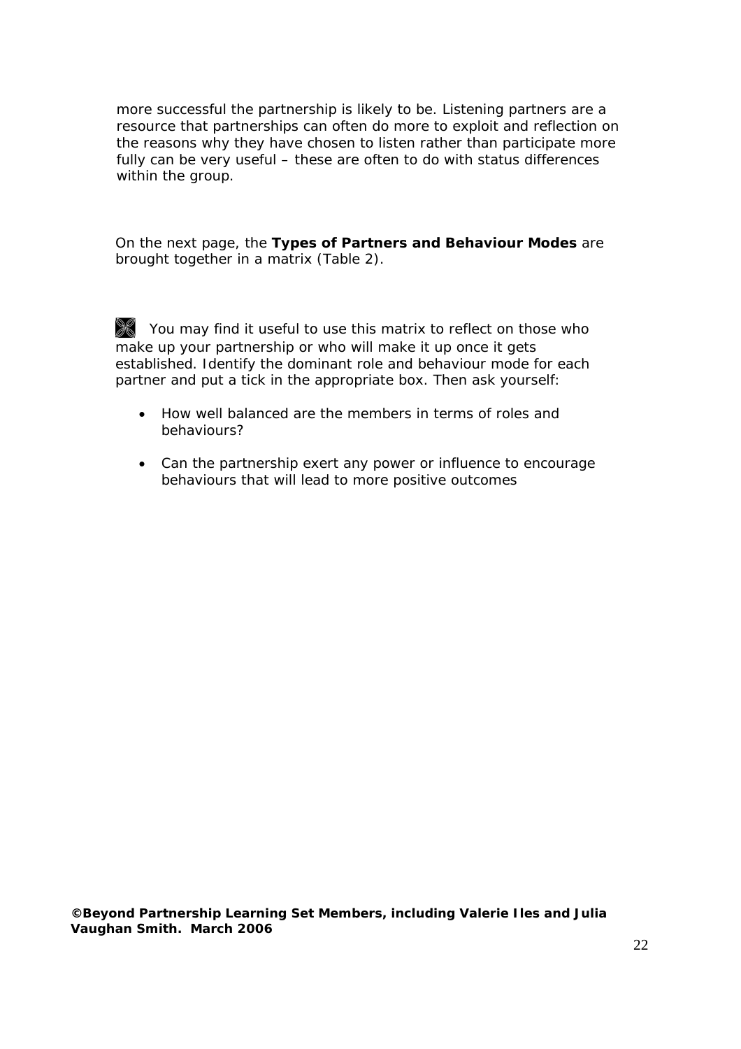more successful the partnership is likely to be. Listening partners are a resource that partnerships can often do more to exploit and reflection on the reasons why they have chosen to listen rather than participate more fully can be very useful – these are often to do with status differences within the group.

On the next page, the **Types of Partners and Behaviour Modes** are brought together in a matrix (Table 2).

You may find it useful to use this matrix to reflect on those who make up your partnership or who will make it up once it gets established. Identify the dominant role and behaviour mode for each partner and put a tick in the appropriate box. Then ask yourself:

- How well balanced are the members in terms of roles and behaviours?
- Can the partnership exert any power or influence to encourage behaviours that will lead to more positive outcomes

**©Beyond Partnership Learning Set Members, including Valerie Iles and Julia Vaughan Smith. March 2006**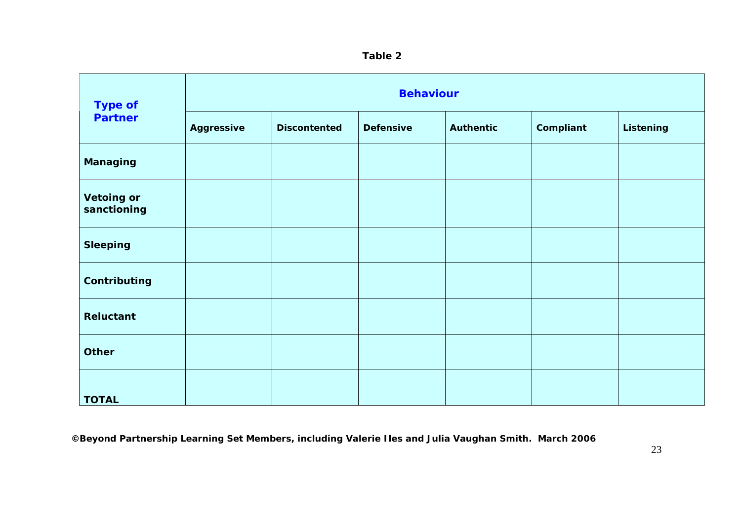**Table 2**

| Type of Partner | Behaviour | | | | | |
|---|---|---|---|---|---|---|
| | **Aggressive** | **Discontented** | **Defensive** | **Authentic** | **Compliant** | **Listening** |
| **Managing** | | | | | | |
| **Vetoing or sanctioning** | | | | | | |
| **Sleeping** | | | | | | |
| **Contributing** | | | | | | |
| **Reluctant** | | | | | | |
| **Other** | | | | | | |
| **TOTAL** | | | | | | |

**©Beyond Partnership Learning Set Members, including Valerie Iles and Julia Vaughan Smith. March 2006**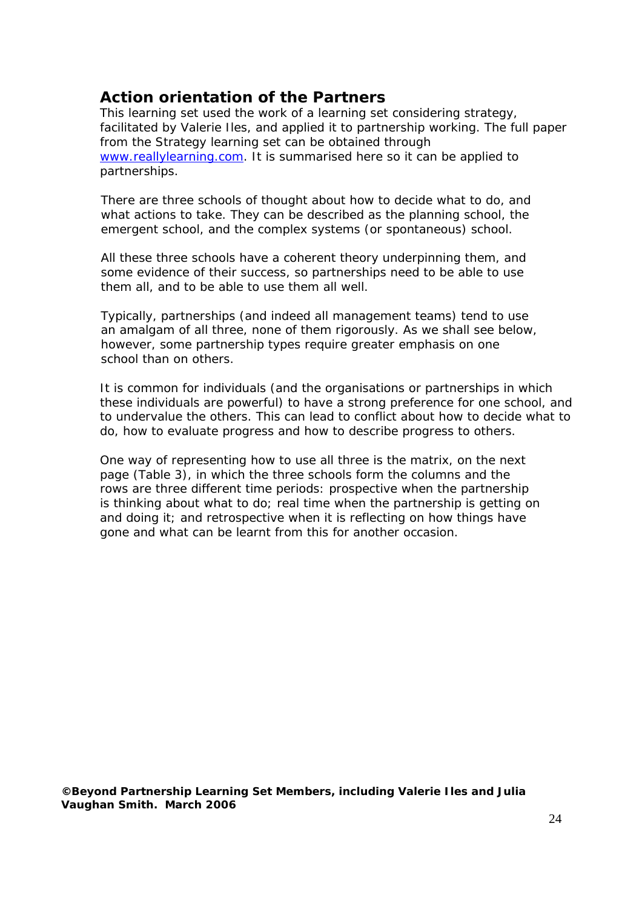## Action orientation of the Partners

This learning set used the work of a learning set considering strategy, facilitated by Valerie Iles, and applied it to partnership working. The full paper from the Strategy learning set can be obtained through [www.reallylearning.com](http://www.reallylearning.com). It is summarised here so it can be applied to partnerships.

There are three schools of thought about how to decide what to do, and what actions to take. They can be described as the planning school, the emergent school, and the complex systems (or spontaneous) school.

All these three schools have a coherent theory underpinning them, and some evidence of their success, so partnerships need to be able to use them all, and to be able to use them all well.

Typically, partnerships (and indeed all management teams) tend to use an amalgam of all three, none of them rigorously. As we shall see below, however, some partnership types require greater emphasis on one school than on others.

It is common for individuals (and the organisations or partnerships in which these individuals are powerful) to have a strong preference for one school, and to undervalue the others. This can lead to conflict about how to decide what to do, how to evaluate progress and how to describe progress to others.

One way of representing how to use all three is the matrix, on the next page (Table 3), in which the three schools form the columns and the rows are three different time periods: prospective when the partnership is thinking about what to do; real time when the partnership is getting on and doing it; and retrospective when it is reflecting on how things have gone and what can be learnt from this for another occasion.

**©Beyond Partnership Learning Set Members, including Valerie Iles and Julia Vaughan Smith. March 2006**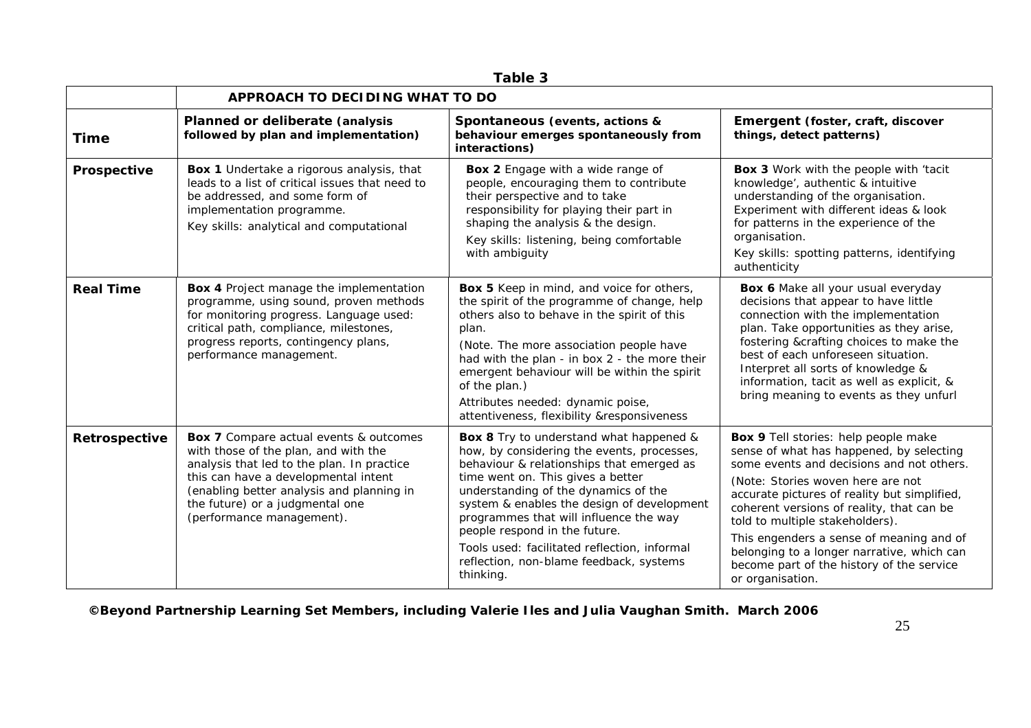**Table 3**

| | **APPROACH TO DECIDING WHAT TO DO** | | |
|---|---|---|---|
| **Time** | **Planned or deliberate (analysis followed by plan and implementation)** | **Spontaneous (events, actions & behaviour emerges spontaneously from interactions)** | **Emergent (foster, craft, discover things, detect patterns)** |
| **Prospective** | **Box 1** Undertake a rigorous analysis, that leads to a list of critical issues that need to be addressed, and some form of implementation programme.<br>Key skills: analytical and computational | **Box 2** Engage with a wide range of people, encouraging them to contribute their perspective and to take responsibility for playing their part in shaping the analysis & the design.<br>Key skills: listening, being comfortable with ambiguity | **Box 3** Work with the people with 'tacit knowledge', authentic & intuitive understanding of the organisation. Experiment with different ideas & look for patterns in the experience of the organisation.<br>Key skills: spotting patterns, identifying authenticity |
| **Real Time** | **Box 4** Project manage the implementation programme, using sound, proven methods for monitoring progress. Language used: critical path, compliance, milestones, progress reports, contingency plans, performance management. | **Box 5** Keep in mind, and voice for others, the spirit of the programme of change, help others also to behave in the spirit of this plan.<br>(Note. The more association people have had with the plan - in box 2 - the more their emergent behaviour will be within the spirit of the plan.)<br>Attributes needed: dynamic poise, attentiveness, flexibility &responsiveness | **Box 6** Make all your usual everyday decisions that appear to have little connection with the implementation plan. Take opportunities as they arise, fostering &crafting choices to make the best of each unforeseen situation. Interpret all sorts of knowledge & information, tacit as well as explicit, & bring meaning to events as they unfurl |
| **Retrospective** | **Box 7** Compare actual events & outcomes with those of the plan, and with the analysis that led to the plan. In practice this can have a developmental intent (enabling better analysis and planning in the future) or a judgmental one (performance management). | **Box 8** Try to understand what happened & how, by considering the events, processes, behaviour & relationships that emerged as time went on. This gives a better understanding of the dynamics of the system & enables the design of development programmes that will influence the way people respond in the future.<br>Tools used: facilitated reflection, informal reflection, non-blame feedback, systems thinking. | **Box 9** Tell stories: help people make sense of what has happened, by selecting some events and decisions and not others.<br>(Note: Stories woven here are not accurate pictures of reality but simplified, coherent versions of reality, that can be told to multiple stakeholders).<br>This engenders a sense of meaning and of belonging to a longer narrative, which can become part of the history of the service or organisation. |

**©Beyond Partnership Learning Set Members, including Valerie Iles and Julia Vaughan Smith. March 2006**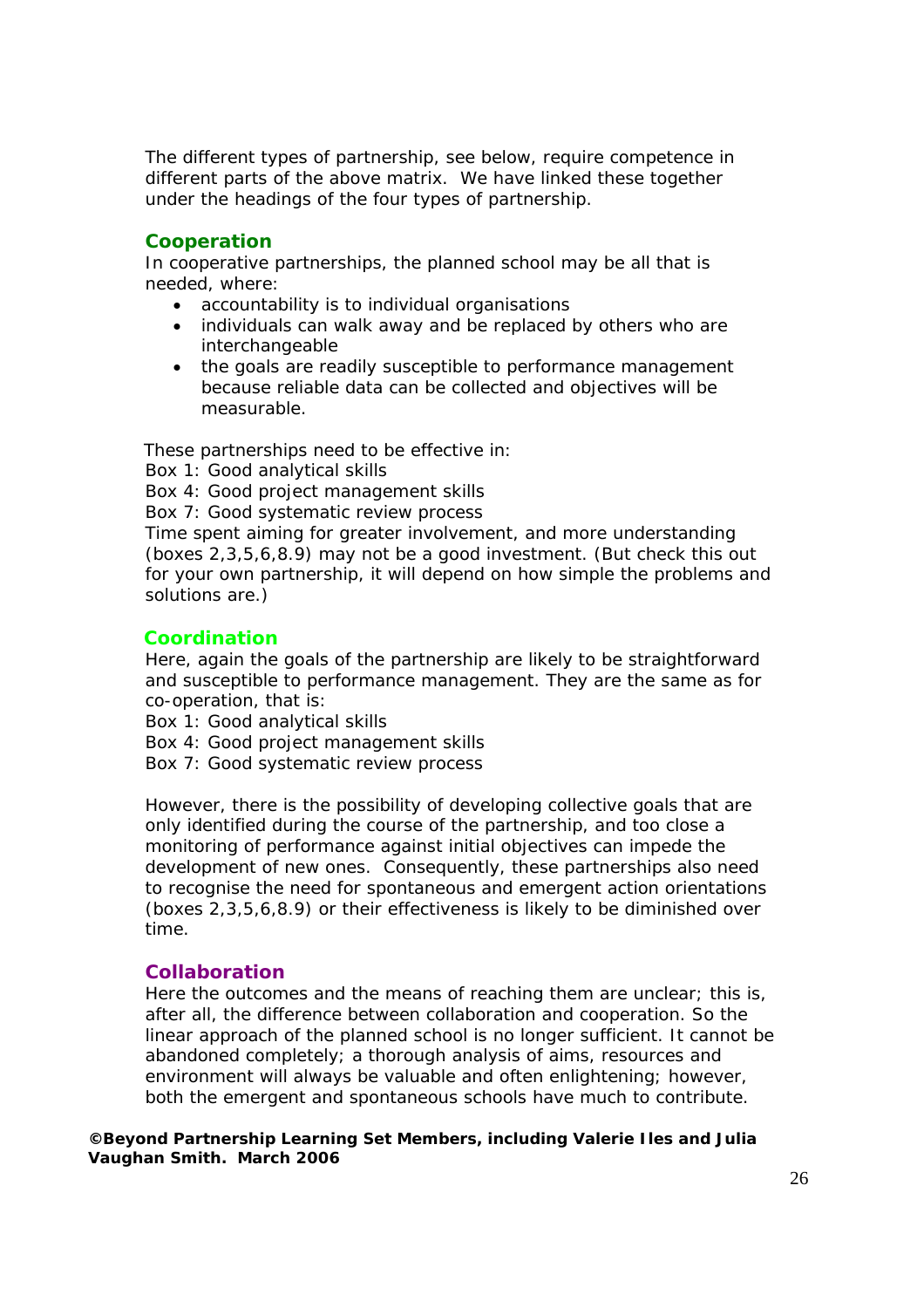The different types of partnership, see below, require competence in different parts of the above matrix. We have linked these together under the headings of the four types of partnership.

### Cooperation

In cooperative partnerships, the planned school may be all that is needed, where:

- accountability is to individual organisations
- individuals can walk away and be replaced by others who are interchangeable
- the goals are readily susceptible to performance management because reliable data can be collected and objectives will be measurable.

These partnerships need to be effective in:
Box 1: Good analytical skills
Box 4: Good project management skills
Box 7: Good systematic review process
Time spent aiming for greater involvement, and more understanding (boxes 2,3,5,6,8.9) may not be a good investment. (But check this out for your own partnership, it will depend on how simple the problems and solutions are.)

### Coordination

Here, again the goals of the partnership are likely to be straightforward and susceptible to performance management. They are the same as for co-operation, that is:
Box 1: Good analytical skills
Box 4: Good project management skills
Box 7: Good systematic review process

However, there is the possibility of developing collective goals that are only identified during the course of the partnership, and too close a monitoring of performance against initial objectives can impede the development of new ones. Consequently, these partnerships also need to recognise the need for spontaneous and emergent action orientations (boxes 2,3,5,6,8.9) or their effectiveness is likely to be diminished over time.

### Collaboration

Here the outcomes and the means of reaching them are unclear; this is, after all, the difference between collaboration and cooperation. So the linear approach of the planned school is no longer sufficient. It cannot be abandoned completely; a thorough analysis of aims, resources and environment will always be valuable and often enlightening; however, both the emergent and spontaneous schools have much to contribute.

**©Beyond Partnership Learning Set Members, including Valerie Iles and Julia Vaughan Smith. March 2006**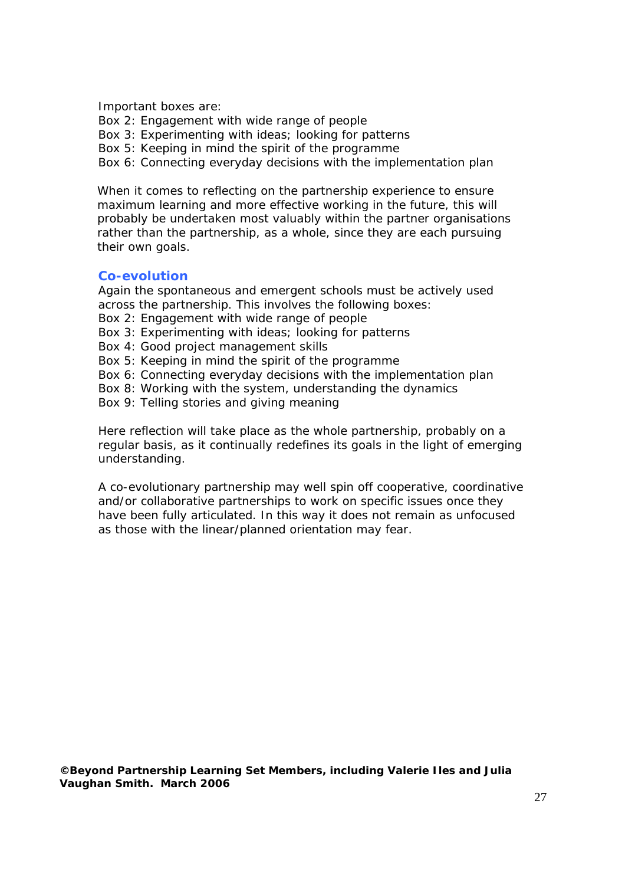Important boxes are:
Box 2: Engagement with wide range of people
Box 3: Experimenting with ideas; looking for patterns
Box 5: Keeping in mind the spirit of the programme
Box 6: Connecting everyday decisions with the implementation plan

When it comes to reflecting on the partnership experience to ensure maximum learning and more effective working in the future, this will probably be undertaken most valuably within the partner organisations rather than the partnership, as a whole, since they are each pursuing their own goals.

### Co-evolution

Again the spontaneous and emergent schools must be actively used across the partnership. This involves the following boxes:
Box 2: Engagement with wide range of people
Box 3: Experimenting with ideas; looking for patterns
Box 4: Good project management skills
Box 5: Keeping in mind the spirit of the programme
Box 6: Connecting everyday decisions with the implementation plan
Box 8: Working with the system, understanding the dynamics
Box 9: Telling stories and giving meaning

Here reflection will take place as the whole partnership, probably on a regular basis, as it continually redefines its goals in the light of emerging understanding.

A co-evolutionary partnership may well spin off cooperative, coordinative and/or collaborative partnerships to work on specific issues once they have been fully articulated. In this way it does not remain as unfocused as those with the linear/planned orientation may fear.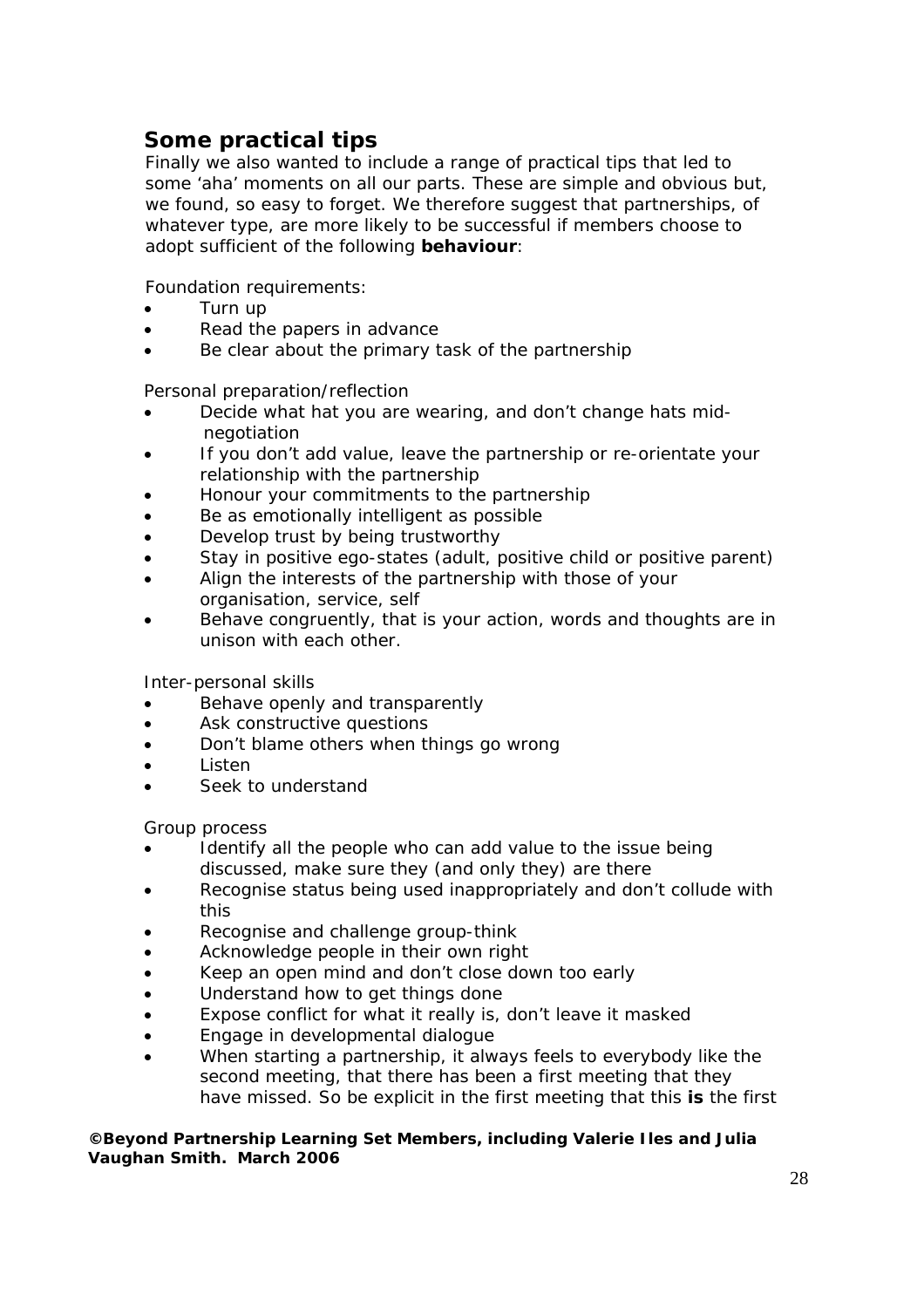## Some practical tips

Finally we also wanted to include a range of practical tips that led to some 'aha' moments on all our parts. These are simple and obvious but, we found, so easy to forget. We therefore suggest that partnerships, of whatever type, are more likely to be successful if members choose to adopt sufficient of the following **behaviour**:

Foundation requirements:

- Turn up
- Read the papers in advance
- Be clear about the primary task of the partnership

Personal preparation/reflection

- Decide what hat you are wearing, and don't change hats mid-negotiation
- If you don't add value, leave the partnership or re-orientate your relationship with the partnership
- Honour your commitments to the partnership
- Be as emotionally intelligent as possible
- Develop trust by being trustworthy
- Stay in positive ego-states (adult, positive child or positive parent)
- Align the interests of the partnership with those of your organisation, service, self
- Behave congruently, that is your action, words and thoughts are in unison with each other.

Inter-personal skills

- Behave openly and transparently
- Ask constructive questions
- Don't blame others when things go wrong
- Listen
- Seek to understand

Group process

- Identify all the people who can add value to the issue being discussed, make sure they (and only they) are there
- Recognise status being used inappropriately and don't collude with this
- Recognise and challenge group-think
- Acknowledge people in their own right
- Keep an open mind and don't close down too early
- Understand how to get things done
- Expose conflict for what it really is, don't leave it masked
- Engage in developmental dialogue
- When starting a partnership, it always feels to everybody like the second meeting, that there has been a first meeting that they have missed. So be explicit in the first meeting that this **is** the first

**©Beyond Partnership Learning Set Members, including Valerie Iles and Julia Vaughan Smith. March 2006**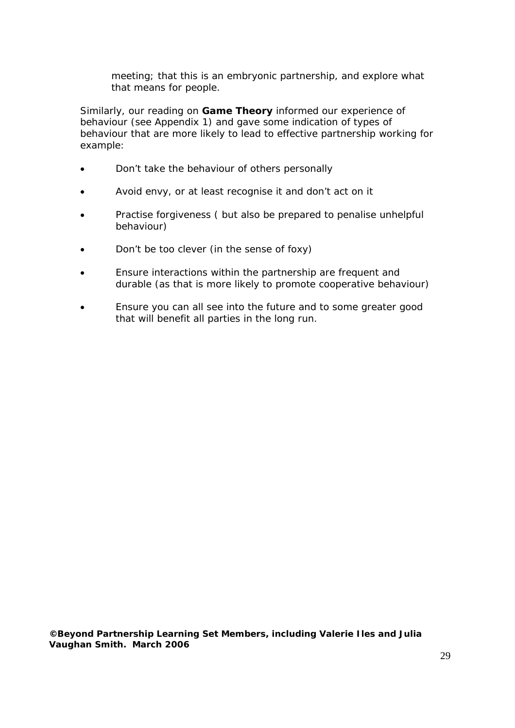meeting; that this is an embryonic partnership, and explore what that means for people.

Similarly, our reading on **Game Theory** informed our experience of behaviour (see Appendix 1) and gave some indication of types of behaviour that are more likely to lead to effective partnership working for example:

- Don't take the behaviour of others personally
- Avoid envy, or at least recognise it and don't act on it
- Practise forgiveness ( but also be prepared to penalise unhelpful behaviour)
- Don't be too clever (in the sense of foxy)
- Ensure interactions within the partnership are frequent and durable (as that is more likely to promote cooperative behaviour)
- Ensure you can all see into the future and to some greater good that will benefit all parties in the long run.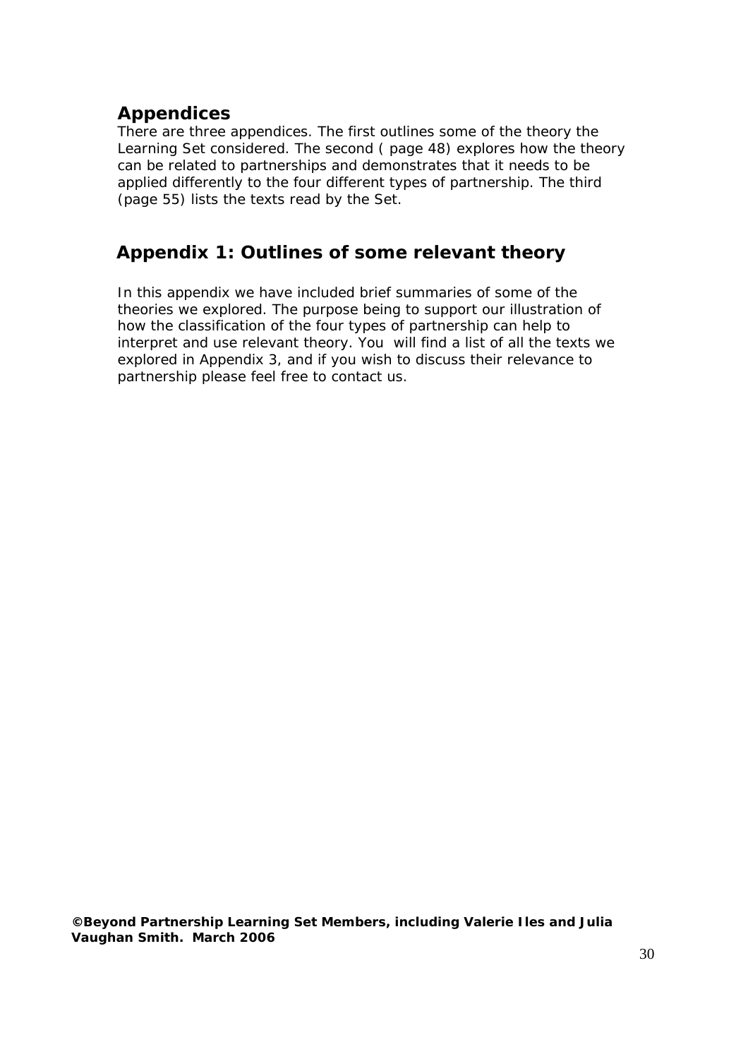## Appendices

There are three appendices. The first outlines some of the theory the Learning Set considered. The second ( page 48) explores how the theory can be related to partnerships and demonstrates that it needs to be applied differently to the four different types of partnership. The third (page 55) lists the texts read by the Set.

## Appendix 1: Outlines of some relevant theory

In this appendix we have included brief summaries of some of the theories we explored. The purpose being to support our illustration of how the classification of the four types of partnership can help to interpret and use relevant theory. You will find a list of all the texts we explored in Appendix 3, and if you wish to discuss their relevance to partnership please feel free to contact us.

**©Beyond Partnership Learning Set Members, including Valerie Iles and Julia Vaughan Smith. March 2006**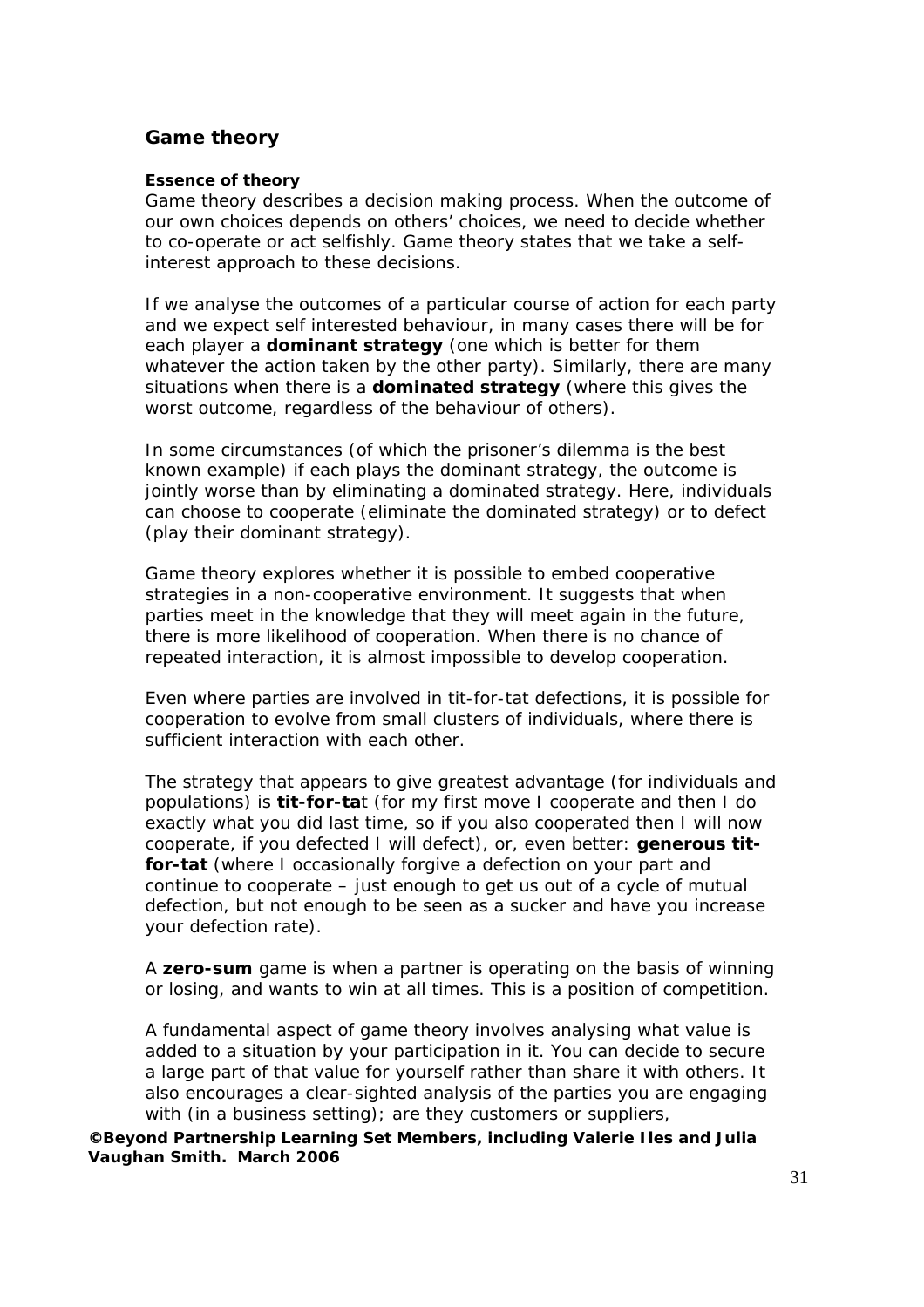## Game theory

#### Essence of theory

Game theory describes a decision making process. When the outcome of our own choices depends on others' choices, we need to decide whether to co-operate or act selfishly. Game theory states that we take a self-interest approach to these decisions.

If we analyse the outcomes of a particular course of action for each party and we expect self interested behaviour, in many cases there will be for each player a **dominant strategy** (one which is better for them whatever the action taken by the other party). Similarly, there are many situations when there is a **dominated strategy** (where this gives the worst outcome, regardless of the behaviour of others).

In some circumstances (of which the prisoner's dilemma is the best known example) if each plays the dominant strategy, the outcome is jointly worse than by eliminating a dominated strategy. Here, individuals can choose to cooperate (eliminate the dominated strategy) or to defect (play their dominant strategy).

Game theory explores whether it is possible to embed cooperative strategies in a non-cooperative environment. It suggests that when parties meet in the knowledge that they will meet again in the future, there is more likelihood of cooperation. When there is no chance of repeated interaction, it is almost impossible to develop cooperation.

Even where parties are involved in tit-for-tat defections, it is possible for cooperation to evolve from small clusters of individuals, where there is sufficient interaction with each other.

The strategy that appears to give greatest advantage (for individuals and populations) is **tit-for-ta**t (for my first move I cooperate and then I do exactly what you did last time, so if you also cooperated then I will now cooperate, if you defected I will defect), or, even better: **generous tit-for-tat** (where I occasionally forgive a defection on your part and continue to cooperate – just enough to get us out of a cycle of mutual defection, but not enough to be seen as a sucker and have you increase your defection rate).

A **zero-sum** game is when a partner is operating on the basis of winning or losing, and wants to win at all times. This is a position of competition.

A fundamental aspect of game theory involves analysing what value is added to a situation by your participation in it. You can decide to secure a large part of that value for yourself rather than share it with others. It also encourages a clear-sighted analysis of the parties you are engaging with (in a business setting); are they customers or suppliers,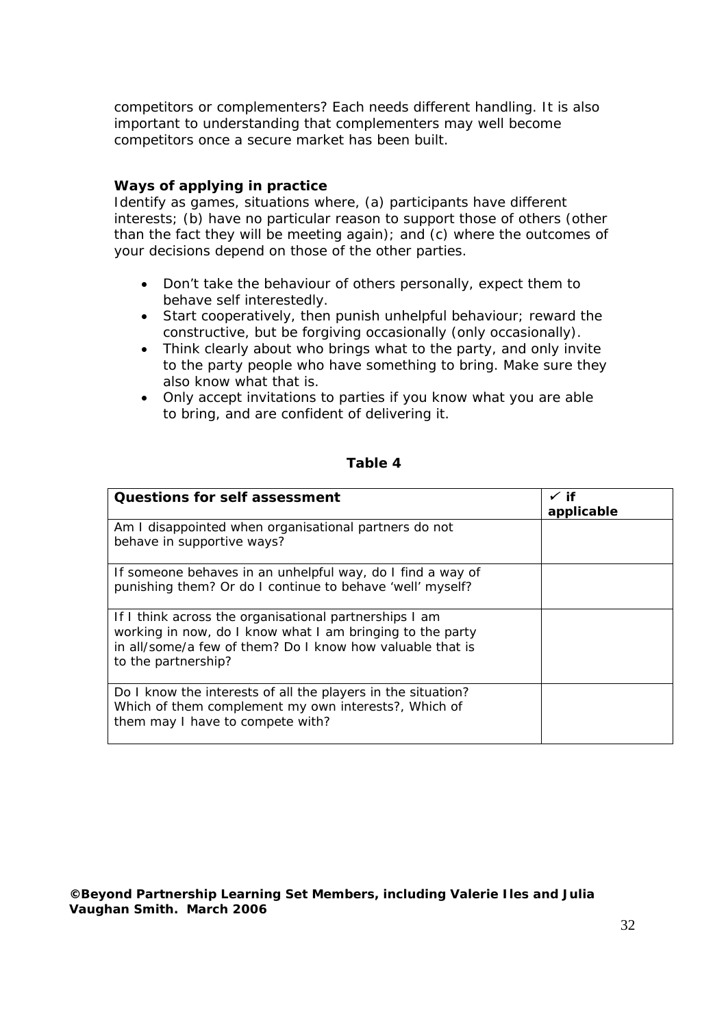competitors or complementers? Each needs different handling. It is also important to understanding that complementers may well become competitors once a secure market has been built.

**Ways of applying in practice**

Identify as games, situations where, (a) participants have different interests; (b) have no particular reason to support those of others (other than the fact they will be meeting again); and (c) where the outcomes of your decisions depend on those of the other parties.

- Don't take the behaviour of others personally, expect them to behave self interestedly.
- Start cooperatively, then punish unhelpful behaviour; reward the constructive, but be forgiving occasionally (only occasionally).
- Think clearly about who brings what to the party, and only invite to the party people who have something to bring. Make sure they also know what that is.
- Only accept invitations to parties if you know what you are able to bring, and are confident of delivering it.

**Table 4**

| **Questions for self assessment** | ✓ **if applicable** |
|---|---|
| Am I disappointed when organisational partners do not behave in supportive ways? | |
| If someone behaves in an unhelpful way, do I find a way of punishing them? Or do I continue to behave 'well' myself? | |
| If I think across the organisational partnerships I am working in now, do I know what I am bringing to the party in all/some/a few of them? Do I know how valuable that is to the partnership? | |
| Do I know the interests of all the players in the situation? Which of them complement my own interests?, Which of them may I have to compete with? | |

**©Beyond Partnership Learning Set Members, including Valerie Iles and Julia Vaughan Smith. March 2006**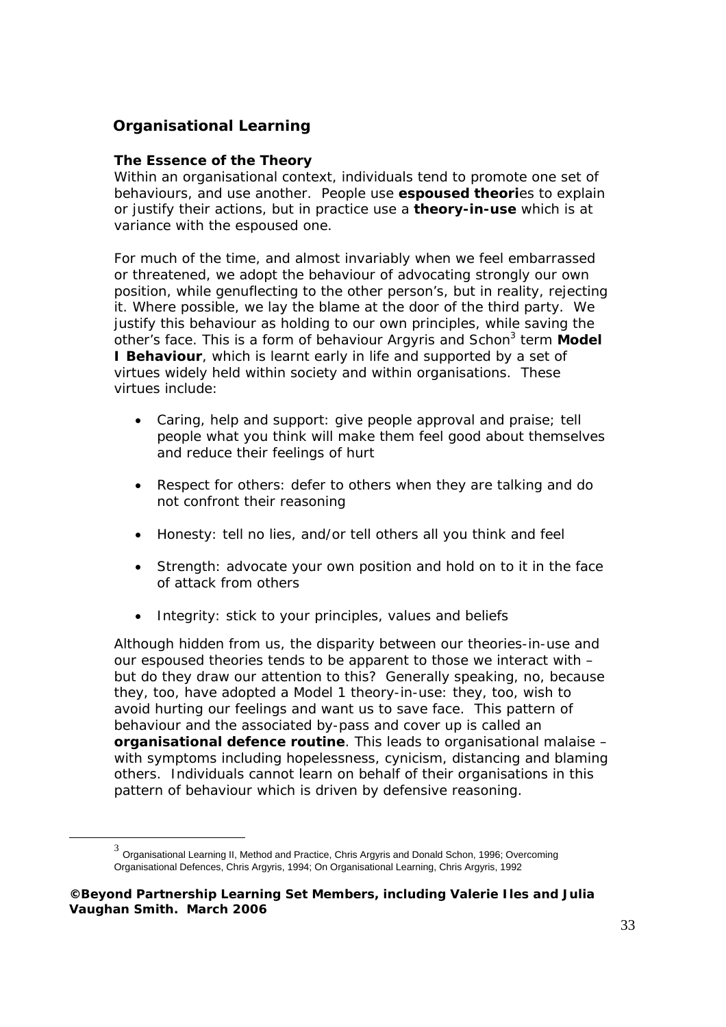## Organisational Learning

### The Essence of the Theory

Within an organisational context, individuals tend to promote one set of behaviours, and use another. People use **espoused theori**es to explain or justify their actions, but in practice use a **theory-in-use** which is at variance with the espoused one.

For much of the time, and almost invariably when we feel embarrassed or threatened, we adopt the behaviour of advocating strongly our own position, while genuflecting to the other person's, but in reality, rejecting it. Where possible, we lay the blame at the door of the third party. We justify this behaviour as holding to our own principles, while saving the other's face. This is a form of behaviour Argyris and Schon[3] term **Model I Behaviour**, which is learnt early in life and supported by a set of virtues widely held within society and within organisations. These virtues include:

- Caring, help and support: give people approval and praise; tell people what you think will make them feel good about themselves and reduce their feelings of hurt
- Respect for others: defer to others when they are talking and do not confront their reasoning
- Honesty: tell no lies, and/or tell others all you think and feel
- Strength: advocate your own position and hold on to it in the face of attack from others
- Integrity: stick to your principles, values and beliefs

Although hidden from us, the disparity between our theories-in-use and our espoused theories tends to be apparent to those we interact with – but do they draw our attention to this? Generally speaking, no, because they, too, have adopted a Model 1 theory-in-use: they, too, wish to avoid hurting our feelings and want us to save face. This pattern of behaviour and the associated by-pass and cover up is called an **organisational defence routine**. This leads to organisational malaise – with symptoms including hopelessness, cynicism, distancing and blaming others. Individuals cannot learn on behalf of their organisations in this pattern of behaviour which is driven by defensive reasoning.

[3] Organisational Learning II, Method and Practice, Chris Argyris and Donald Schon, 1996; Overcoming Organisational Defences, Chris Argyris, 1994; On Organisational Learning, Chris Argyris, 1992

**©Beyond Partnership Learning Set Members, including Valerie Iles and Julia Vaughan Smith. March 2006**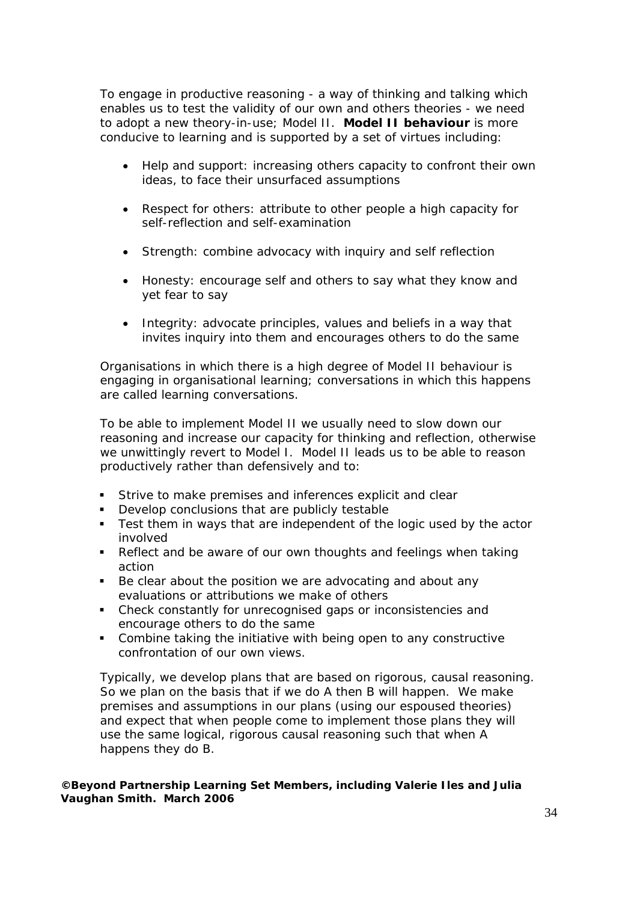To engage in productive reasoning - a way of thinking and talking which enables us to test the validity of our own and others theories - we need to adopt a new theory-in-use; Model II. **Model II behaviour** is more conducive to learning and is supported by a set of virtues including:

- Help and support: increasing others capacity to confront their own ideas, to face their unsurfaced assumptions
- Respect for others: attribute to other people a high capacity for self-reflection and self-examination
- Strength: combine advocacy with inquiry and self reflection
- Honesty: encourage self and others to say what they know and yet fear to say
- Integrity: advocate principles, values and beliefs in a way that invites inquiry into them and encourages others to do the same

Organisations in which there is a high degree of Model II behaviour is engaging in organisational learning; conversations in which this happens are called learning conversations.

To be able to implement Model II we usually need to slow down our reasoning and increase our capacity for thinking and reflection, otherwise we unwittingly revert to Model I. Model II leads us to be able to reason productively rather than defensively and to:

- Strive to make premises and inferences explicit and clear
- Develop conclusions that are publicly testable
- Test them in ways that are independent of the logic used by the actor involved
- Reflect and be aware of our own thoughts and feelings when taking action
- Be clear about the position we are advocating and about any evaluations or attributions we make of others
- Check constantly for unrecognised gaps or inconsistencies and encourage others to do the same
- Combine taking the initiative with being open to any constructive confrontation of our own views.

Typically, we develop plans that are based on rigorous, causal reasoning. So we plan on the basis that if we do A then B will happen. We make premises and assumptions in our plans (using our espoused theories) and expect that when people come to implement those plans they will use the same logical, rigorous causal reasoning such that when A happens they do B.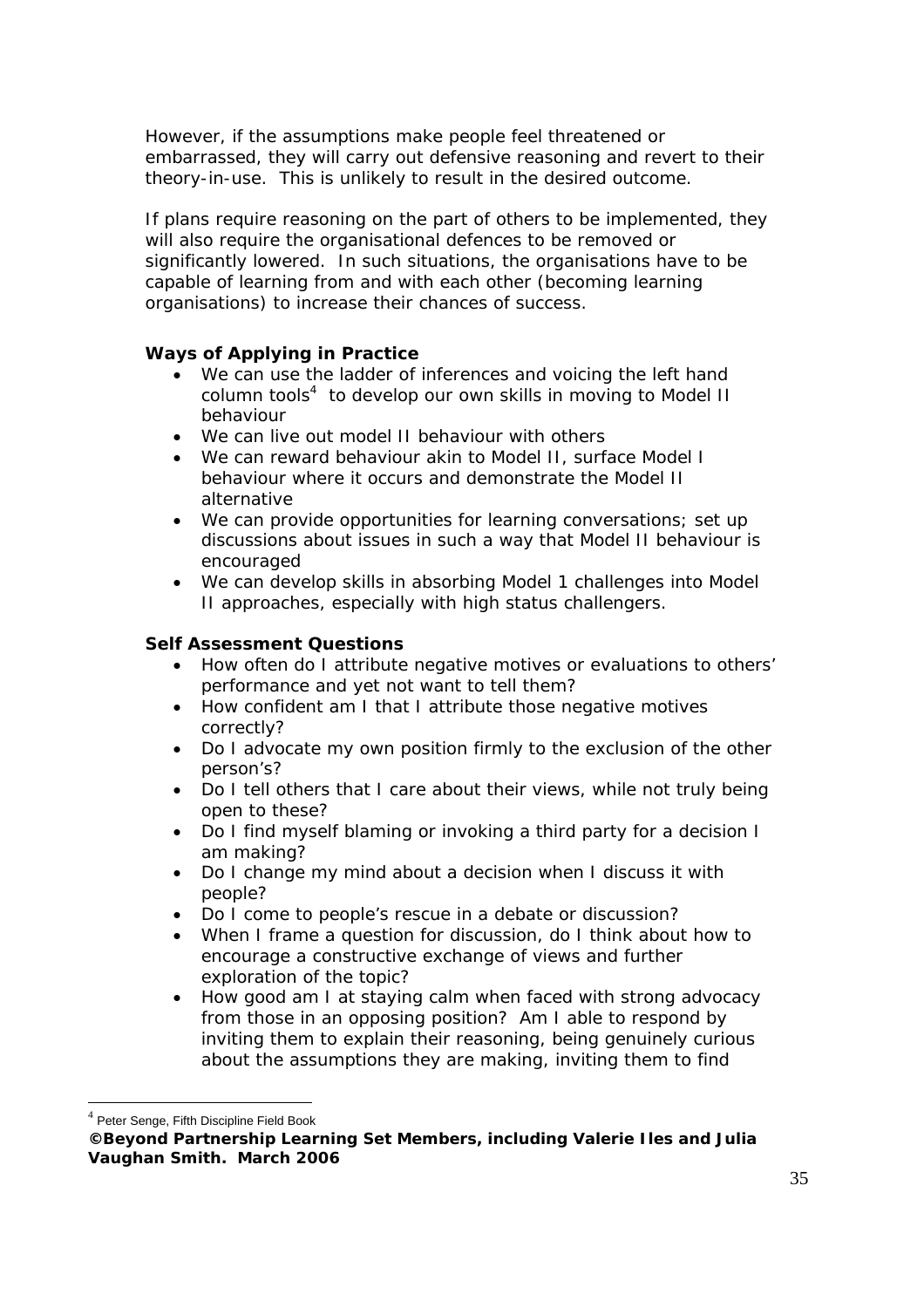However, if the assumptions make people feel threatened or embarrassed, they will carry out defensive reasoning and revert to their theory-in-use. This is unlikely to result in the desired outcome.

If plans require reasoning on the part of others to be implemented, they will also require the organisational defences to be removed or significantly lowered. In such situations, the organisations have to be capable of learning from and with each other (becoming learning organisations) to increase their chances of success.

**Ways of Applying in Practice**

- We can use the ladder of inferences and voicing the left hand column tools[4] to develop our own skills in moving to Model II behaviour
- We can live out model II behaviour with others
- We can reward behaviour akin to Model II, surface Model I behaviour where it occurs and demonstrate the Model II alternative
- We can provide opportunities for learning conversations; set up discussions about issues in such a way that Model II behaviour is encouraged
- We can develop skills in absorbing Model 1 challenges into Model II approaches, especially with high status challengers.

**Self Assessment Questions**

- How often do I attribute negative motives or evaluations to others' performance and yet not want to tell them?
- How confident am I that I attribute those negative motives correctly?
- Do I advocate my own position firmly to the exclusion of the other person's?
- Do I tell others that I care about their views, while not truly being open to these?
- Do I find myself blaming or invoking a third party for a decision I am making?
- Do I change my mind about a decision when I discuss it with people?
- Do I come to people's rescue in a debate or discussion?
- When I frame a question for discussion, do I think about how to encourage a constructive exchange of views and further exploration of the topic?
- How good am I at staying calm when faced with strong advocacy from those in an opposing position? Am I able to respond by inviting them to explain their reasoning, being genuinely curious about the assumptions they are making, inviting them to find

[4] Peter Senge, Fifth Discipline Field Book

**©Beyond Partnership Learning Set Members, including Valerie Iles and Julia Vaughan Smith. March 2006**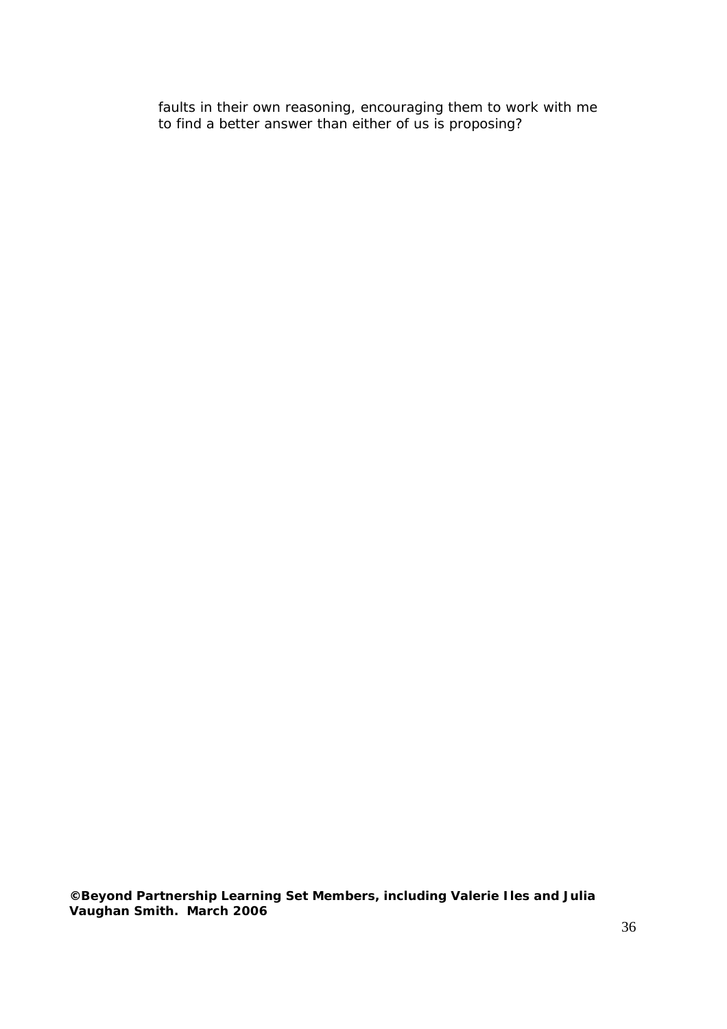faults in their own reasoning, encouraging them to work with me to find a better answer than either of us is proposing?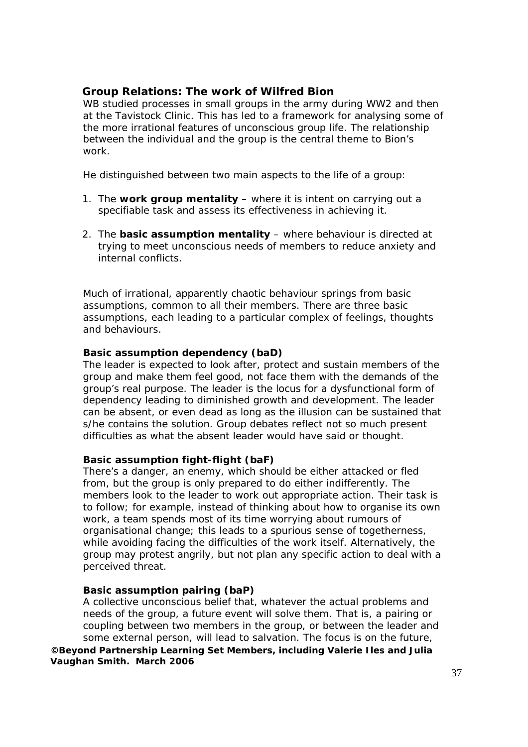## Group Relations: The work of Wilfred Bion

WB studied processes in small groups in the army during WW2 and then at the Tavistock Clinic. This has led to a framework for analysing some of the more irrational features of unconscious group life. The relationship between the individual and the group is the central theme to Bion's work.

He distinguished between two main aspects to the life of a group:

1. The **work group mentality** – where it is intent on carrying out a specifiable task and assess its effectiveness in achieving it.
2. The **basic assumption mentality** – where behaviour is directed at trying to meet unconscious needs of members to reduce anxiety and internal conflicts.

Much of irrational, apparently chaotic behaviour springs from basic assumptions, common to all their members. There are three basic assumptions, each leading to a particular complex of feelings, thoughts and behaviours.

**Basic assumption dependency (baD)**

The leader is expected to look after, protect and sustain members of the group and make them feel good, not face them with the demands of the group's real purpose. The leader is the locus for a dysfunctional form of dependency leading to diminished growth and development. The leader can be absent, or even dead as long as the illusion can be sustained that s/he contains the solution. Group debates reflect not so much present difficulties as what the absent leader would have said or thought.

**Basic assumption fight-flight (baF)**

There's a danger, an enemy, which should be either attacked or fled from, but the group is only prepared to do either indifferently. The members look to the leader to work out appropriate action. Their task is to follow; for example, instead of thinking about how to organise its own work, a team spends most of its time worrying about rumours of organisational change; this leads to a spurious sense of togetherness, while avoiding facing the difficulties of the work itself. Alternatively, the group may protest angrily, but not plan any specific action to deal with a perceived threat.

**Basic assumption pairing (baP)**

A collective unconscious belief that, whatever the actual problems and needs of the group, a future event will solve them. That is, a pairing or coupling between two members in the group, or between the leader and some external person, will lead to salvation. The focus is on the future,

**©Beyond Partnership Learning Set Members, including Valerie Iles and Julia Vaughan Smith. March 2006**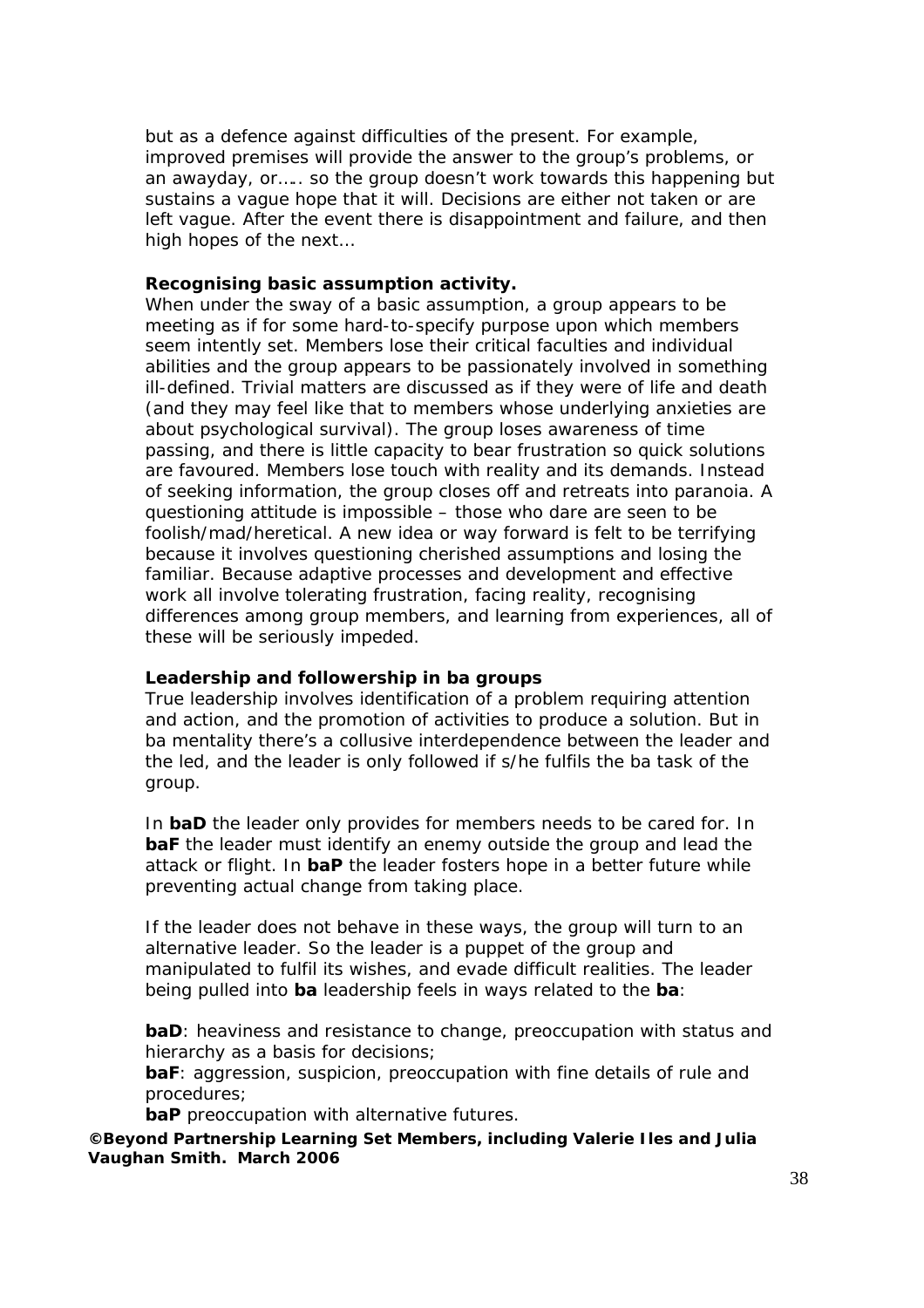but as a defence against difficulties of the present. For example, improved premises will provide the answer to the group's problems, or an awayday, or….. so the group doesn't work towards this happening but sustains a vague hope that it will. Decisions are either not taken or are left vague. After the event there is disappointment and failure, and then high hopes of the next…

**Recognising basic assumption activity.**

When under the sway of a basic assumption, a group appears to be meeting as if for some hard-to-specify purpose upon which members seem intently set. Members lose their critical faculties and individual abilities and the group appears to be passionately involved in something ill-defined. Trivial matters are discussed as if they were of life and death (and they may feel like that to members whose underlying anxieties are about psychological survival). The group loses awareness of time passing, and there is little capacity to bear frustration so quick solutions are favoured. Members lose touch with reality and its demands. Instead of seeking information, the group closes off and retreats into paranoia. A questioning attitude is impossible – those who dare are seen to be foolish/mad/heretical. A new idea or way forward is felt to be terrifying because it involves questioning cherished assumptions and losing the familiar. Because adaptive processes and development and effective work all involve tolerating frustration, facing reality, recognising differences among group members, and learning from experiences, all of these will be seriously impeded.

**Leadership and followership in ba groups**

True leadership involves identification of a problem requiring attention and action, and the promotion of activities to produce a solution. But in ba mentality there's a collusive interdependence between the leader and the led, and the leader is only followed if s/he fulfils the ba task of the group.

In **baD** the leader only provides for members needs to be cared for. In **baF** the leader must identify an enemy outside the group and lead the attack or flight. In **baP** the leader fosters hope in a better future while preventing actual change from taking place.

If the leader does not behave in these ways, the group will turn to an alternative leader. So the leader is a puppet of the group and manipulated to fulfil its wishes, and evade difficult realities. The leader being pulled into **ba** leadership feels in ways related to the **ba**:

**baD**: heaviness and resistance to change, preoccupation with status and hierarchy as a basis for decisions;
**baF**: aggression, suspicion, preoccupation with fine details of rule and procedures;
**baP** preoccupation with alternative futures.

**©Beyond Partnership Learning Set Members, including Valerie Iles and Julia Vaughan Smith. March 2006**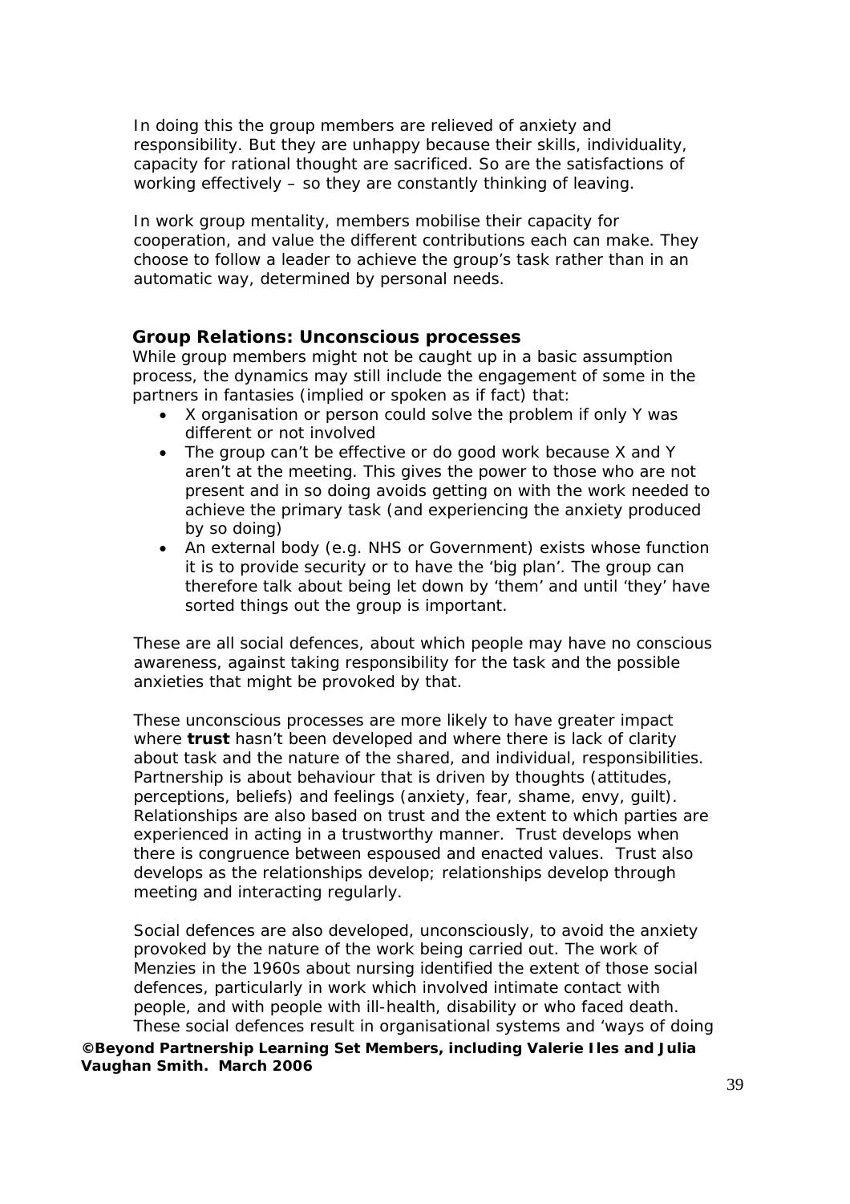In doing this the group members are relieved of anxiety and responsibility. But they are unhappy because their skills, individuality, capacity for rational thought are sacrificed. So are the satisfactions of working effectively – so they are constantly thinking of leaving.

In work group mentality, members mobilise their capacity for cooperation, and value the different contributions each can make. They choose to follow a leader to achieve the group's task rather than in an automatic way, determined by personal needs.

### Group Relations: Unconscious processes

While group members might not be caught up in a basic assumption process, the dynamics may still include the engagement of some in the partners in fantasies (implied or spoken as if fact) that:

- X organisation or person could solve the problem if only Y was different or not involved
- The group can't be effective or do good work because X and Y aren't at the meeting. This gives the power to those who are not present and in so doing avoids getting on with the work needed to achieve the primary task (and experiencing the anxiety produced by so doing)
- An external body (e.g. NHS or Government) exists whose function it is to provide security or to have the 'big plan'. The group can therefore talk about being let down by 'them' and until 'they' have sorted things out the group is important.

These are all social defences, about which people may have no conscious awareness, against taking responsibility for the task and the possible anxieties that might be provoked by that.

These unconscious processes are more likely to have greater impact where **trust** hasn't been developed and where there is lack of clarity about task and the nature of the shared, and individual, responsibilities. Partnership is about behaviour that is driven by thoughts (attitudes, perceptions, beliefs) and feelings (anxiety, fear, shame, envy, guilt). Relationships are also based on trust and the extent to which parties are experienced in acting in a trustworthy manner. Trust develops when there is congruence between espoused and enacted values. Trust also develops as the relationships develop; relationships develop through meeting and interacting regularly.

Social defences are also developed, unconsciously, to avoid the anxiety provoked by the nature of the work being carried out. The work of Menzies in the 1960s about nursing identified the extent of those social defences, particularly in work which involved intimate contact with people, and with people with ill-health, disability or who faced death. These social defences result in organisational systems and 'ways of doing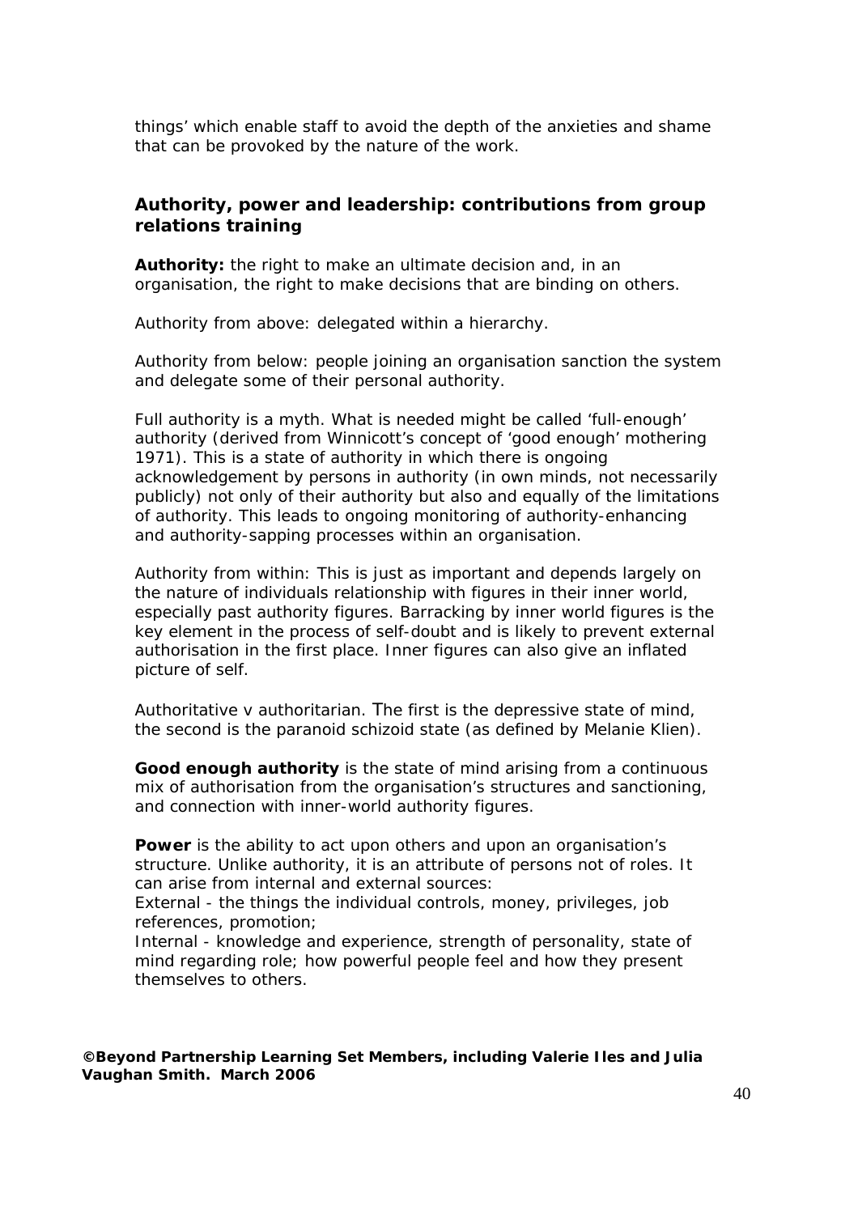things' which enable staff to avoid the depth of the anxieties and shame that can be provoked by the nature of the work.

## Authority, power and leadership: contributions from group relations training

**Authority:** the right to make an ultimate decision and, in an organisation, the right to make decisions that are binding on others.

Authority from above: delegated within a hierarchy.

Authority from below: people joining an organisation sanction the system and delegate some of their personal authority.

Full authority is a myth. What is needed might be called 'full-enough' authority (derived from Winnicott's concept of 'good enough' mothering 1971). This is a state of authority in which there is ongoing acknowledgement by persons in authority (in own minds, not necessarily publicly) not only of their authority but also and equally of the limitations of authority. This leads to ongoing monitoring of authority-enhancing and authority-sapping processes within an organisation.

Authority from within: This is just as important and depends largely on the nature of individuals relationship with figures in their inner world, especially past authority figures. Barracking by inner world figures is the key element in the process of self-doubt and is likely to prevent external authorisation in the first place. Inner figures can also give an inflated picture of self.

Authoritative v authoritarian. The first is the depressive state of mind, the second is the paranoid schizoid state (as defined by Melanie Klien).

**Good enough authority** is the state of mind arising from a continuous mix of authorisation from the organisation's structures and sanctioning, and connection with inner-world authority figures.

**Power** is the ability to act upon others and upon an organisation's structure. Unlike authority, it is an attribute of persons not of roles. It can arise from internal and external sources:
External - the things the individual controls, money, privileges, job references, promotion;
Internal - knowledge and experience, strength of personality, state of mind regarding role; how powerful people feel and how they present themselves to others.

**©Beyond Partnership Learning Set Members, including Valerie Iles and Julia Vaughan Smith. March 2006**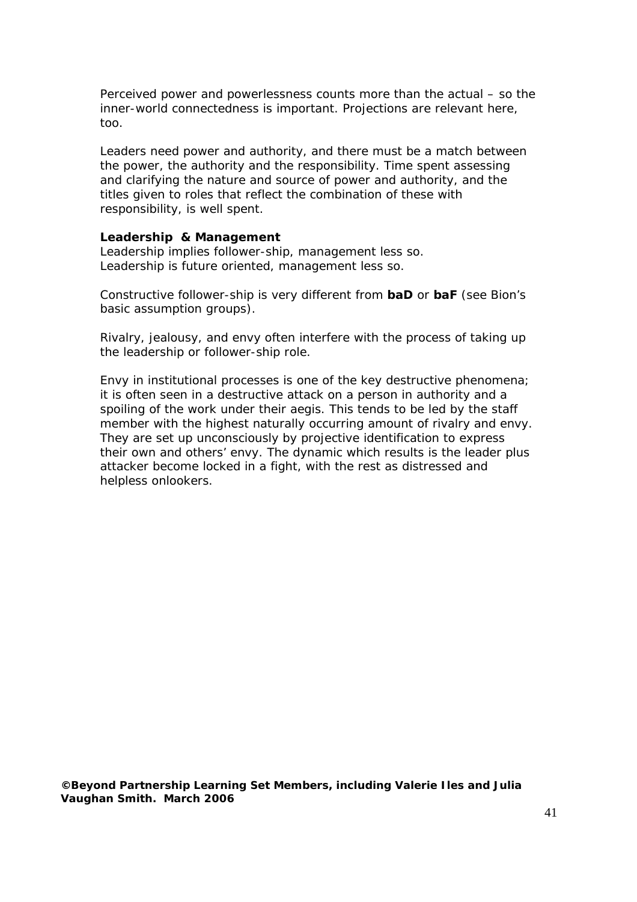Perceived power and powerlessness counts more than the actual – so the inner-world connectedness is important. Projections are relevant here, too.

Leaders need power and authority, and there must be a match between the power, the authority and the responsibility. Time spent assessing and clarifying the nature and source of power and authority, and the titles given to roles that reflect the combination of these with responsibility, is well spent.

**Leadership & Management**

Leadership implies follower-ship, management less so.
Leadership is future oriented, management less so.

Constructive follower-ship is very different from **baD** or **baF** (see Bion's basic assumption groups).

Rivalry, jealousy, and envy often interfere with the process of taking up the leadership or follower-ship role.

Envy in institutional processes is one of the key destructive phenomena; it is often seen in a destructive attack on a person in authority and a spoiling of the work under their aegis. This tends to be led by the staff member with the highest naturally occurring amount of rivalry and envy. They are set up unconsciously by projective identification to express their own and others' envy. The dynamic which results is the leader plus attacker become locked in a fight, with the rest as distressed and helpless onlookers.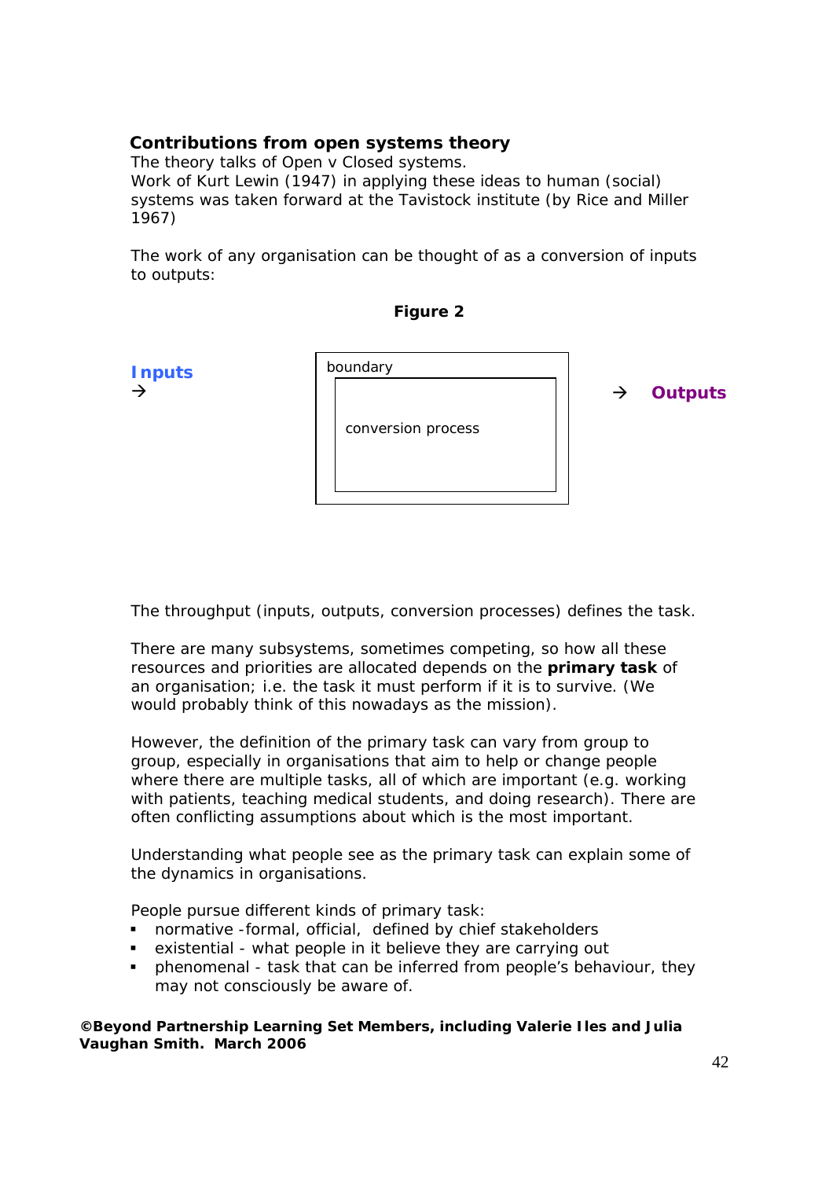### Contributions from open systems theory

The theory talks of Open v Closed systems.
Work of Kurt Lewin (1947) in applying these ideas to human (social) systems was taken forward at the Tavistock institute (by Rice and Miller 1967)

The work of any organisation can be thought of as a conversion of inputs to outputs:

**Figure 2**

**Inputs** → [ boundary [ conversion process ] ] → **Outputs**

The throughput (inputs, outputs, conversion processes) defines the task.

There are many subsystems, sometimes competing, so how all these resources and priorities are allocated depends on the **primary task** of an organisation; i.e. the task it must perform if it is to survive. (We would probably think of this nowadays as the mission).

However, the definition of the primary task can vary from group to group, especially in organisations that aim to help or change people where there are multiple tasks, all of which are important (e.g. working with patients, teaching medical students, and doing research). There are often conflicting assumptions about which is the most important.

Understanding what people see as the primary task can explain some of the dynamics in organisations.

People pursue different kinds of primary task:

- normative -formal, official, defined by chief stakeholders
- existential - what people in it believe they are carrying out
- phenomenal - task that can be inferred from people's behaviour, they may not consciously be aware of.

**©Beyond Partnership Learning Set Members, including Valerie Iles and Julia Vaughan Smith. March 2006**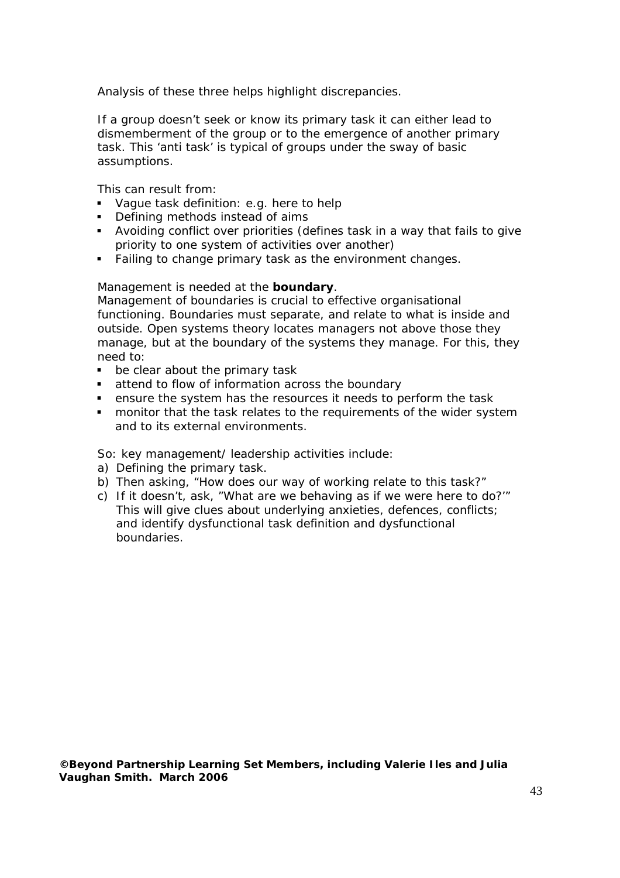Analysis of these three helps highlight discrepancies.

If a group doesn't seek or know its primary task it can either lead to dismemberment of the group or to the emergence of another primary task. This 'anti task' is typical of groups under the sway of basic assumptions.

This can result from:

- Vague task definition: e.g. here to help
- Defining methods instead of aims
- Avoiding conflict over priorities (defines task in a way that fails to give priority to one system of activities over another)
- Failing to change primary task as the environment changes.

Management is needed at the **boundary**.
Management of boundaries is crucial to effective organisational functioning. Boundaries must separate, and relate to what is inside and outside. Open systems theory locates managers not above those they manage, but at the boundary of the systems they manage. For this, they need to:

- be clear about the primary task
- attend to flow of information across the boundary
- ensure the system has the resources it needs to perform the task
- monitor that the task relates to the requirements of the wider system and to its external environments.

So: key management/ leadership activities include:

a) Defining the primary task.
b) Then asking, "How does our way of working relate to this task?"
c) If it doesn't, ask, "What are we behaving as if we were here to do?'" This will give clues about underlying anxieties, defences, conflicts; and identify dysfunctional task definition and dysfunctional boundaries.

**©Beyond Partnership Learning Set Members, including Valerie Iles and Julia Vaughan Smith. March 2006**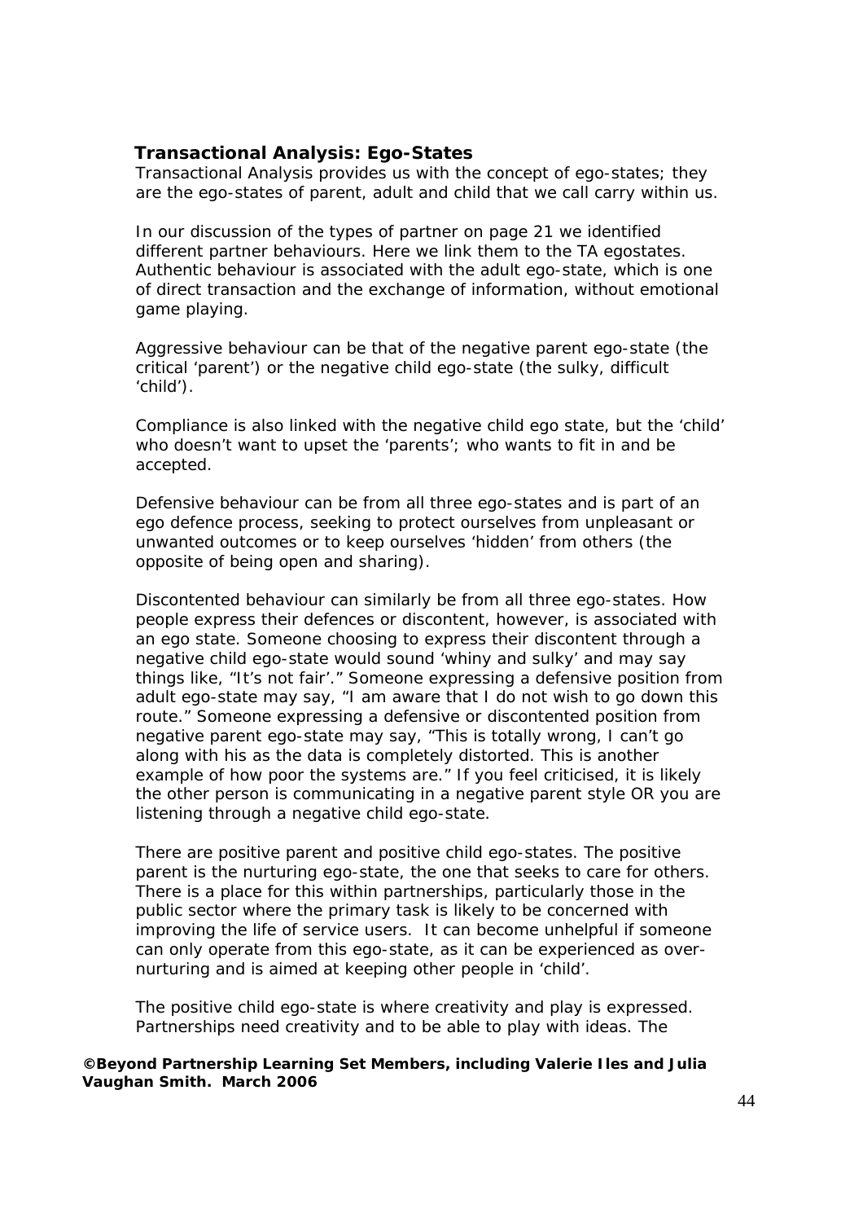### Transactional Analysis: Ego-States

Transactional Analysis provides us with the concept of ego-states; they are the ego-states of parent, adult and child that we call carry within us.

In our discussion of the types of partner on page 21 we identified different partner behaviours. Here we link them to the TA egostates. Authentic behaviour is associated with the adult ego-state, which is one of direct transaction and the exchange of information, without emotional game playing.

Aggressive behaviour can be that of the negative parent ego-state (the critical 'parent') or the negative child ego-state (the sulky, difficult 'child').

Compliance is also linked with the negative child ego state, but the 'child' who doesn't want to upset the 'parents'; who wants to fit in and be accepted.

Defensive behaviour can be from all three ego-states and is part of an ego defence process, seeking to protect ourselves from unpleasant or unwanted outcomes or to keep ourselves 'hidden' from others (the opposite of being open and sharing).

Discontented behaviour can similarly be from all three ego-states. How people express their defences or discontent, however, is associated with an ego state. Someone choosing to express their discontent through a negative child ego-state would sound 'whiny and sulky' and may say things like, "It's not fair'." Someone expressing a defensive position from adult ego-state may say, "I am aware that I do not wish to go down this route." Someone expressing a defensive or discontented position from negative parent ego-state may say, "This is totally wrong, I can't go along with his as the data is completely distorted. This is another example of how poor the systems are." If you feel criticised, it is likely the other person is communicating in a negative parent style OR you are listening through a negative child ego-state.

There are positive parent and positive child ego-states. The positive parent is the nurturing ego-state, the one that seeks to care for others. There is a place for this within partnerships, particularly those in the public sector where the primary task is likely to be concerned with improving the life of service users. It can become unhelpful if someone can only operate from this ego-state, as it can be experienced as over-nurturing and is aimed at keeping other people in 'child'.

The positive child ego-state is where creativity and play is expressed. Partnerships need creativity and to be able to play with ideas. The

**©Beyond Partnership Learning Set Members, including Valerie Iles and Julia Vaughan Smith. March 2006**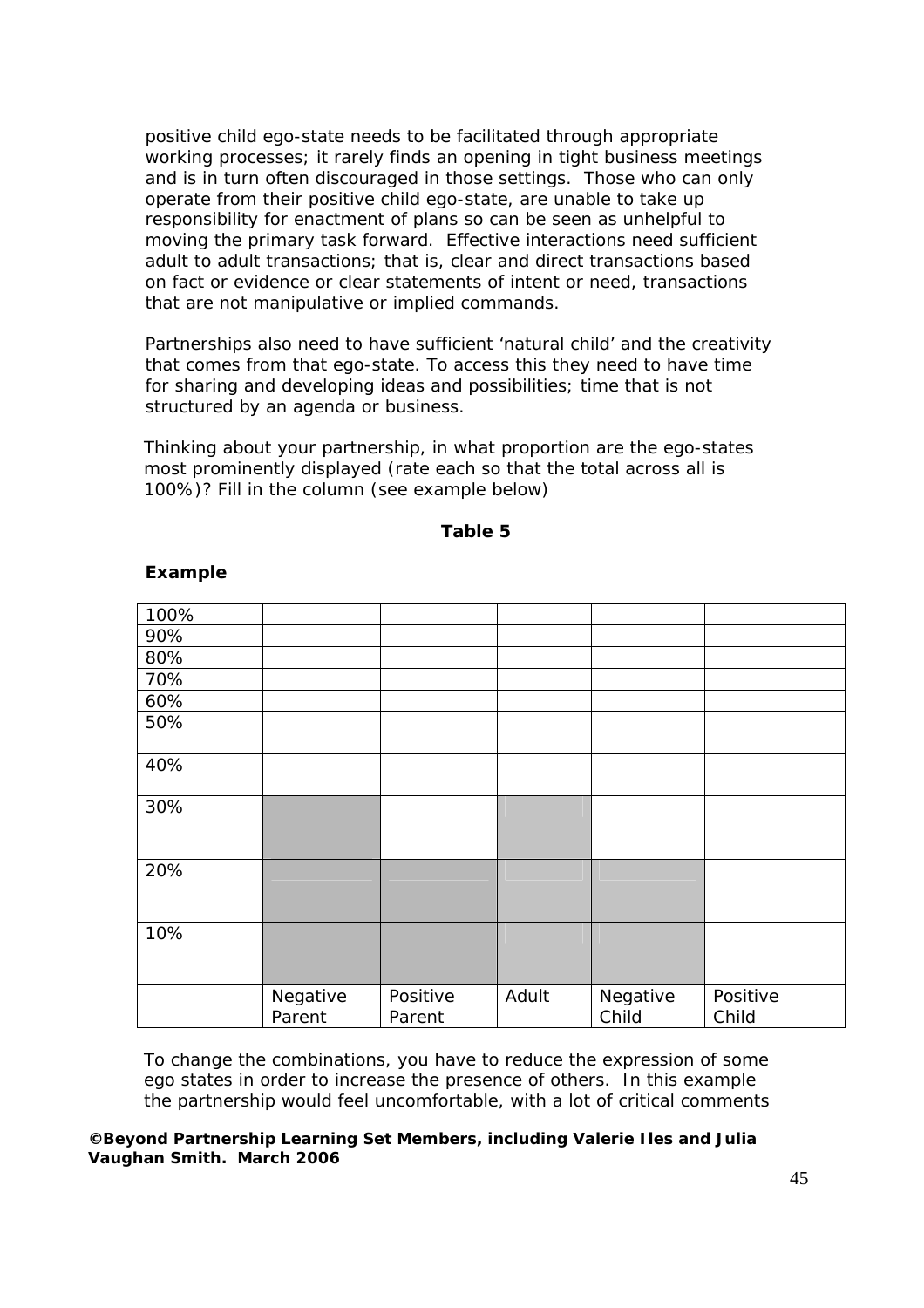positive child ego-state needs to be facilitated through appropriate working processes; it rarely finds an opening in tight business meetings and is in turn often discouraged in those settings. Those who can only operate from their positive child ego-state, are unable to take up responsibility for enactment of plans so can be seen as unhelpful to moving the primary task forward. Effective interactions need sufficient adult to adult transactions; that is, clear and direct transactions based on fact or evidence or clear statements of intent or need, transactions that are not manipulative or implied commands.

Partnerships also need to have sufficient 'natural child' and the creativity that comes from that ego-state. To access this they need to have time for sharing and developing ideas and possibilities; time that is not structured by an agenda or business.

Thinking about your partnership, in what proportion are the ego-states most prominently displayed (rate each so that the total across all is 100%)? Fill in the column (see example below)

**Table 5**

**Example**

| | | | | | |
|---|---|---|---|---|---|
| 100% | | | | | |
| 90% | | | | | |
| 80% | | | | | |
| 70% | | | | | |
| 60% | | | | | |
| 50% | | | | | |
| 40% | | | | | |
| 30% | ■ | | ■ | | |
| 20% | ■ | ■ | ■ | ■ | |
| 10% | ■ | ■ | ■ | ■ | |
| | Negative Parent | Positive Parent | Adult | Negative Child | Positive Child |

To change the combinations, you have to reduce the expression of some ego states in order to increase the presence of others. In this example the partnership would feel uncomfortable, with a lot of critical comments

**©Beyond Partnership Learning Set Members, including Valerie Iles and Julia Vaughan Smith. March 2006**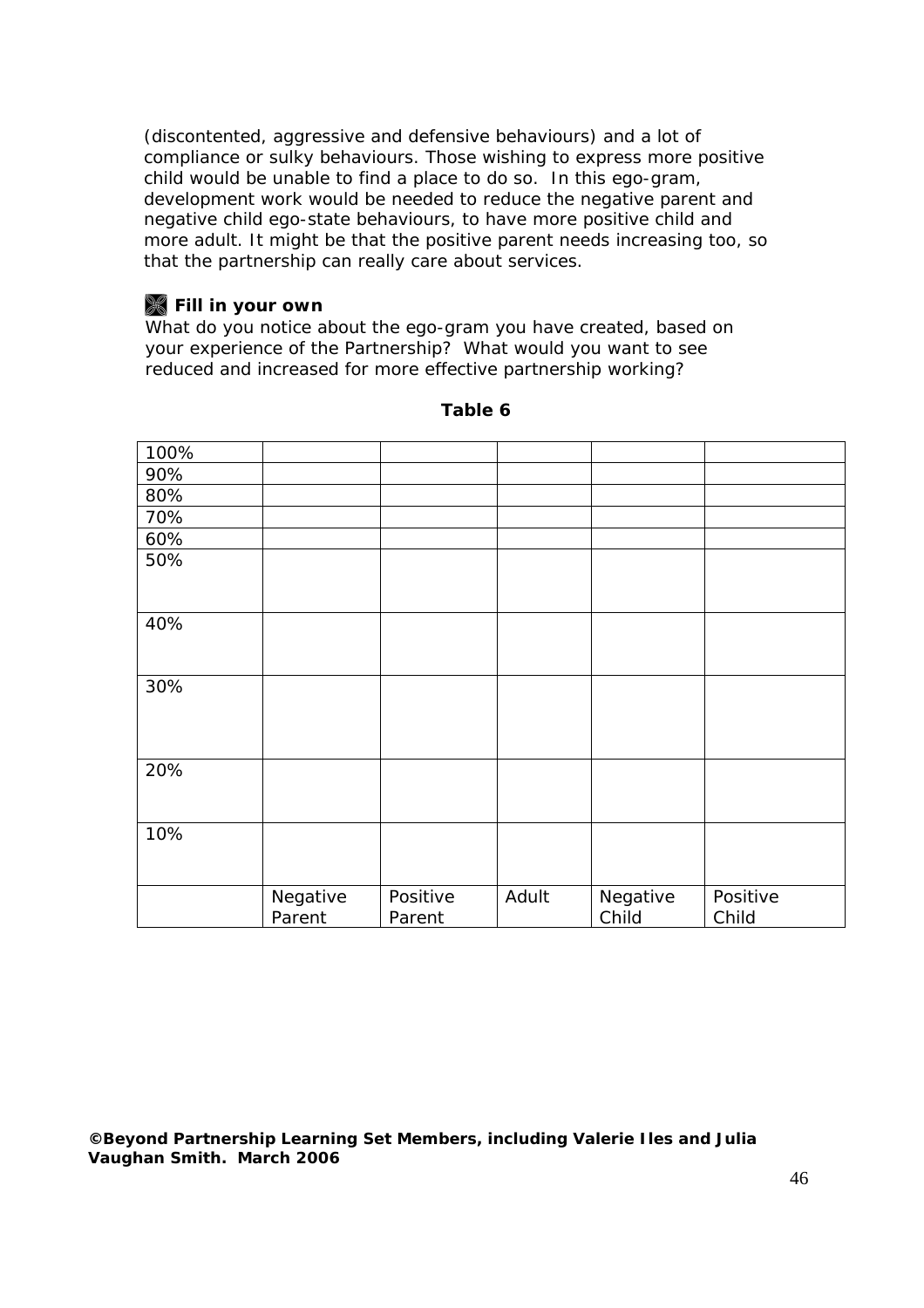(discontented, aggressive and defensive behaviours) and a lot of compliance or sulky behaviours. Those wishing to express more positive child would be unable to find a place to do so. In this ego-gram, development work would be needed to reduce the negative parent and negative child ego-state behaviours, to have more positive child and more adult. It might be that the positive parent needs increasing too, so that the partnership can really care about services.

**Fill in your own**

What do you notice about the ego-gram you have created, based on your experience of the Partnership? What would you want to see reduced and increased for more effective partnership working?

**Table 6**

| | | | | | |
|---|---|---|---|---|---|
| 100% | | | | | |
| 90% | | | | | |
| 80% | | | | | |
| 70% | | | | | |
| 60% | | | | | |
| 50% | | | | | |
| 40% | | | | | |
| 30% | | | | | |
| 20% | | | | | |
| 10% | | | | | |
| | Negative Parent | Positive Parent | Adult | Negative Child | Positive Child |

**©Beyond Partnership Learning Set Members, including Valerie Iles and Julia Vaughan Smith. March 2006**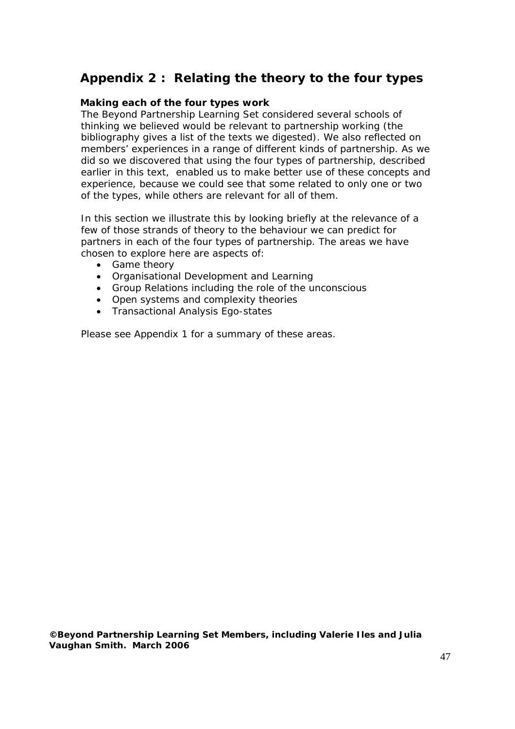## Appendix 2 : Relating the theory to the four types

**Making each of the four types work**

The Beyond Partnership Learning Set considered several schools of thinking we believed would be relevant to partnership working (the bibliography gives a list of the texts we digested). We also reflected on members' experiences in a range of different kinds of partnership. As we did so we discovered that using the four types of partnership, described earlier in this text, enabled us to make better use of these concepts and experience, because we could see that some related to only one or two of the types, while others are relevant for all of them.

In this section we illustrate this by looking briefly at the relevance of a few of those strands of theory to the behaviour we can predict for partners in each of the four types of partnership. The areas we have chosen to explore here are aspects of:

- Game theory
- Organisational Development and Learning
- Group Relations including the role of the unconscious
- Open systems and complexity theories
- Transactional Analysis Ego-states

Please see Appendix 1 for a summary of these areas.

**©Beyond Partnership Learning Set Members, including Valerie Iles and Julia Vaughan Smith. March 2006**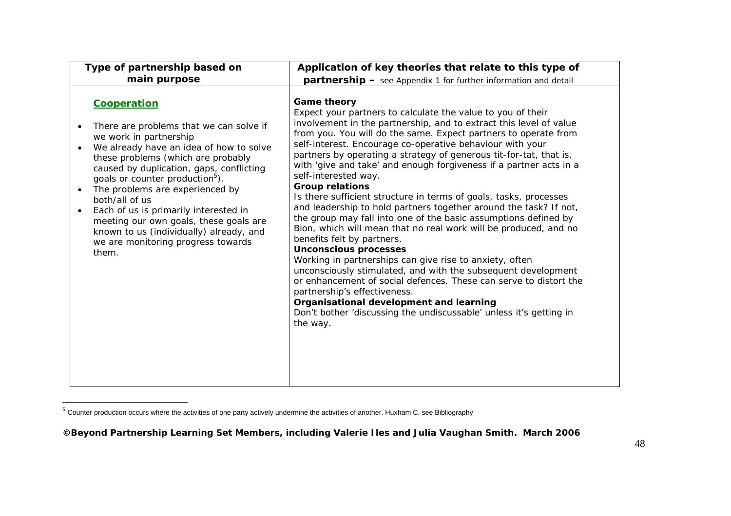| Type of partnership based on main purpose | Application of key theories that relate to this type of partnership – see Appendix 1 for further information and detail |
|---|---|
| **Cooperation**<br><br>• There are problems that we can solve if we work in partnership<br>• We already have an idea of how to solve these problems (which are probably caused by duplication, gaps, conflicting goals or counter production[5]).<br>• The problems are experienced by both/all of us<br>• Each of us is primarily interested in meeting our own goals, these goals are known to us (individually) already, and we are monitoring progress towards them. | **Game theory**<br>Expect your partners to calculate the value to you of their involvement in the partnership, and to extract this level of value from you. You will do the same. Expect partners to operate from self-interest. Encourage co-operative behaviour with your partners by operating a strategy of generous tit-for-tat, that is, with 'give and take' and enough forgiveness if a partner acts in a self-interested way.<br>**Group relations**<br>Is there sufficient structure in terms of goals, tasks, processes and leadership to hold partners together around the task? If not, the group may fall into one of the basic assumptions defined by Bion, which will mean that no real work will be produced, and no benefits felt by partners.<br>**Unconscious processes**<br>Working in partnerships can give rise to anxiety, often unconsciously stimulated, and with the subsequent development or enhancement of social defences. These can serve to distort the partnership's effectiveness.<br>**Organisational development and learning**<br>Don't bother 'discussing the undiscussable' unless it's getting in the way. |

[5] Counter production occurs where the activities of one party actively undermine the activities of another. Huxham C, see Bibliography

**©Beyond Partnership Learning Set Members, including Valerie Iles and Julia Vaughan Smith. March 2006**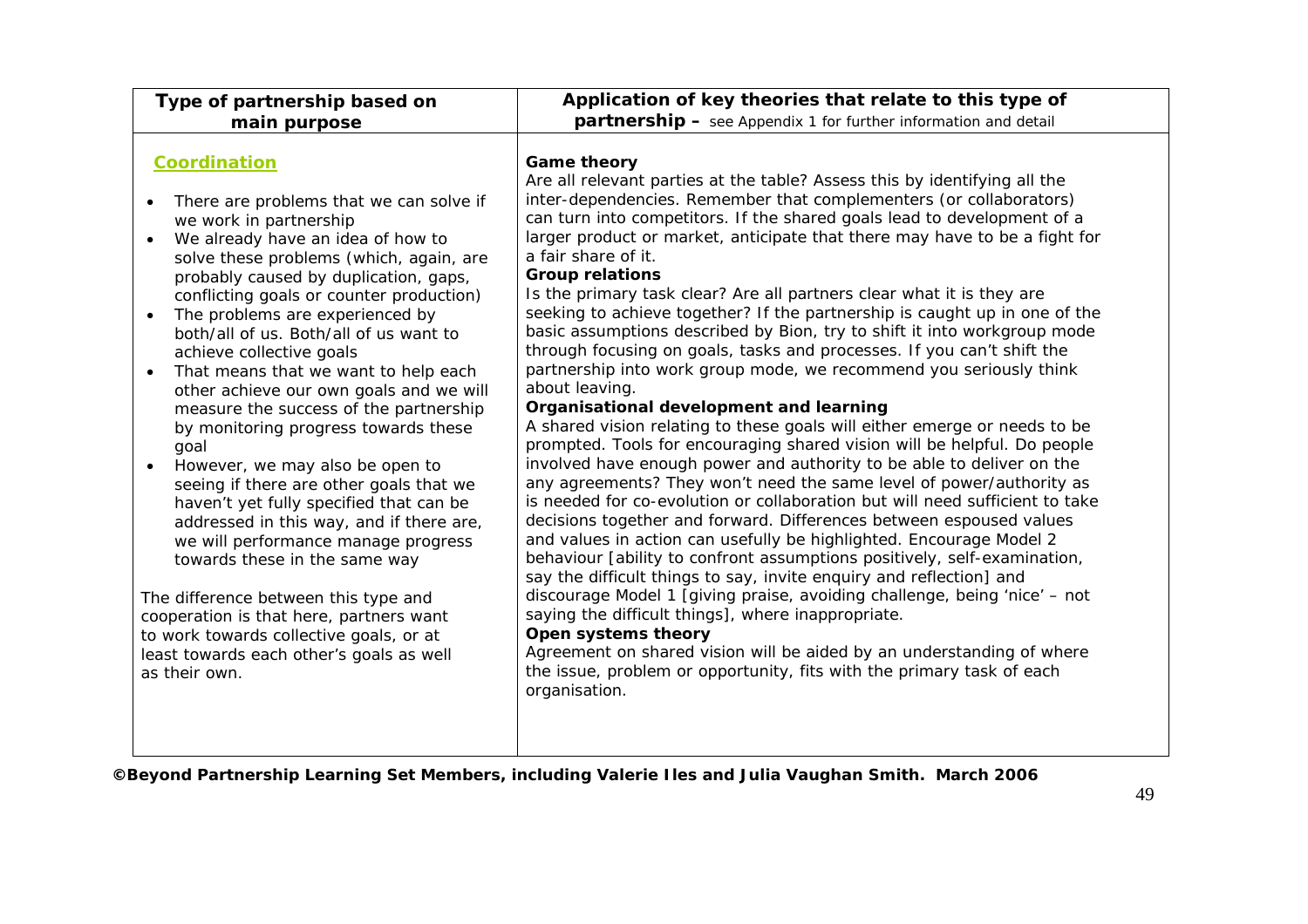| Type of partnership based on main purpose | Application of key theories that relate to this type of partnership – see Appendix 1 for further information and detail |
|---|---|
| **Coordination**<br><br>• There are problems that we can solve if we work in partnership<br>• We already have an idea of how to solve these problems (which, again, are probably caused by duplication, gaps, conflicting goals or counter production)<br>• The problems are experienced by both/all of us. Both/all of us want to achieve collective goals<br>• That means that we want to help each other achieve our own goals and we will measure the success of the partnership by monitoring progress towards these goal<br>• However, we may also be open to seeing if there are other goals that we haven't yet fully specified that can be addressed in this way, and if there are, we will performance manage progress towards these in the same way<br><br>The difference between this type and cooperation is that here, partners want to work towards collective goals, or at least towards each other's goals as well as their own. | **Game theory**<br>Are all relevant parties at the table? Assess this by identifying all the inter-dependencies. Remember that complementers (or collaborators) can turn into competitors. If the shared goals lead to development of a larger product or market, anticipate that there may have to be a fight for a fair share of it.<br>**Group relations**<br>Is the primary task clear? Are all partners clear what it is they are seeking to achieve together? If the partnership is caught up in one of the basic assumptions described by Bion, try to shift it into workgroup mode through focusing on goals, tasks and processes. If you can't shift the partnership into work group mode, we recommend you seriously think about leaving.<br>**Organisational development and learning**<br>A shared vision relating to these goals will either emerge or needs to be prompted. Tools for encouraging shared vision will be helpful. Do people involved have enough power and authority to be able to deliver on the any agreements? They won't need the same level of power/authority as is needed for co-evolution or collaboration but will need sufficient to take decisions together and forward. Differences between espoused values and values in action can usefully be highlighted. Encourage Model 2 behaviour [ability to confront assumptions positively, self-examination, say the difficult things to say, invite enquiry and reflection] and discourage Model 1 [giving praise, avoiding challenge, being 'nice' – not saying the difficult things], where inappropriate.<br>**Open systems theory**<br>Agreement on shared vision will be aided by an understanding of where the issue, problem or opportunity, fits with the primary task of each organisation. |

**©Beyond Partnership Learning Set Members, including Valerie Iles and Julia Vaughan Smith. March 2006**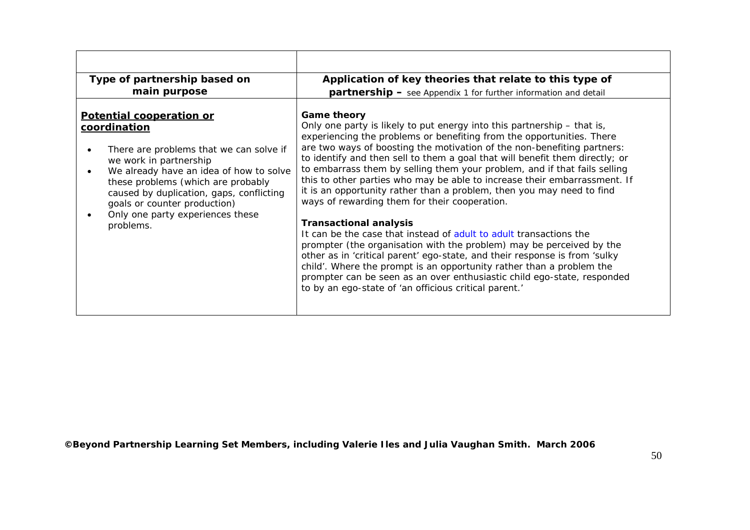| Type of partnership based on main purpose | Application of key theories that relate to this type of partnership – see Appendix 1 for further information and detail |
|---|---|
| **Potential cooperation or coordination**<br><br>• There are problems that we can solve if we work in partnership<br>• We already have an idea of how to solve these problems (which are probably caused by duplication, gaps, conflicting goals or counter production)<br>• Only one party experiences these problems. | **Game theory**<br>Only one party is likely to put energy into this partnership – that is, experiencing the problems or benefiting from the opportunities. There are two ways of boosting the motivation of the non-benefiting partners: to identify and then sell to them a goal that will benefit them directly; or to embarrass them by selling them your problem, and if that fails selling this to other parties who may be able to increase their embarrassment. If it is an opportunity rather than a problem, then you may need to find ways of rewarding them for their cooperation.<br><br>**Transactional analysis**<br>It can be the case that instead of adult to adult transactions the prompter (the organisation with the problem) may be perceived by the other as in 'critical parent' ego-state, and their response is from 'sulky child'. Where the prompt is an opportunity rather than a problem the prompter can be seen as an over enthusiastic child ego-state, responded to by an ego-state of 'an officious critical parent.' |

**©Beyond Partnership Learning Set Members, including Valerie Iles and Julia Vaughan Smith. March 2006**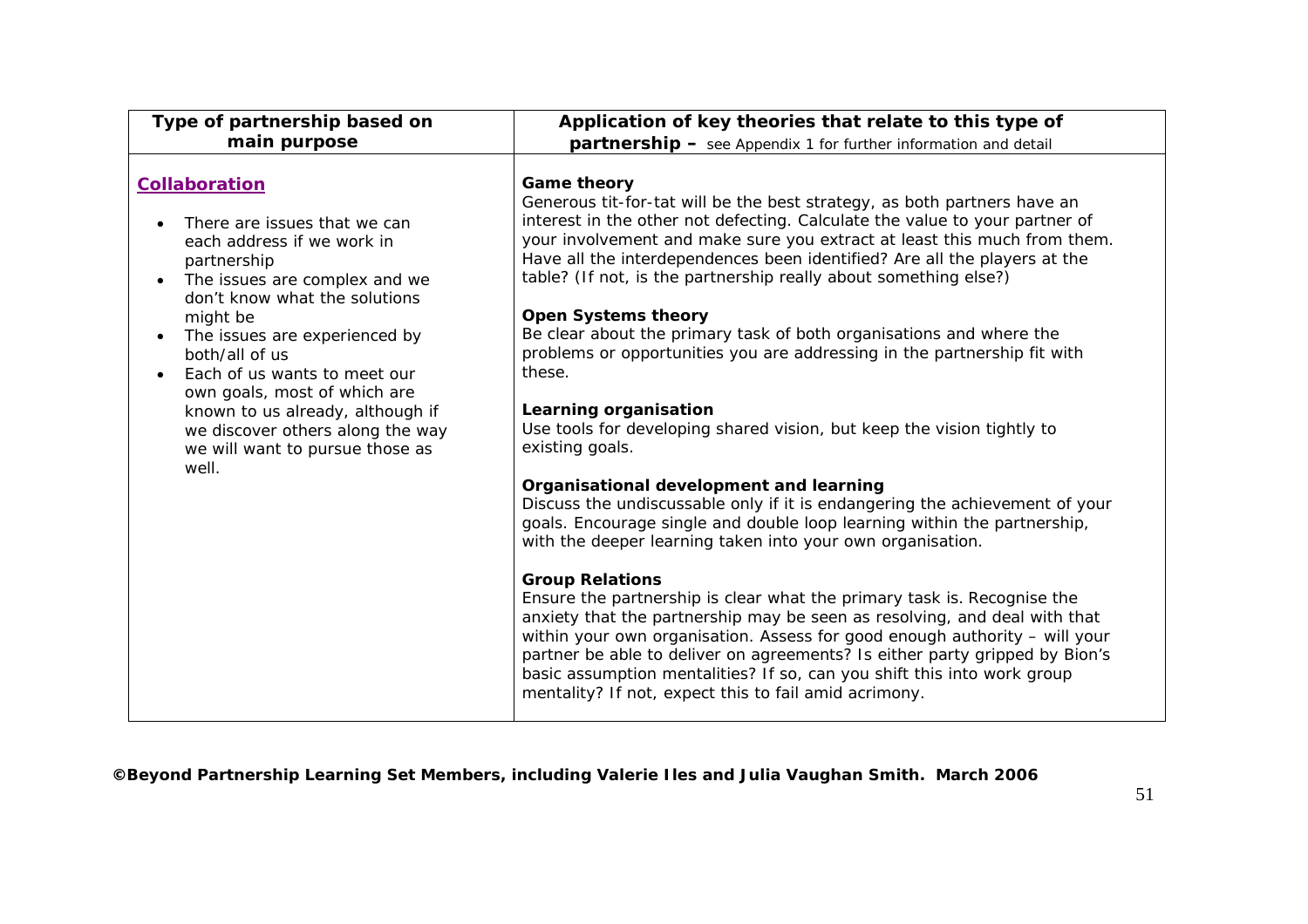| Type of partnership based on main purpose | Application of key theories that relate to this type of partnership – see Appendix 1 for further information and detail |
| --- | --- |
| **Collaboration**<br><br>• There are issues that we can each address if we work in partnership<br>• The issues are complex and we don't know what the solutions might be<br>• The issues are experienced by both/all of us<br>• Each of us wants to meet our own goals, most of which are known to us already, although if we discover others along the way we will want to pursue those as well. | **Game theory**<br>Generous tit-for-tat will be the best strategy, as both partners have an interest in the other not defecting. Calculate the value to your partner of your involvement and make sure you extract at least this much from them. Have all the interdependences been identified? Are all the players at the table? (If not, is the partnership really about something else?)<br><br>**Open Systems theory**<br>Be clear about the primary task of both organisations and where the problems or opportunities you are addressing in the partnership fit with these.<br><br>**Learning organisation**<br>Use tools for developing shared vision, but keep the vision tightly to existing goals.<br><br>**Organisational development and learning**<br>Discuss the undiscussable only if it is endangering the achievement of your goals. Encourage single and double loop learning within the partnership, with the deeper learning taken into your own organisation.<br><br>**Group Relations**<br>Ensure the partnership is clear what the primary task is. Recognise the anxiety that the partnership may be seen as resolving, and deal with that within your own organisation. Assess for good enough authority – will your partner be able to deliver on agreements? Is either party gripped by Bion's basic assumption mentalities? If so, can you shift this into work group mentality? If not, expect this to fail amid acrimony. |

**©Beyond Partnership Learning Set Members, including Valerie Iles and Julia Vaughan Smith. March 2006**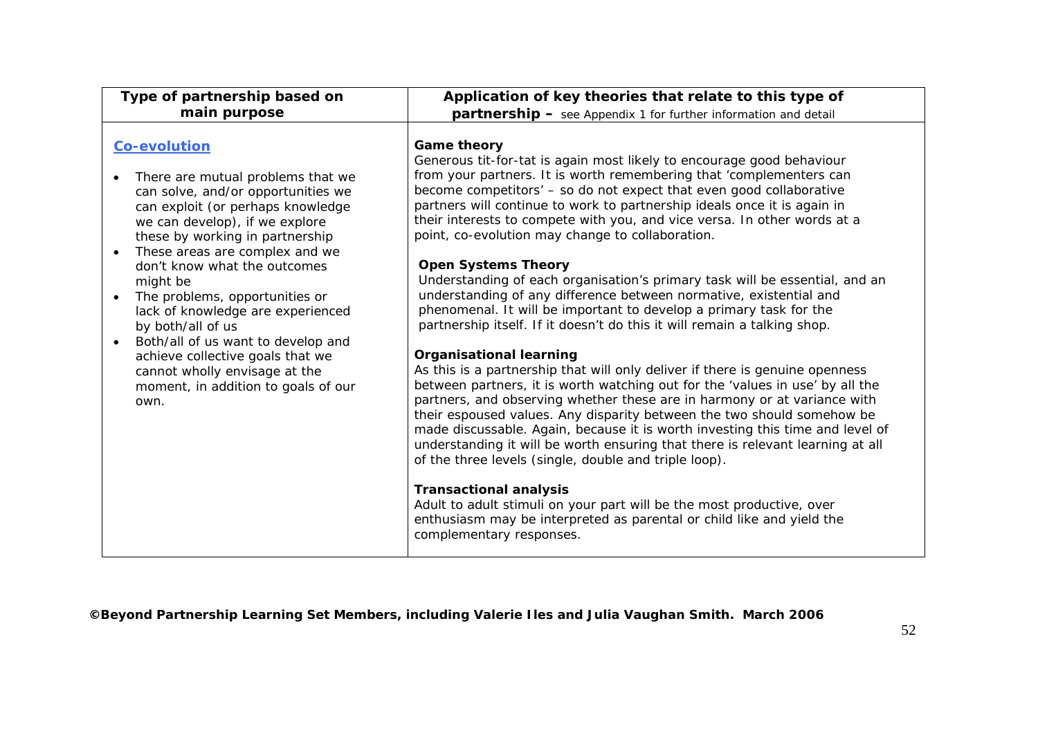| Type of partnership based on main purpose | Application of key theories that relate to this type of partnership – see Appendix 1 for further information and detail |
|---|---|
| **Co-evolution**<br><br>• There are mutual problems that we can solve, and/or opportunities we can exploit (or perhaps knowledge we can develop), if we explore these by working in partnership<br>• These areas are complex and we don't know what the outcomes might be<br>• The problems, opportunities or lack of knowledge are experienced by both/all of us<br>• Both/all of us want to develop and achieve collective goals that we cannot wholly envisage at the moment, in addition to goals of our own. | **Game theory**<br>Generous tit-for-tat is again most likely to encourage good behaviour from your partners. It is worth remembering that 'complementers can become competitors' – so do not expect that even good collaborative partners will continue to work to partnership ideals once it is again in their interests to compete with you, and vice versa. In other words at a point, co-evolution may change to collaboration.<br><br>**Open Systems Theory**<br>Understanding of each organisation's primary task will be essential, and an understanding of any difference between normative, existential and phenomenal. It will be important to develop a primary task for the partnership itself. If it doesn't do this it will remain a talking shop.<br><br>**Organisational learning**<br>As this is a partnership that will only deliver if there is genuine openness between partners, it is worth watching out for the 'values in use' by all the partners, and observing whether these are in harmony or at variance with their espoused values. Any disparity between the two should somehow be made discussable. Again, because it is worth investing this time and level of understanding it will be worth ensuring that there is relevant learning at all of the three levels (single, double and triple loop).<br><br>**Transactional analysis**<br>Adult to adult stimuli on your part will be the most productive, over enthusiasm may be interpreted as parental or child like and yield the complementary responses. |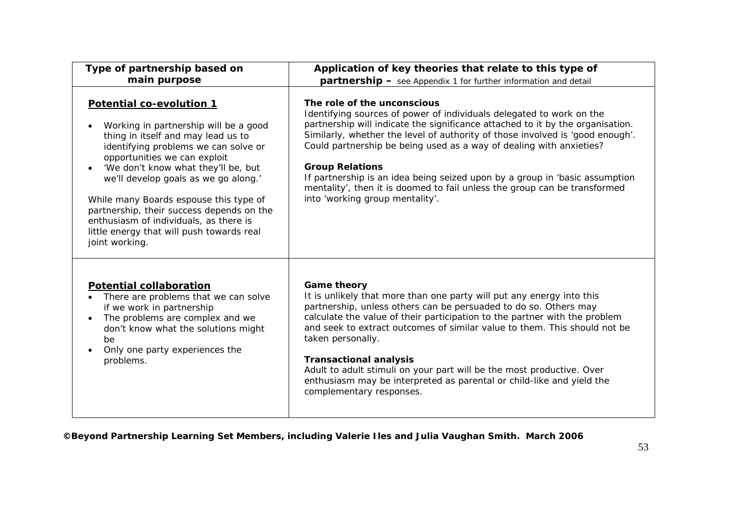| Type of partnership based on main purpose | Application of key theories that relate to this type of partnership – see Appendix 1 for further information and detail |
|---|---|
| <u>**Potential co-evolution 1**</u><br><br>• Working in partnership will be a good thing in itself and may lead us to identifying problems we can solve or opportunities we can exploit<br>• 'We don't know what they'll be, but we'll develop goals as we go along.'<br><br>While many Boards espouse this type of partnership, their success depends on the enthusiasm of individuals, as there is little energy that will push towards real joint working. | **The role of the unconscious**<br>Identifying sources of power of individuals delegated to work on the partnership will indicate the significance attached to it by the organisation. Similarly, whether the level of authority of those involved is 'good enough'. Could partnership be being used as a way of dealing with anxieties?<br><br>**Group Relations**<br>If partnership is an idea being seized upon by a group in 'basic assumption mentality', then it is doomed to fail unless the group can be transformed into 'working group mentality'. |
| <u>**Potential collaboration**</u><br>• There are problems that we can solve if we work in partnership<br>• The problems are complex and we don't know what the solutions might be<br>• Only one party experiences the problems. | **Game theory**<br>It is unlikely that more than one party will put any energy into this partnership, unless others can be persuaded to do so. Others may calculate the value of their participation to the partner with the problem and seek to extract outcomes of similar value to them. This should not be taken personally.<br><br>**Transactional analysis**<br>Adult to adult stimuli on your part will be the most productive. Over enthusiasm may be interpreted as parental or child-like and yield the complementary responses. |

**©Beyond Partnership Learning Set Members, including Valerie Iles and Julia Vaughan Smith. March 2006**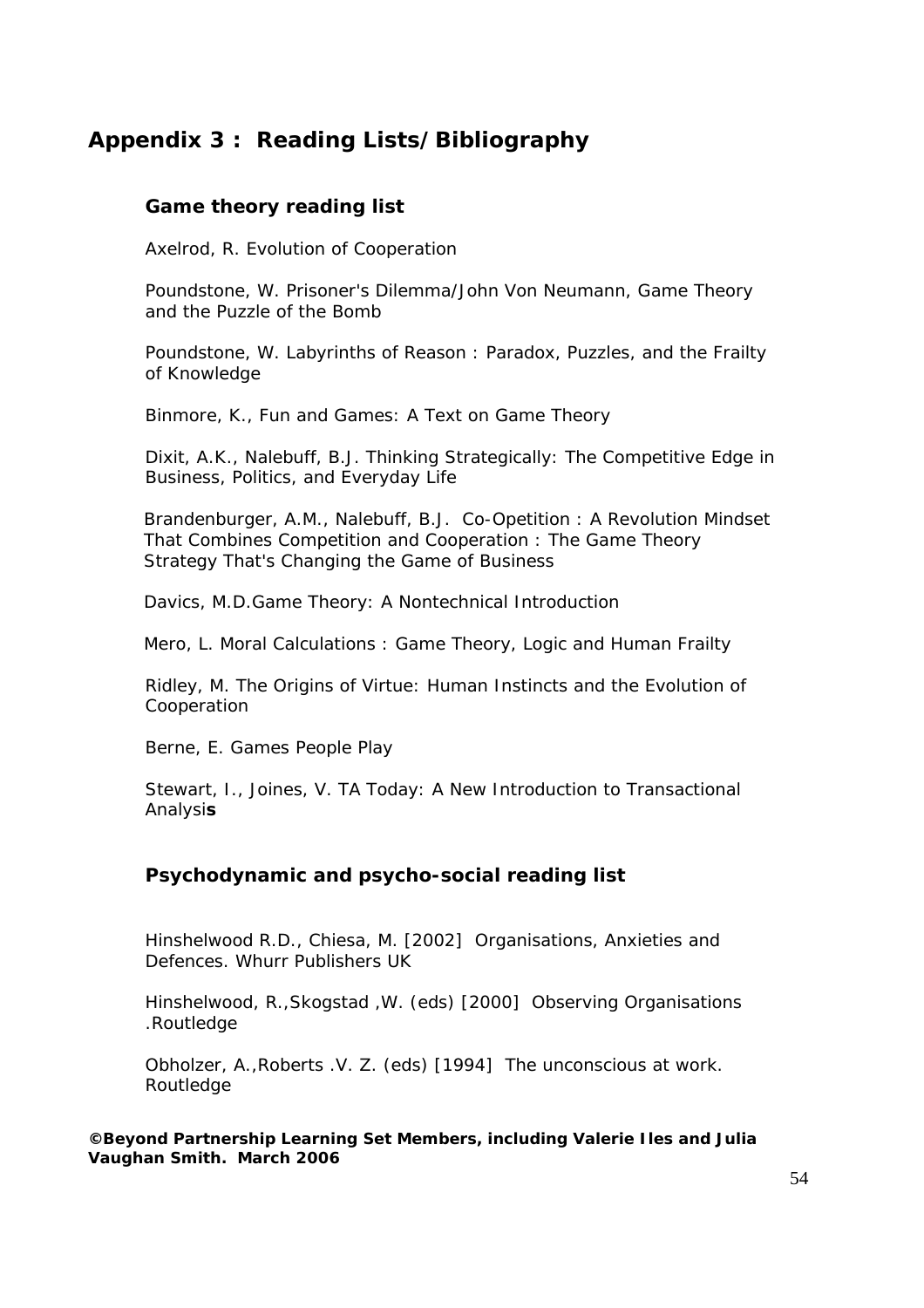## Appendix 3 : Reading Lists/Bibliography

### Game theory reading list

Axelrod, R. Evolution of Cooperation

Poundstone, W. Prisoner's Dilemma/John Von Neumann, Game Theory and the Puzzle of the Bomb

Poundstone, W. Labyrinths of Reason : Paradox, Puzzles, and the Frailty of Knowledge

Binmore, K., Fun and Games: A Text on Game Theory

Dixit, A.K., Nalebuff, B.J. Thinking Strategically: The Competitive Edge in Business, Politics, and Everyday Life

Brandenburger, A.M., Nalebuff, B.J. Co-Opetition : A Revolution Mindset That Combines Competition and Cooperation : The Game Theory Strategy That's Changing the Game of Business

Davics, M.D.Game Theory: A Nontechnical Introduction

Mero, L. Moral Calculations : Game Theory, Logic and Human Frailty

Ridley, M. The Origins of Virtue: Human Instincts and the Evolution of Cooperation

Berne, E. Games People Play

Stewart, I., Joines, V. TA Today: A New Introduction to Transactional Analysi**s**

### Psychodynamic and psycho-social reading list

Hinshelwood R.D., Chiesa, M. [2002] Organisations, Anxieties and Defences. Whurr Publishers UK

Hinshelwood, R.,Skogstad ,W. (eds) [2000] Observing Organisations .Routledge

Obholzer, A.,Roberts .V. Z. (eds) [1994] The unconscious at work. Routledge

**©Beyond Partnership Learning Set Members, including Valerie Iles and Julia Vaughan Smith. March 2006**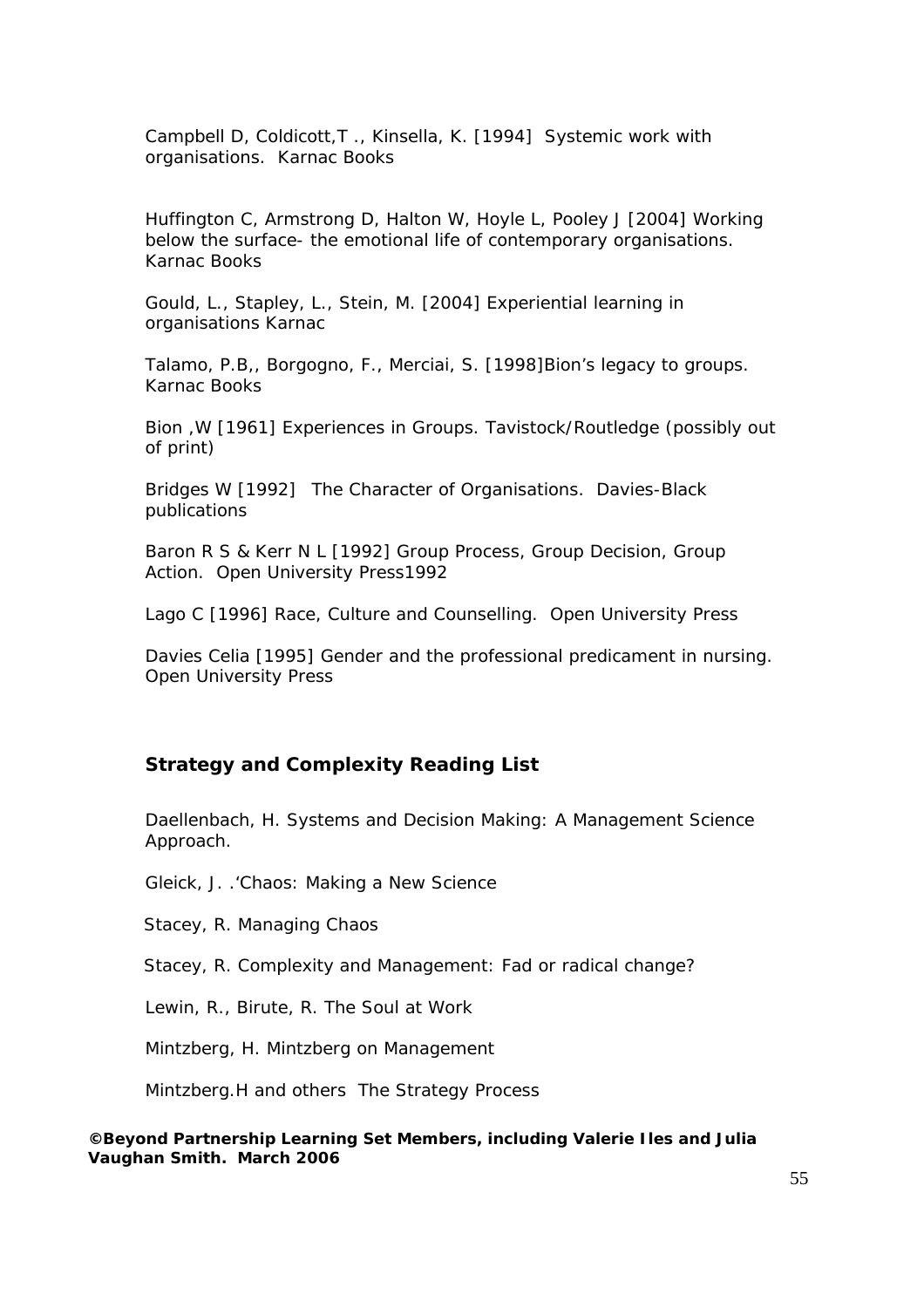Campbell D, Coldicott,T ., Kinsella, K. [1994] Systemic work with organisations. Karnac Books

Huffington C, Armstrong D, Halton W, Hoyle L, Pooley J [2004] Working below the surface- the emotional life of contemporary organisations. Karnac Books

Gould, L., Stapley, L., Stein, M. [2004] Experiential learning in organisations Karnac

Talamo, P.B,, Borgogno, F., Merciai, S. [1998]Bion's legacy to groups. Karnac Books

Bion ,W [1961] Experiences in Groups. Tavistock/Routledge (possibly out of print)

Bridges W [1992] The Character of Organisations. Davies-Black publications

Baron R S & Kerr N L [1992] Group Process, Group Decision, Group Action. Open University Press1992

Lago C [1996] Race, Culture and Counselling. Open University Press

Davies Celia [1995] Gender and the professional predicament in nursing. Open University Press

## Strategy and Complexity Reading List

Daellenbach, H. Systems and Decision Making: A Management Science Approach.

Gleick, J. .'Chaos: Making a New Science

Stacey, R. Managing Chaos

Stacey, R. Complexity and Management: Fad or radical change?

Lewin, R., Birute, R. The Soul at Work

Mintzberg, H. Mintzberg on Management

Mintzberg.H and others The Strategy Process

**©Beyond Partnership Learning Set Members, including Valerie Iles and Julia Vaughan Smith. March 2006**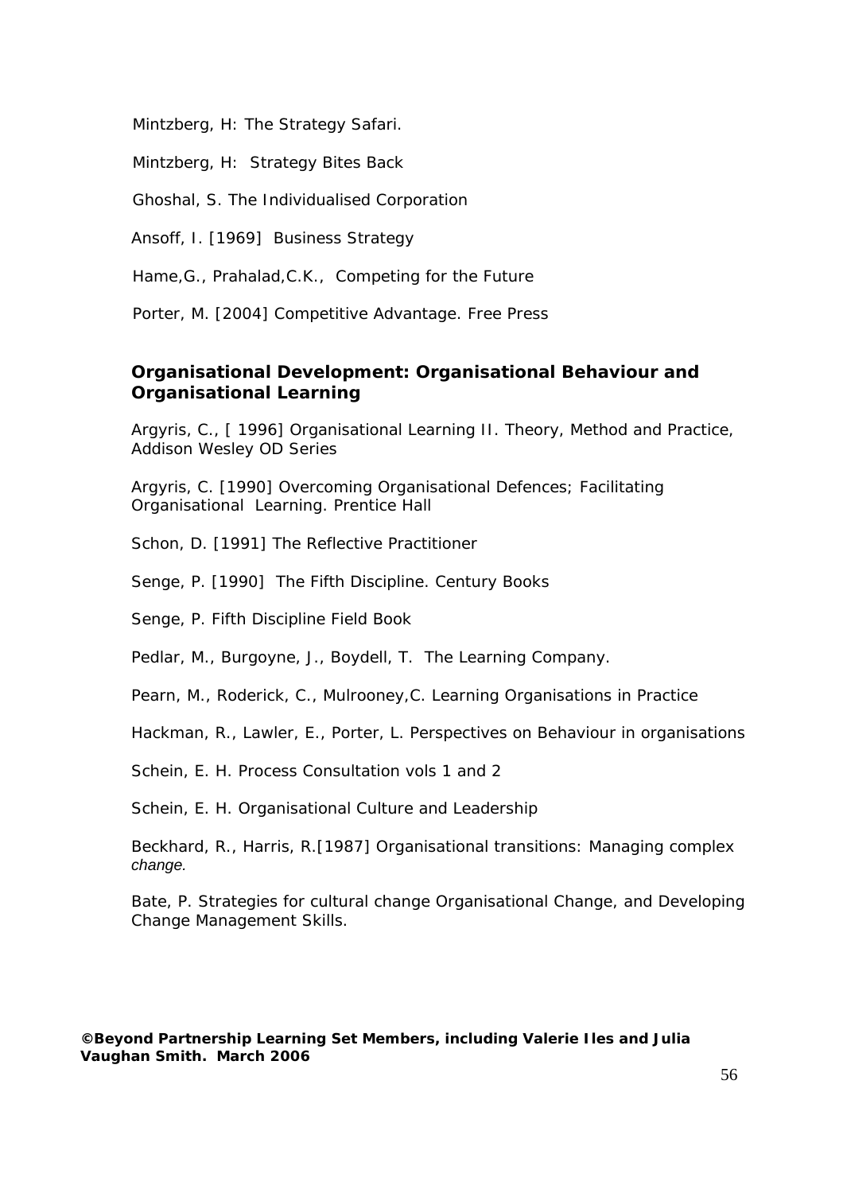Mintzberg, H: The Strategy Safari.

Mintzberg, H:  Strategy Bites Back

Ghoshal, S. The Individualised Corporation

Ansoff, I. [1969]  Business Strategy

Hame,G., Prahalad,C.K.,  Competing for the Future

Porter, M. [2004] Competitive Advantage. Free Press

## Organisational Development: Organisational Behaviour and Organisational Learning

Argyris, C., [ 1996] Organisational Learning II. Theory, Method and Practice, Addison Wesley OD Series

Argyris, C. [1990] Overcoming Organisational Defences; Facilitating Organisational  Learning. Prentice Hall

Schon, D. [1991] The Reflective Practitioner

Senge, P. [1990]  The Fifth Discipline. Century Books

Senge, P. Fifth Discipline Field Book

Pedlar, M., Burgoyne, J., Boydell, T.  The Learning Company.

Pearn, M., Roderick, C., Mulrooney,C. Learning Organisations in Practice

Hackman, R., Lawler, E., Porter, L. Perspectives on Behaviour in organisations

Schein, E. H. Process Consultation vols 1 and 2

Schein, E. H. Organisational Culture and Leadership

Beckhard, R., Harris, R.[1987] Organisational transitions: Managing complex *change.*

Bate, P. Strategies for cultural change Organisational Change, and Developing Change Management Skills.

**©Beyond Partnership Learning Set Members, including Valerie Iles and Julia Vaughan Smith.  March 2006**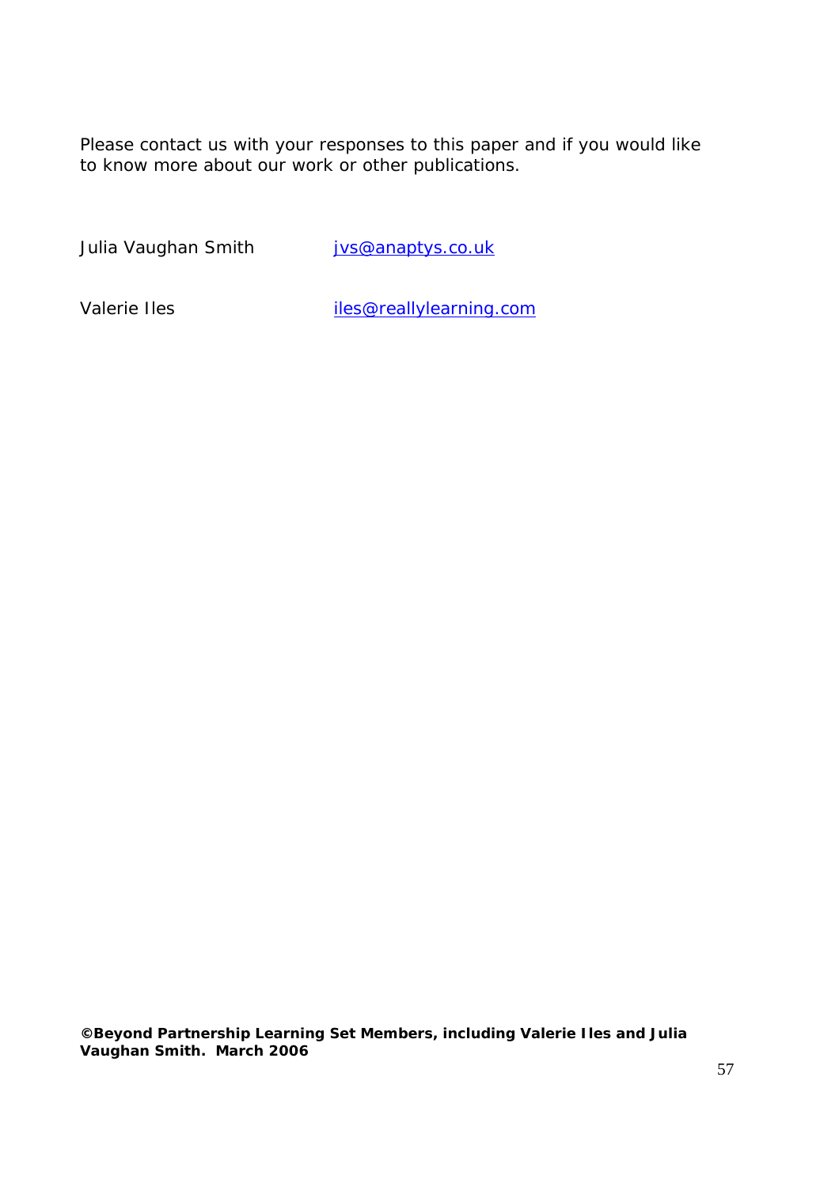Please contact us with your responses to this paper and if you would like to know more about our work or other publications.

| | |
|---|---|
| Julia Vaughan Smith | jvs@anaptys.co.uk |
| Valerie Iles | iles@reallylearning.com |

**©Beyond Partnership Learning Set Members, including Valerie Iles and Julia Vaughan Smith. March 2006**